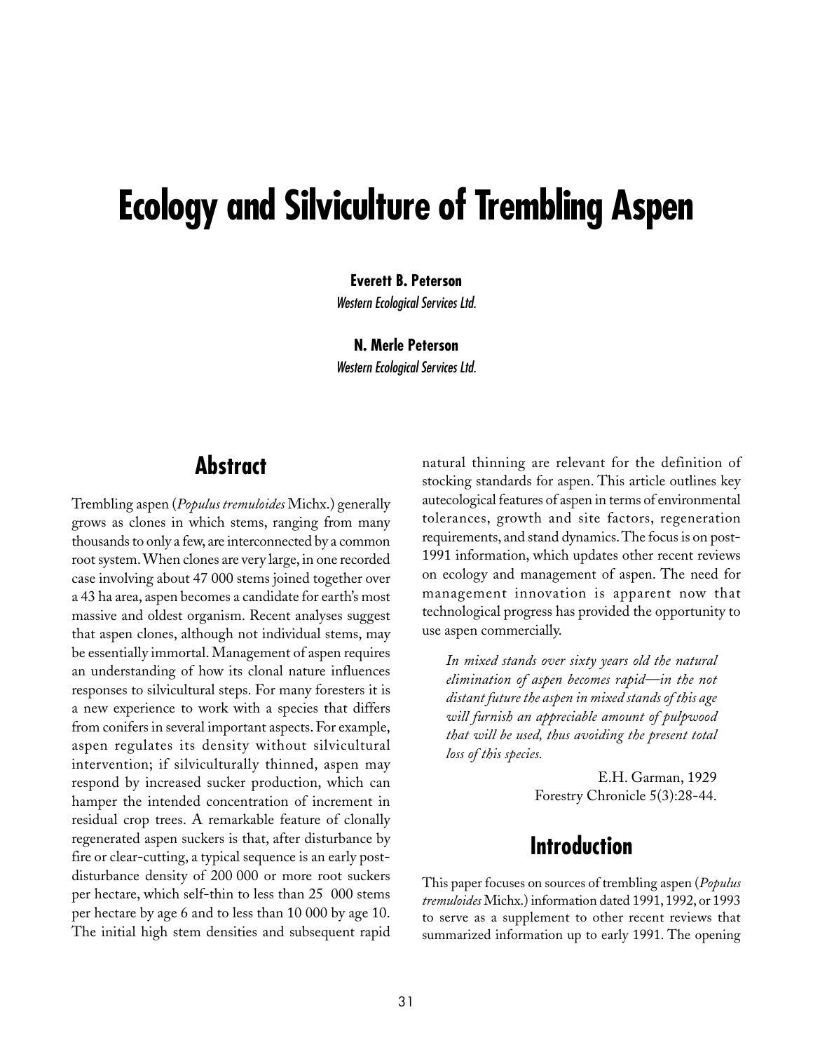# Ecology and Silviculture of Trembling Aspen

**Everett B. Peterson**
*Western Ecological Services Ltd.*

**N. Merle Peterson**
*Western Ecological Services Ltd.*

## Abstract

Trembling aspen (*Populus tremuloides* Michx.) generally grows as clones in which stems, ranging from many thousands to only a few, are interconnected by a common root system. When clones are very large, in one recorded case involving about 47 000 stems joined together over a 43 ha area, aspen becomes a candidate for earth's most massive and oldest organism. Recent analyses suggest that aspen clones, although not individual stems, may be essentially immortal. Management of aspen requires an understanding of how its clonal nature influences responses to silvicultural steps. For many foresters it is a new experience to work with a species that differs from conifers in several important aspects. For example, aspen regulates its density without silvicultural intervention; if silviculturally thinned, aspen may respond by increased sucker production, which can hamper the intended concentration of increment in residual crop trees. A remarkable feature of clonally regenerated aspen suckers is that, after disturbance by fire or clear-cutting, a typical sequence is an early post-disturbance density of 200 000 or more root suckers per hectare, which self-thin to less than 25 000 stems per hectare by age 6 and to less than 10 000 by age 10. The initial high stem densities and subsequent rapid natural thinning are relevant for the definition of stocking standards for aspen. This article outlines key autecological features of aspen in terms of environmental tolerances, growth and site factors, regeneration requirements, and stand dynamics. The focus is on post-1991 information, which updates other recent reviews on ecology and management of aspen. The need for management innovation is apparent now that technological progress has provided the opportunity to use aspen commercially.

> *In mixed stands over sixty years old the natural elimination of aspen becomes rapid—in the not distant future the aspen in mixed stands of this age will furnish an appreciable amount of pulpwood that will be used, thus avoiding the present total loss of this species.*
>
> E.H. Garman, 1929
> Forestry Chronicle 5(3):28-44.

## Introduction

This paper focuses on sources of trembling aspen (*Populus tremuloides* Michx.) information dated 1991, 1992, or 1993 to serve as a supplement to other recent reviews that summarized information up to early 1991. The opening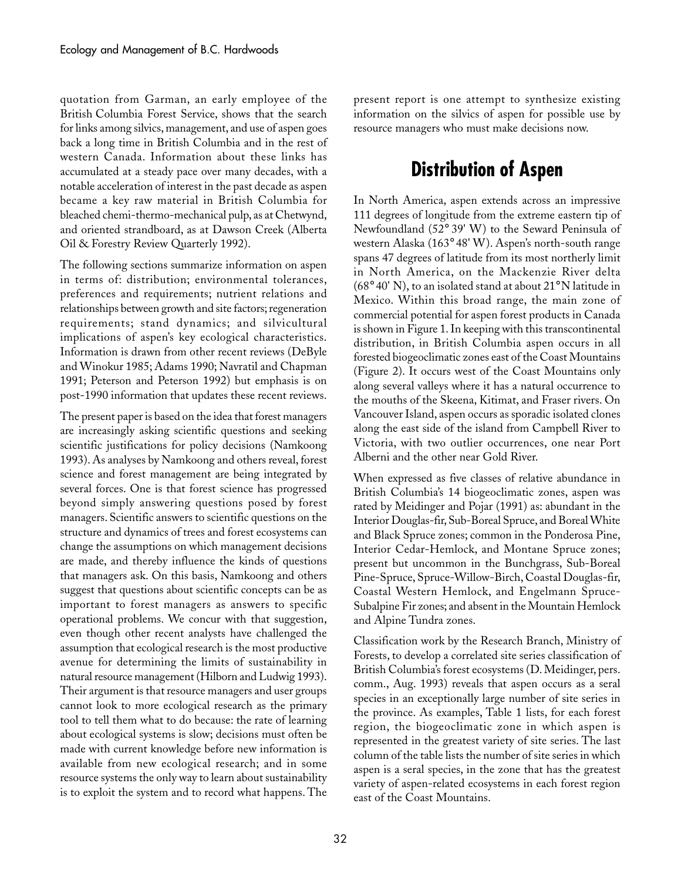quotation from Garman, an early employee of the British Columbia Forest Service, shows that the search for links among silvics, management, and use of aspen goes back a long time in British Columbia and in the rest of western Canada. Information about these links has accumulated at a steady pace over many decades, with a notable acceleration of interest in the past decade as aspen became a key raw material in British Columbia for bleached chemi-thermo-mechanical pulp, as at Chetwynd, and oriented strandboard, as at Dawson Creek (Alberta Oil & Forestry Review Quarterly 1992).

The following sections summarize information on aspen in terms of: distribution; environmental tolerances, preferences and requirements; nutrient relations and relationships between growth and site factors; regeneration requirements; stand dynamics; and silvicultural implications of aspen's key ecological characteristics. Information is drawn from other recent reviews (DeByle and Winokur 1985; Adams 1990; Navratil and Chapman 1991; Peterson and Peterson 1992) but emphasis is on post-1990 information that updates these recent reviews.

The present paper is based on the idea that forest managers are increasingly asking scientific questions and seeking scientific justifications for policy decisions (Namkoong 1993). As analyses by Namkoong and others reveal, forest science and forest management are being integrated by several forces. One is that forest science has progressed beyond simply answering questions posed by forest managers. Scientific answers to scientific questions on the structure and dynamics of trees and forest ecosystems can change the assumptions on which management decisions are made, and thereby influence the kinds of questions that managers ask. On this basis, Namkoong and others suggest that questions about scientific concepts can be as important to forest managers as answers to specific operational problems. We concur with that suggestion, even though other recent analysts have challenged the assumption that ecological research is the most productive avenue for determining the limits of sustainability in natural resource management (Hilborn and Ludwig 1993). Their argument is that resource managers and user groups cannot look to more ecological research as the primary tool to tell them what to do because: the rate of learning about ecological systems is slow; decisions must often be made with current knowledge before new information is available from new ecological research; and in some resource systems the only way to learn about sustainability is to exploit the system and to record what happens. The present report is one attempt to synthesize existing information on the silvics of aspen for possible use by resource managers who must make decisions now.

## Distribution of Aspen

In North America, aspen extends across an impressive 111 degrees of longitude from the extreme eastern tip of Newfoundland (52° 39' W) to the Seward Peninsula of western Alaska (163° 48' W). Aspen's north-south range spans 47 degrees of latitude from its most northerly limit in North America, on the Mackenzie River delta (68° 40' N), to an isolated stand at about 21°N latitude in Mexico. Within this broad range, the main zone of commercial potential for aspen forest products in Canada is shown in Figure 1. In keeping with this transcontinental distribution, in British Columbia aspen occurs in all forested biogeoclimatic zones east of the Coast Mountains (Figure 2). It occurs west of the Coast Mountains only along several valleys where it has a natural occurrence to the mouths of the Skeena, Kitimat, and Fraser rivers. On Vancouver Island, aspen occurs as sporadic isolated clones along the east side of the island from Campbell River to Victoria, with two outlier occurrences, one near Port Alberni and the other near Gold River.

When expressed as five classes of relative abundance in British Columbia's 14 biogeoclimatic zones, aspen was rated by Meidinger and Pojar (1991) as: abundant in the Interior Douglas-fir, Sub-Boreal Spruce, and Boreal White and Black Spruce zones; common in the Ponderosa Pine, Interior Cedar-Hemlock, and Montane Spruce zones; present but uncommon in the Bunchgrass, Sub-Boreal Pine-Spruce, Spruce-Willow-Birch, Coastal Douglas-fir, Coastal Western Hemlock, and Engelmann Spruce-Subalpine Fir zones; and absent in the Mountain Hemlock and Alpine Tundra zones.

Classification work by the Research Branch, Ministry of Forests, to develop a correlated site series classification of British Columbia's forest ecosystems (D. Meidinger, pers. comm., Aug. 1993) reveals that aspen occurs as a seral species in an exceptionally large number of site series in the province. As examples, Table 1 lists, for each forest region, the biogeoclimatic zone in which aspen is represented in the greatest variety of site series. The last column of the table lists the number of site series in which aspen is a seral species, in the zone that has the greatest variety of aspen-related ecosystems in each forest region east of the Coast Mountains.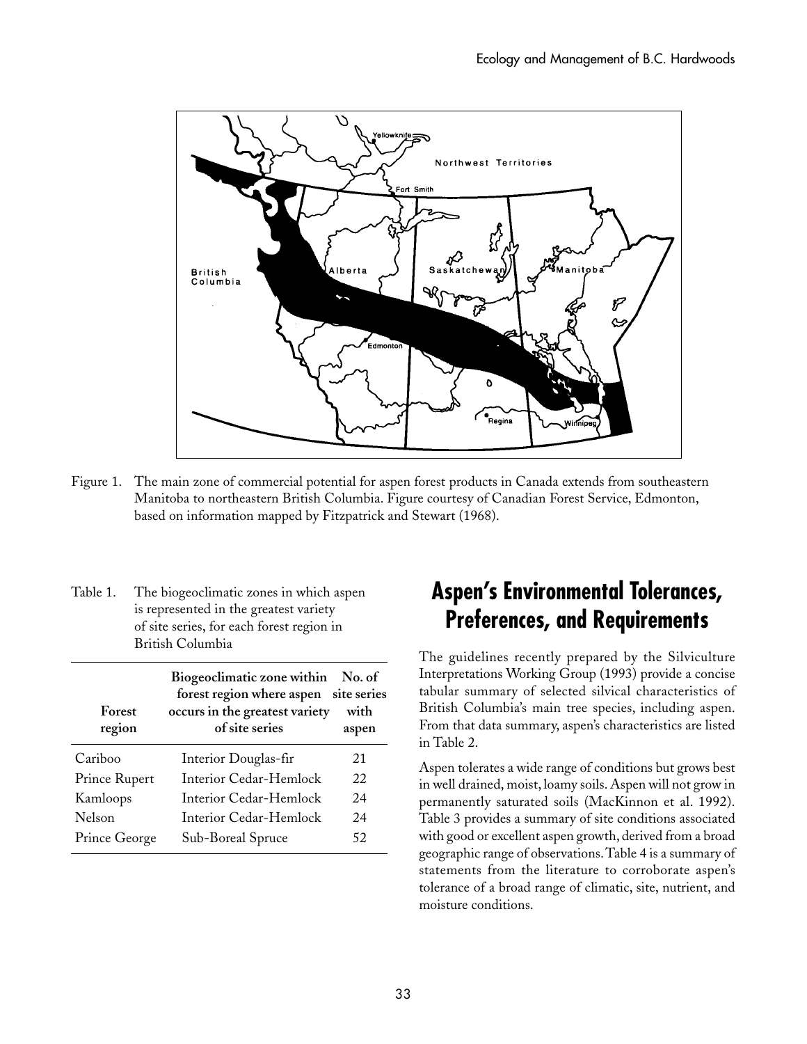Figure 1. The main zone of commercial potential for aspen forest products in Canada extends from southeastern Manitoba to northeastern British Columbia. Figure courtesy of Canadian Forest Service, Edmonton, based on information mapped by Fitzpatrick and Stewart (1968).

Table 1. The biogeoclimatic zones in which aspen is represented in the greatest variety of site series, for each forest region in British Columbia

| Forest region | Biogeoclimatic zone within forest region where aspen occurs in the greatest variety of site series | No. of site series with aspen |
|---|---|---|
| Cariboo | Interior Douglas-fir | 21 |
| Prince Rupert | Interior Cedar-Hemlock | 22 |
| Kamloops | Interior Cedar-Hemlock | 24 |
| Nelson | Interior Cedar-Hemlock | 24 |
| Prince George | Sub-Boreal Spruce | 52 |

## Aspen's Environmental Tolerances, Preferences, and Requirements

The guidelines recently prepared by the Silviculture Interpretations Working Group (1993) provide a concise tabular summary of selected silvical characteristics of British Columbia's main tree species, including aspen. From that data summary, aspen's characteristics are listed in Table 2.

Aspen tolerates a wide range of conditions but grows best in well drained, moist, loamy soils. Aspen will not grow in permanently saturated soils (MacKinnon et al. 1992). Table 3 provides a summary of site conditions associated with good or excellent aspen growth, derived from a broad geographic range of observations. Table 4 is a summary of statements from the literature to corroborate aspen's tolerance of a broad range of climatic, site, nutrient, and moisture conditions.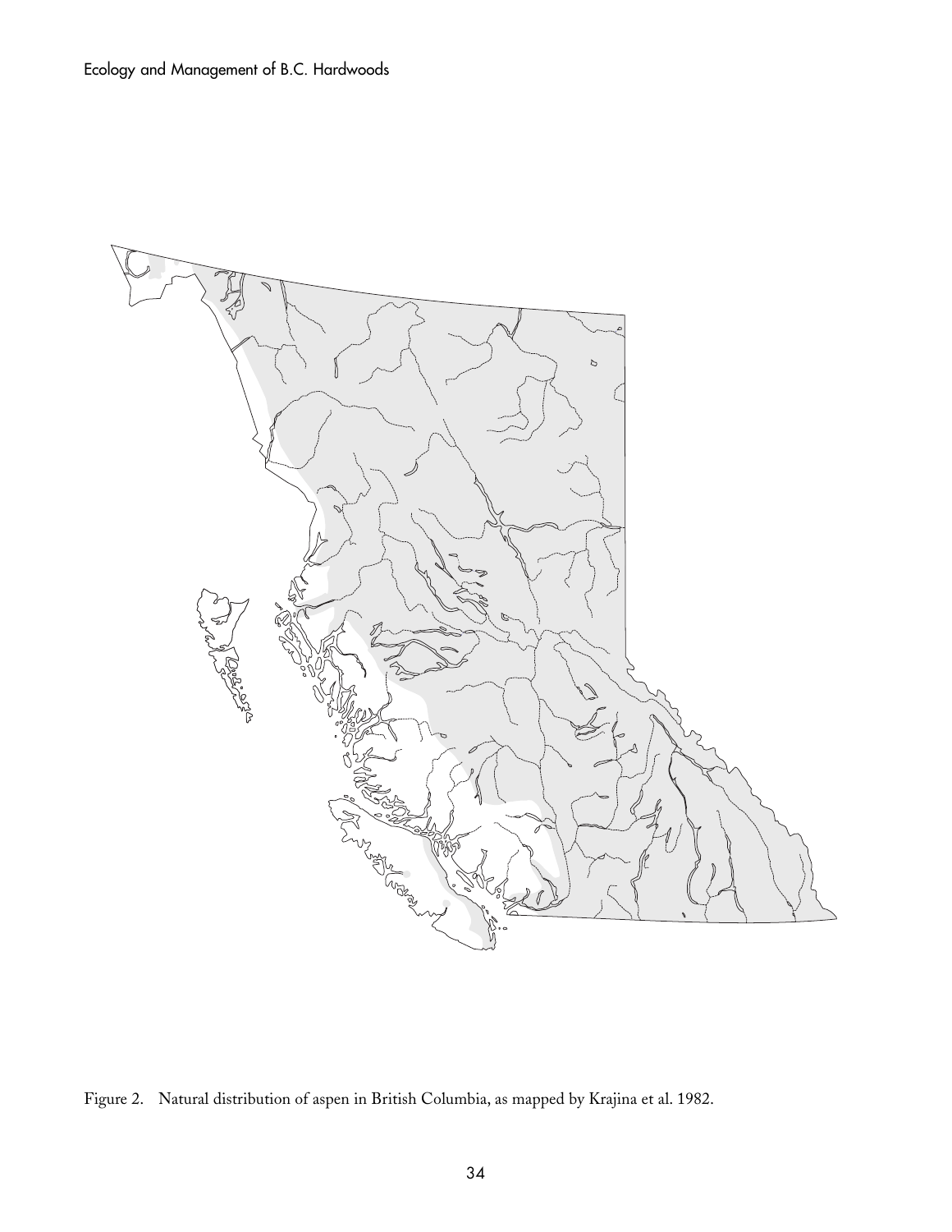Figure 2. Natural distribution of aspen in British Columbia, as mapped by Krajina et al. 1982.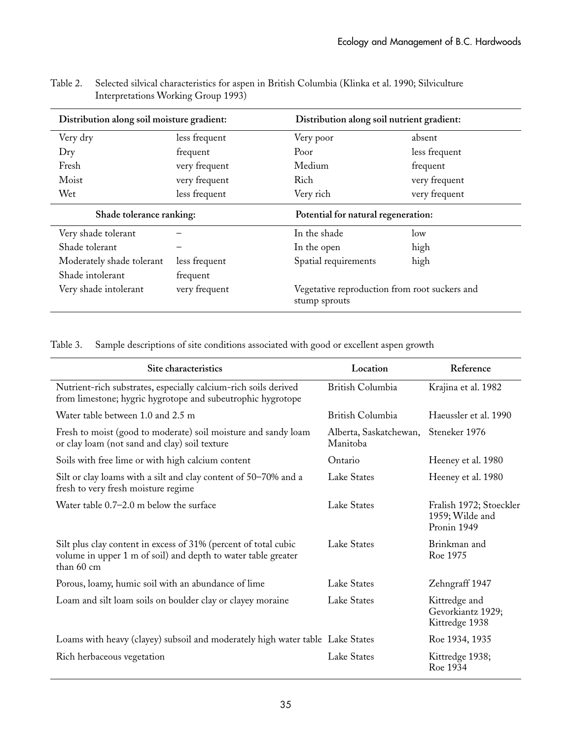Table 2. Selected silvical characteristics for aspen in British Columbia (Klinka et al. 1990; Silviculture Interpretations Working Group 1993)

| Distribution along soil moisture gradient: | | Distribution along soil nutrient gradient: | |
|---|---|---|---|
| Very dry | less frequent | Very poor | absent |
| Dry | frequent | Poor | less frequent |
| Fresh | very frequent | Medium | frequent |
| Moist | very frequent | Rich | very frequent |
| Wet | less frequent | Very rich | very frequent |
| **Shade tolerance ranking:** | | **Potential for natural regeneration:** | |
| Very shade tolerant | – | In the shade | low |
| Shade tolerant | – | In the open | high |
| Moderately shade tolerant | less frequent | Spatial requirements | high |
| Shade intolerant | frequent | | |
| Very shade intolerant | very frequent | Vegetative reproduction from root suckers and stump sprouts | |

Table 3. Sample descriptions of site conditions associated with good or excellent aspen growth

| Site characteristics | Location | Reference |
|---|---|---|
| Nutrient-rich substrates, especially calcium-rich soils derived from limestone; hygric hygrotope and subeutrophic hygrotope | British Columbia | Krajina et al. 1982 |
| Water table between 1.0 and 2.5 m | British Columbia | Haeussler et al. 1990 |
| Fresh to moist (good to moderate) soil moisture and sandy loam or clay loam (not sand and clay) soil texture | Alberta, Saskatchewan, Manitoba | Steneker 1976 |
| Soils with free lime or with high calcium content | Ontario | Heeney et al. 1980 |
| Silt or clay loams with a silt and clay content of 50–70% and a fresh to very fresh moisture regime | Lake States | Heeney et al. 1980 |
| Water table 0.7–2.0 m below the surface | Lake States | Fralish 1972; Stoeckler 1959; Wilde and Pronin 1949 |
| Silt plus clay content in excess of 31% (percent of total cubic volume in upper 1 m of soil) and depth to water table greater than 60 cm | Lake States | Brinkman and Roe 1975 |
| Porous, loamy, humic soil with an abundance of lime | Lake States | Zehngraff 1947 |
| Loam and silt loam soils on boulder clay or clayey moraine | Lake States | Kittredge and Gevorkiantz 1929; Kittredge 1938 |
| Loams with heavy (clayey) subsoil and moderately high water table | Lake States | Roe 1934, 1935 |
| Rich herbaceous vegetation | Lake States | Kittredge 1938; Roe 1934 |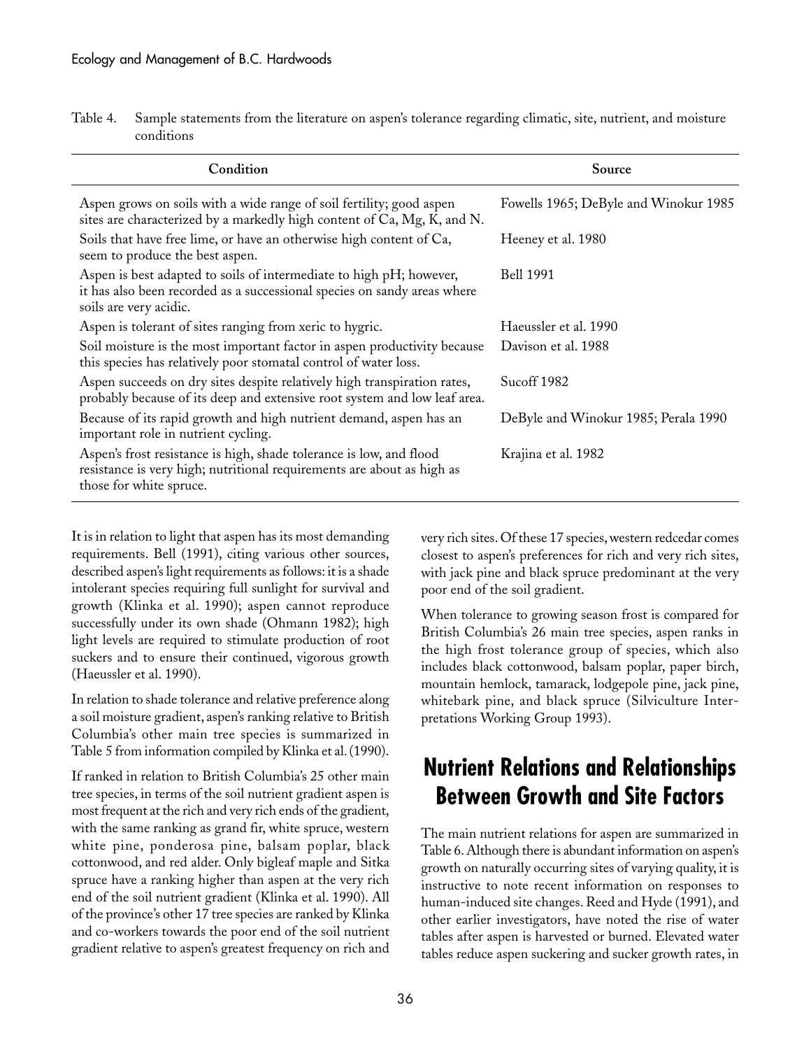Table 4. Sample statements from the literature on aspen's tolerance regarding climatic, site, nutrient, and moisture conditions

| Condition | Source |
| --- | --- |
| Aspen grows on soils with a wide range of soil fertility; good aspen sites are characterized by a markedly high content of Ca, Mg, K, and N. | Fowells 1965; DeByle and Winokur 1985 |
| Soils that have free lime, or have an otherwise high content of Ca, seem to produce the best aspen. | Heeney et al. 1980 |
| Aspen is best adapted to soils of intermediate to high pH; however, it has also been recorded as a successional species on sandy areas where soils are very acidic. | Bell 1991 |
| Aspen is tolerant of sites ranging from xeric to hygric. | Haeussler et al. 1990 |
| Soil moisture is the most important factor in aspen productivity because this species has relatively poor stomatal control of water loss. | Davison et al. 1988 |
| Aspen succeeds on dry sites despite relatively high transpiration rates, probably because of its deep and extensive root system and low leaf area. | Sucoff 1982 |
| Because of its rapid growth and high nutrient demand, aspen has an important role in nutrient cycling. | DeByle and Winokur 1985; Perala 1990 |
| Aspen's frost resistance is high, shade tolerance is low, and flood resistance is very high; nutritional requirements are about as high as those for white spruce. | Krajina et al. 1982 |

It is in relation to light that aspen has its most demanding requirements. Bell (1991), citing various other sources, described aspen's light requirements as follows: it is a shade intolerant species requiring full sunlight for survival and growth (Klinka et al. 1990); aspen cannot reproduce successfully under its own shade (Ohmann 1982); high light levels are required to stimulate production of root suckers and to ensure their continued, vigorous growth (Haeussler et al. 1990).

In relation to shade tolerance and relative preference along a soil moisture gradient, aspen's ranking relative to British Columbia's other main tree species is summarized in Table 5 from information compiled by Klinka et al. (1990).

If ranked in relation to British Columbia's 25 other main tree species, in terms of the soil nutrient gradient aspen is most frequent at the rich and very rich ends of the gradient, with the same ranking as grand fir, white spruce, western white pine, ponderosa pine, balsam poplar, black cottonwood, and red alder. Only bigleaf maple and Sitka spruce have a ranking higher than aspen at the very rich end of the soil nutrient gradient (Klinka et al. 1990). All of the province's other 17 tree species are ranked by Klinka and co-workers towards the poor end of the soil nutrient gradient relative to aspen's greatest frequency on rich and very rich sites. Of these 17 species, western redcedar comes closest to aspen's preferences for rich and very rich sites, with jack pine and black spruce predominant at the very poor end of the soil gradient.

When tolerance to growing season frost is compared for British Columbia's 26 main tree species, aspen ranks in the high frost tolerance group of species, which also includes black cottonwood, balsam poplar, paper birch, mountain hemlock, tamarack, lodgepole pine, jack pine, whitebark pine, and black spruce (Silviculture Interpretations Working Group 1993).

## Nutrient Relations and Relationships Between Growth and Site Factors

The main nutrient relations for aspen are summarized in Table 6. Although there is abundant information on aspen's growth on naturally occurring sites of varying quality, it is instructive to note recent information on responses to human-induced site changes. Reed and Hyde (1991), and other earlier investigators, have noted the rise of water tables after aspen is harvested or burned. Elevated water tables reduce aspen suckering and sucker growth rates, in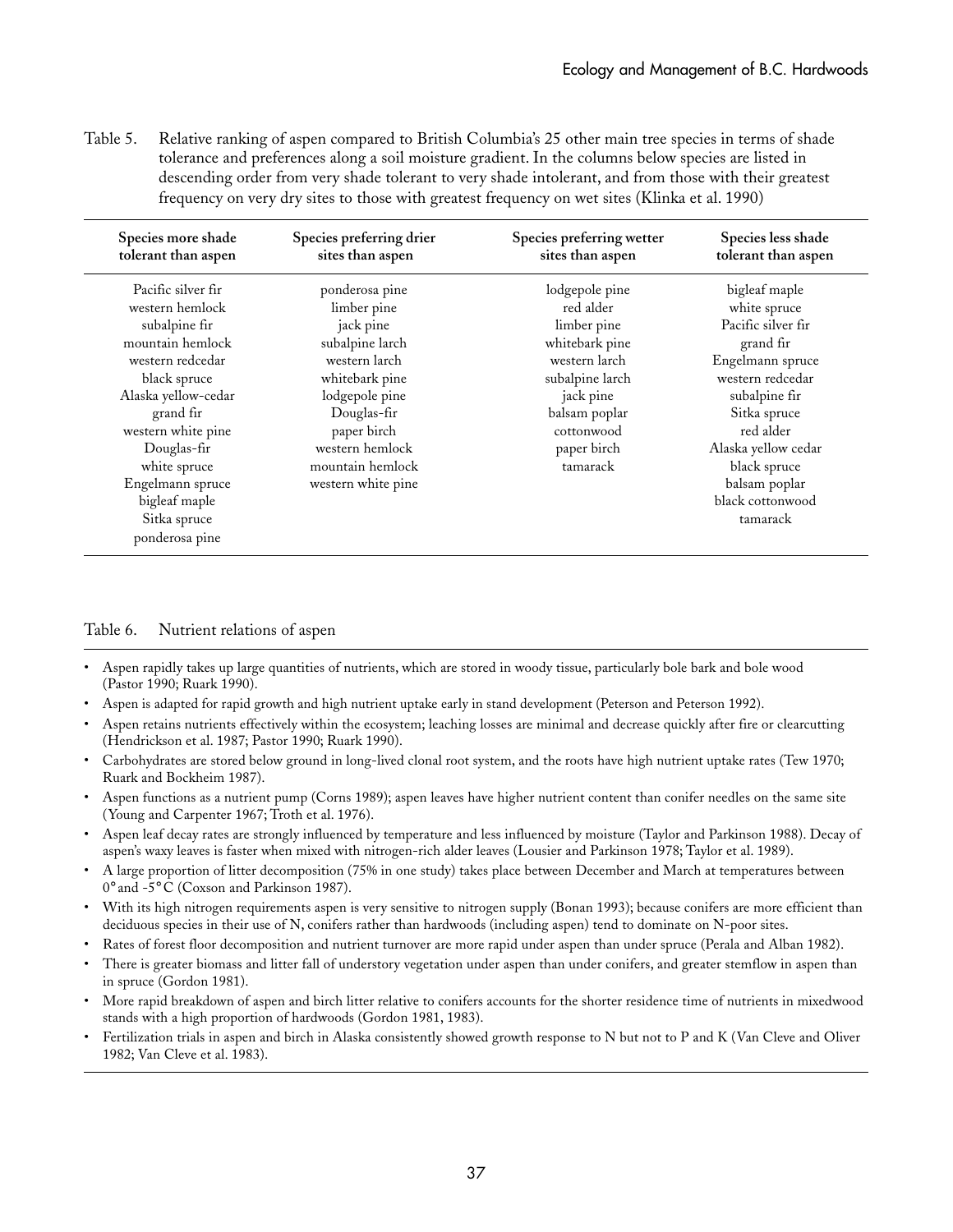Table 5. Relative ranking of aspen compared to British Columbia's 25 other main tree species in terms of shade tolerance and preferences along a soil moisture gradient. In the columns below species are listed in descending order from very shade tolerant to very shade intolerant, and from those with their greatest frequency on very dry sites to those with greatest frequency on wet sites (Klinka et al. 1990)

| Species more shade tolerant than aspen | Species preferring drier sites than aspen | Species preferring wetter sites than aspen | Species less shade tolerant than aspen |
|---|---|---|---|
| Pacific silver fir | ponderosa pine | lodgepole pine | bigleaf maple |
| western hemlock | limber pine | red alder | white spruce |
| subalpine fir | jack pine | limber pine | Pacific silver fir |
| mountain hemlock | subalpine larch | whitebark pine | grand fir |
| western redcedar | western larch | western larch | Engelmann spruce |
| black spruce | whitebark pine | subalpine larch | western redcedar |
| Alaska yellow-cedar | lodgepole pine | jack pine | subalpine fir |
| grand fir | Douglas-fir | balsam poplar | Sitka spruce |
| western white pine | paper birch | cottonwood | red alder |
| Douglas-fir | western hemlock | paper birch | Alaska yellow cedar |
| white spruce | mountain hemlock | tamarack | black spruce |
| Engelmann spruce | western white pine | | balsam poplar |
| bigleaf maple | | | black cottonwood |
| Sitka spruce | | | tamarack |
| ponderosa pine | | | |

Table 6. Nutrient relations of aspen

- Aspen rapidly takes up large quantities of nutrients, which are stored in woody tissue, particularly bole bark and bole wood (Pastor 1990; Ruark 1990).
- Aspen is adapted for rapid growth and high nutrient uptake early in stand development (Peterson and Peterson 1992).
- Aspen retains nutrients effectively within the ecosystem; leaching losses are minimal and decrease quickly after fire or clearcutting (Hendrickson et al. 1987; Pastor 1990; Ruark 1990).
- Carbohydrates are stored below ground in long-lived clonal root system, and the roots have high nutrient uptake rates (Tew 1970; Ruark and Bockheim 1987).
- Aspen functions as a nutrient pump (Corns 1989); aspen leaves have higher nutrient content than conifer needles on the same site (Young and Carpenter 1967; Troth et al. 1976).
- Aspen leaf decay rates are strongly influenced by temperature and less influenced by moisture (Taylor and Parkinson 1988). Decay of aspen's waxy leaves is faster when mixed with nitrogen-rich alder leaves (Lousier and Parkinson 1978; Taylor et al. 1989).
- A large proportion of litter decomposition (75% in one study) takes place between December and March at temperatures between 0° and -5°C (Coxson and Parkinson 1987).
- With its high nitrogen requirements aspen is very sensitive to nitrogen supply (Bonan 1993); because conifers are more efficient than deciduous species in their use of N, conifers rather than hardwoods (including aspen) tend to dominate on N-poor sites.
- Rates of forest floor decomposition and nutrient turnover are more rapid under aspen than under spruce (Perala and Alban 1982).
- There is greater biomass and litter fall of understory vegetation under aspen than under conifers, and greater stemflow in aspen than in spruce (Gordon 1981).
- More rapid breakdown of aspen and birch litter relative to conifers accounts for the shorter residence time of nutrients in mixedwood stands with a high proportion of hardwoods (Gordon 1981, 1983).
- Fertilization trials in aspen and birch in Alaska consistently showed growth response to N but not to P and K (Van Cleve and Oliver 1982; Van Cleve et al. 1983).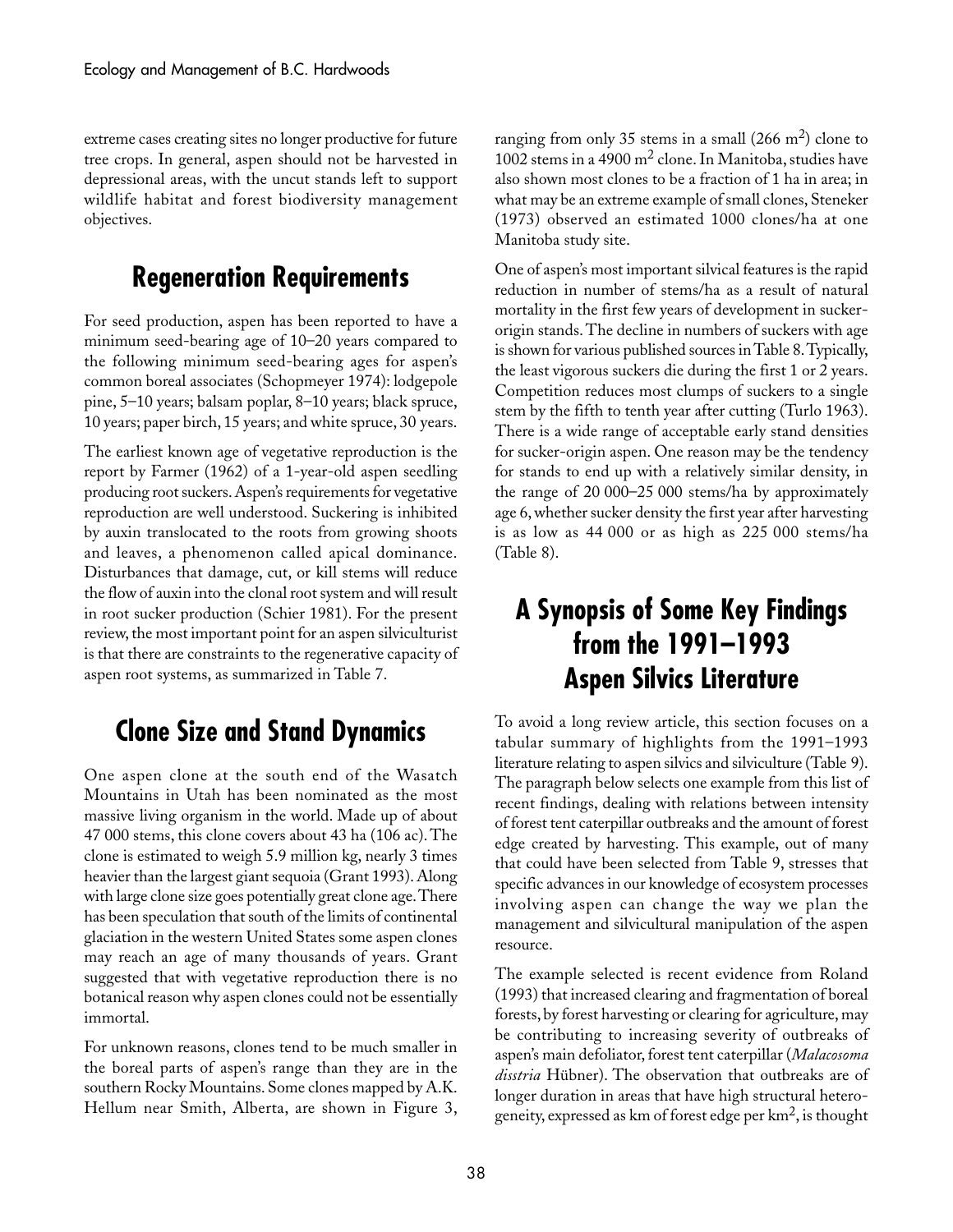extreme cases creating sites no longer productive for future tree crops. In general, aspen should not be harvested in depressional areas, with the uncut stands left to support wildlife habitat and forest biodiversity management objectives.

## Regeneration Requirements

For seed production, aspen has been reported to have a minimum seed-bearing age of 10–20 years compared to the following minimum seed-bearing ages for aspen's common boreal associates (Schopmeyer 1974): lodgepole pine, 5–10 years; balsam poplar, 8–10 years; black spruce, 10 years; paper birch, 15 years; and white spruce, 30 years.

The earliest known age of vegetative reproduction is the report by Farmer (1962) of a 1-year-old aspen seedling producing root suckers. Aspen's requirements for vegetative reproduction are well understood. Suckering is inhibited by auxin translocated to the roots from growing shoots and leaves, a phenomenon called apical dominance. Disturbances that damage, cut, or kill stems will reduce the flow of auxin into the clonal root system and will result in root sucker production (Schier 1981). For the present review, the most important point for an aspen silviculturist is that there are constraints to the regenerative capacity of aspen root systems, as summarized in Table 7.

## Clone Size and Stand Dynamics

One aspen clone at the south end of the Wasatch Mountains in Utah has been nominated as the most massive living organism in the world. Made up of about 47 000 stems, this clone covers about 43 ha (106 ac). The clone is estimated to weigh 5.9 million kg, nearly 3 times heavier than the largest giant sequoia (Grant 1993). Along with large clone size goes potentially great clone age. There has been speculation that south of the limits of continental glaciation in the western United States some aspen clones may reach an age of many thousands of years. Grant suggested that with vegetative reproduction there is no botanical reason why aspen clones could not be essentially immortal.

For unknown reasons, clones tend to be much smaller in the boreal parts of aspen's range than they are in the southern Rocky Mountains. Some clones mapped by A.K. Hellum near Smith, Alberta, are shown in Figure 3, ranging from only 35 stems in a small (266 $m^2$) clone to 1002 stems in a 4900 $m^2$ clone. In Manitoba, studies have also shown most clones to be a fraction of 1 ha in area; in what may be an extreme example of small clones, Steneker (1973) observed an estimated 1000 clones/ha at one Manitoba study site.

One of aspen's most important silvical features is the rapid reduction in number of stems/ha as a result of natural mortality in the first few years of development in sucker-origin stands. The decline in numbers of suckers with age is shown for various published sources in Table 8. Typically, the least vigorous suckers die during the first 1 or 2 years. Competition reduces most clumps of suckers to a single stem by the fifth to tenth year after cutting (Turlo 1963). There is a wide range of acceptable early stand densities for sucker-origin aspen. One reason may be the tendency for stands to end up with a relatively similar density, in the range of 20 000–25 000 stems/ha by approximately age 6, whether sucker density the first year after harvesting is as low as 44 000 or as high as 225 000 stems/ha (Table 8).

## A Synopsis of Some Key Findings from the 1991–1993 Aspen Silvics Literature

To avoid a long review article, this section focuses on a tabular summary of highlights from the 1991–1993 literature relating to aspen silvics and silviculture (Table 9). The paragraph below selects one example from this list of recent findings, dealing with relations between intensity of forest tent caterpillar outbreaks and the amount of forest edge created by harvesting. This example, out of many that could have been selected from Table 9, stresses that specific advances in our knowledge of ecosystem processes involving aspen can change the way we plan the management and silvicultural manipulation of the aspen resource.

The example selected is recent evidence from Roland (1993) that increased clearing and fragmentation of boreal forests, by forest harvesting or clearing for agriculture, may be contributing to increasing severity of outbreaks of aspen's main defoliator, forest tent caterpillar (*Malacosoma disstria* Hübner). The observation that outbreaks are of longer duration in areas that have high structural heterogeneity, expressed as km of forest edge per $km^2$, is thought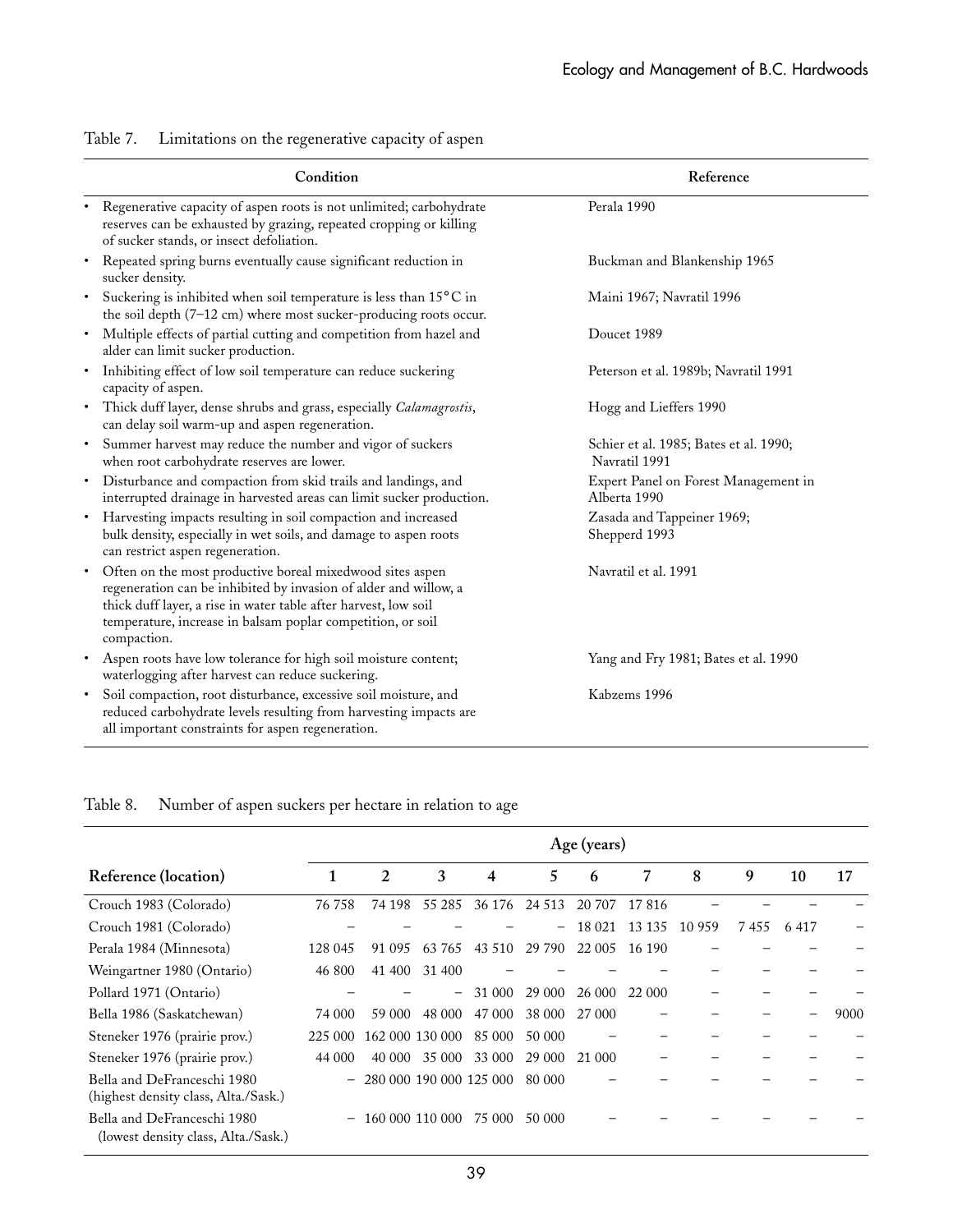Table 7. Limitations on the regenerative capacity of aspen

| Condition | Reference |
|---|---|
| • Regenerative capacity of aspen roots is not unlimited; carbohydrate reserves can be exhausted by grazing, repeated cropping or killing of sucker stands, or insect defoliation. | Perala 1990 |
| • Repeated spring burns eventually cause significant reduction in sucker density. | Buckman and Blankenship 1965 |
| • Suckering is inhibited when soil temperature is less than 15°C in the soil depth (7–12 cm) where most sucker-producing roots occur. | Maini 1967; Navratil 1996 |
| • Multiple effects of partial cutting and competition from hazel and alder can limit sucker production. | Doucet 1989 |
| • Inhibiting effect of low soil temperature can reduce suckering capacity of aspen. | Peterson et al. 1989b; Navratil 1991 |
| • Thick duff layer, dense shrubs and grass, especially *Calamagrostis*, can delay soil warm-up and aspen regeneration. | Hogg and Lieffers 1990 |
| • Summer harvest may reduce the number and vigor of suckers when root carbohydrate reserves are lower. | Schier et al. 1985; Bates et al. 1990; Navratil 1991 |
| • Disturbance and compaction from skid trails and landings, and interrupted drainage in harvested areas can limit sucker production. | Expert Panel on Forest Management in Alberta 1990 |
| • Harvesting impacts resulting in soil compaction and increased bulk density, especially in wet soils, and damage to aspen roots can restrict aspen regeneration. | Zasada and Tappeiner 1969; Shepperd 1993 |
| • Often on the most productive boreal mixedwood sites aspen regeneration can be inhibited by invasion of alder and willow, a thick duff layer, a rise in water table after harvest, low soil temperature, increase in balsam poplar competition, or soil compaction. | Navratil et al. 1991 |
| • Aspen roots have low tolerance for high soil moisture content; waterlogging after harvest can reduce suckering. | Yang and Fry 1981; Bates et al. 1990 |
| • Soil compaction, root disturbance, excessive soil moisture, and reduced carbohydrate levels resulting from harvesting impacts are all important constraints for aspen regeneration. | Kabzems 1996 |

Table 8. Number of aspen suckers per hectare in relation to age

| | Age (years) | | | | | | | | | | |
|---|---|---|---|---|---|---|---|---|---|---|---|
| Reference (location) | 1 | 2 | 3 | 4 | 5 | 6 | 7 | 8 | 9 | 10 | 17 |
| Crouch 1983 (Colorado) | 76 758 | 74 198 | 55 285 | 36 176 | 24 513 | 20 707 | 17 816 | – | – | – | – |
| Crouch 1981 (Colorado) | – | – | – | – | – | 18 021 | 13 135 | 10 959 | 7 455 | 6 417 | – |
| Perala 1984 (Minnesota) | 128 045 | 91 095 | 63 765 | 43 510 | 29 790 | 22 005 | 16 190 | – | – | – | – |
| Weingartner 1980 (Ontario) | 46 800 | 41 400 | 31 400 | – | – | – | – | – | – | – | – |
| Pollard 1971 (Ontario) | – | – | – | 31 000 | 29 000 | 26 000 | 22 000 | – | – | – | – |
| Bella 1986 (Saskatchewan) | 74 000 | 59 000 | 48 000 | 47 000 | 38 000 | 27 000 | – | – | – | – | 9000 |
| Steneker 1976 (prairie prov.) | 225 000 | 162 000 | 130 000 | 85 000 | 50 000 | – | – | – | – | – | – |
| Steneker 1976 (prairie prov.) | 44 000 | 40 000 | 35 000 | 33 000 | 29 000 | 21 000 | – | – | – | – | – |
| Bella and DeFranceschi 1980 (highest density class, Alta./Sask.) | – | 280 000 | 190 000 | 125 000 | 80 000 | – | – | – | – | – | – |
| Bella and DeFranceschi 1980 (lowest density class, Alta./Sask.) | – | 160 000 | 110 000 | 75 000 | 50 000 | – | – | – | – | – | – |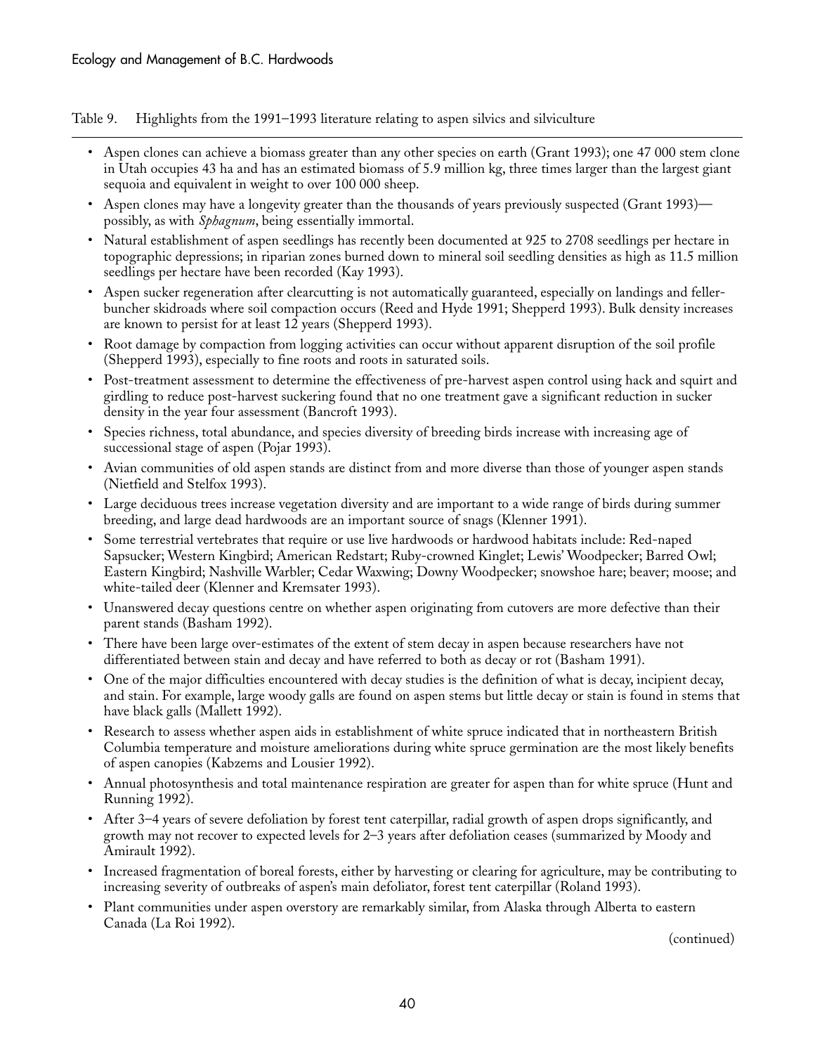Table 9. Highlights from the 1991–1993 literature relating to aspen silvics and silviculture

- Aspen clones can achieve a biomass greater than any other species on earth (Grant 1993); one 47 000 stem clone in Utah occupies 43 ha and has an estimated biomass of 5.9 million kg, three times larger than the largest giant sequoia and equivalent in weight to over 100 000 sheep.
- Aspen clones may have a longevity greater than the thousands of years previously suspected (Grant 1993)—possibly, as with *Sphagnum*, being essentially immortal.
- Natural establishment of aspen seedlings has recently been documented at 925 to 2708 seedlings per hectare in topographic depressions; in riparian zones burned down to mineral soil seedling densities as high as 11.5 million seedlings per hectare have been recorded (Kay 1993).
- Aspen sucker regeneration after clearcutting is not automatically guaranteed, especially on landings and feller-buncher skidroads where soil compaction occurs (Reed and Hyde 1991; Shepperd 1993). Bulk density increases are known to persist for at least 12 years (Shepperd 1993).
- Root damage by compaction from logging activities can occur without apparent disruption of the soil profile (Shepperd 1993), especially to fine roots and roots in saturated soils.
- Post-treatment assessment to determine the effectiveness of pre-harvest aspen control using hack and squirt and girdling to reduce post-harvest suckering found that no one treatment gave a significant reduction in sucker density in the year four assessment (Bancroft 1993).
- Species richness, total abundance, and species diversity of breeding birds increase with increasing age of successional stage of aspen (Pojar 1993).
- Avian communities of old aspen stands are distinct from and more diverse than those of younger aspen stands (Nietfield and Stelfox 1993).
- Large deciduous trees increase vegetation diversity and are important to a wide range of birds during summer breeding, and large dead hardwoods are an important source of snags (Klenner 1991).
- Some terrestrial vertebrates that require or use live hardwoods or hardwood habitats include: Red-naped Sapsucker; Western Kingbird; American Redstart; Ruby-crowned Kinglet; Lewis' Woodpecker; Barred Owl; Eastern Kingbird; Nashville Warbler; Cedar Waxwing; Downy Woodpecker; snowshoe hare; beaver; moose; and white-tailed deer (Klenner and Kremsater 1993).
- Unanswered decay questions centre on whether aspen originating from cutovers are more defective than their parent stands (Basham 1992).
- There have been large over-estimates of the extent of stem decay in aspen because researchers have not differentiated between stain and decay and have referred to both as decay or rot (Basham 1991).
- One of the major difficulties encountered with decay studies is the definition of what is decay, incipient decay, and stain. For example, large woody galls are found on aspen stems but little decay or stain is found in stems that have black galls (Mallett 1992).
- Research to assess whether aspen aids in establishment of white spruce indicated that in northeastern British Columbia temperature and moisture ameliorations during white spruce germination are the most likely benefits of aspen canopies (Kabzems and Lousier 1992).
- Annual photosynthesis and total maintenance respiration are greater for aspen than for white spruce (Hunt and Running 1992).
- After 3–4 years of severe defoliation by forest tent caterpillar, radial growth of aspen drops significantly, and growth may not recover to expected levels for 2–3 years after defoliation ceases (summarized by Moody and Amirault 1992).
- Increased fragmentation of boreal forests, either by harvesting or clearing for agriculture, may be contributing to increasing severity of outbreaks of aspen's main defoliator, forest tent caterpillar (Roland 1993).
- Plant communities under aspen overstory are remarkably similar, from Alaska through Alberta to eastern Canada (La Roi 1992).

(continued)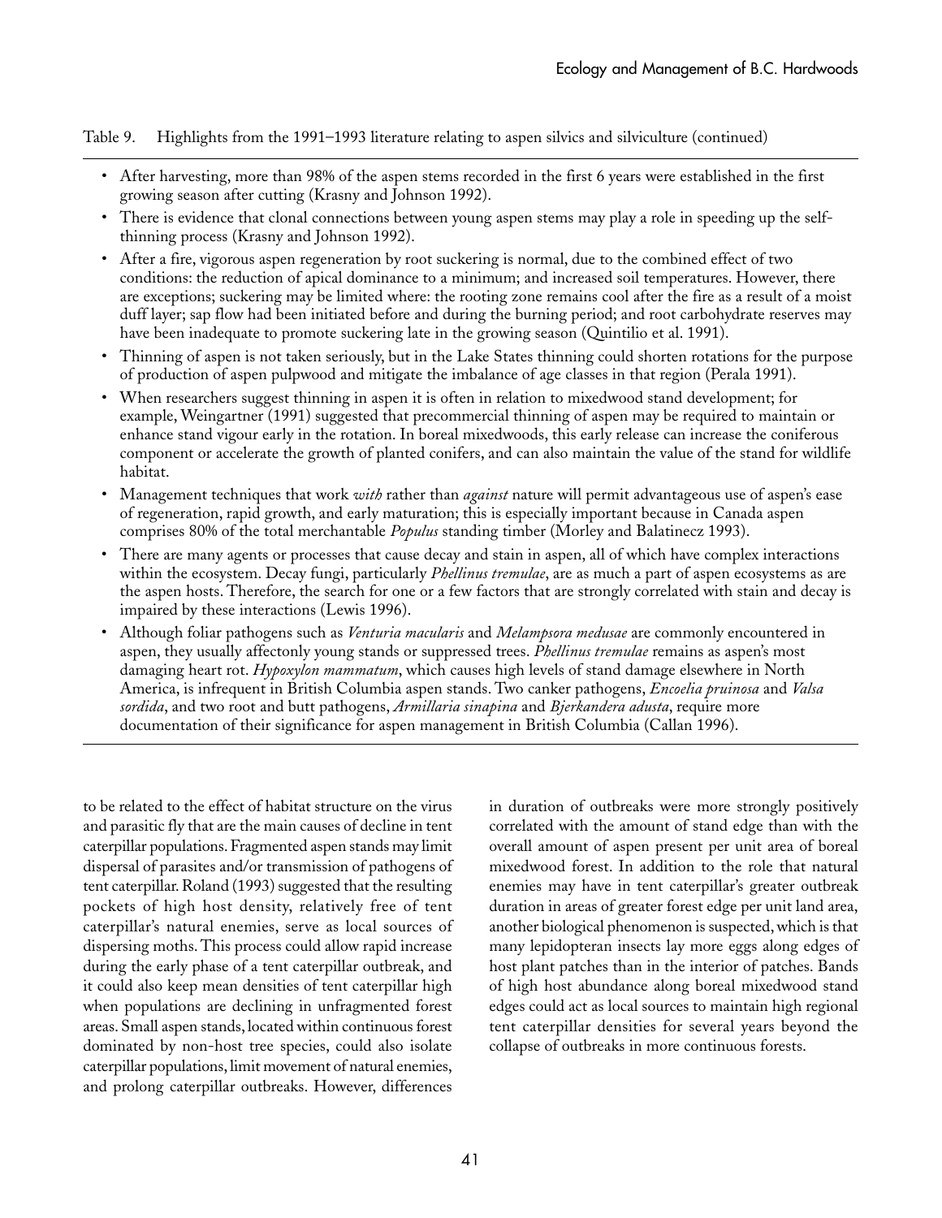Table 9. Highlights from the 1991–1993 literature relating to aspen silvics and silviculture (continued)

- After harvesting, more than 98% of the aspen stems recorded in the first 6 years were established in the first growing season after cutting (Krasny and Johnson 1992).
- There is evidence that clonal connections between young aspen stems may play a role in speeding up the self-thinning process (Krasny and Johnson 1992).
- After a fire, vigorous aspen regeneration by root suckering is normal, due to the combined effect of two conditions: the reduction of apical dominance to a minimum; and increased soil temperatures. However, there are exceptions; suckering may be limited where: the rooting zone remains cool after the fire as a result of a moist duff layer; sap flow had been initiated before and during the burning period; and root carbohydrate reserves may have been inadequate to promote suckering late in the growing season (Quintilio et al. 1991).
- Thinning of aspen is not taken seriously, but in the Lake States thinning could shorten rotations for the purpose of production of aspen pulpwood and mitigate the imbalance of age classes in that region (Perala 1991).
- When researchers suggest thinning in aspen it is often in relation to mixedwood stand development; for example, Weingartner (1991) suggested that precommercial thinning of aspen may be required to maintain or enhance stand vigour early in the rotation. In boreal mixedwoods, this early release can increase the coniferous component or accelerate the growth of planted conifers, and can also maintain the value of the stand for wildlife habitat.
- Management techniques that work *with* rather than *against* nature will permit advantageous use of aspen's ease of regeneration, rapid growth, and early maturation; this is especially important because in Canada aspen comprises 80% of the total merchantable *Populus* standing timber (Morley and Balatinecz 1993).
- There are many agents or processes that cause decay and stain in aspen, all of which have complex interactions within the ecosystem. Decay fungi, particularly *Phellinus tremulae*, are as much a part of aspen ecosystems as are the aspen hosts. Therefore, the search for one or a few factors that are strongly correlated with stain and decay is impaired by these interactions (Lewis 1996).
- Although foliar pathogens such as *Venturia macularis* and *Melampsora medusae* are commonly encountered in aspen, they usually affectonly young stands or suppressed trees. *Phellinus tremulae* remains as aspen's most damaging heart rot. *Hypoxylon mammatum*, which causes high levels of stand damage elsewhere in North America, is infrequent in British Columbia aspen stands. Two canker pathogens, *Encoelia pruinosa* and *Valsa sordida*, and two root and butt pathogens, *Armillaria sinapina* and *Bjerkandera adusta*, require more documentation of their significance for aspen management in British Columbia (Callan 1996).

to be related to the effect of habitat structure on the virus and parasitic fly that are the main causes of decline in tent caterpillar populations. Fragmented aspen stands may limit dispersal of parasites and/or transmission of pathogens of tent caterpillar. Roland (1993) suggested that the resulting pockets of high host density, relatively free of tent caterpillar's natural enemies, serve as local sources of dispersing moths. This process could allow rapid increase during the early phase of a tent caterpillar outbreak, and it could also keep mean densities of tent caterpillar high when populations are declining in unfragmented forest areas. Small aspen stands, located within continuous forest dominated by non-host tree species, could also isolate caterpillar populations, limit movement of natural enemies, and prolong caterpillar outbreaks. However, differences in duration of outbreaks were more strongly positively correlated with the amount of stand edge than with the overall amount of aspen present per unit area of boreal mixedwood forest. In addition to the role that natural enemies may have in tent caterpillar's greater outbreak duration in areas of greater forest edge per unit land area, another biological phenomenon is suspected, which is that many lepidopteran insects lay more eggs along edges of host plant patches than in the interior of patches. Bands of high host abundance along boreal mixedwood stand edges could act as local sources to maintain high regional tent caterpillar densities for several years beyond the collapse of outbreaks in more continuous forests.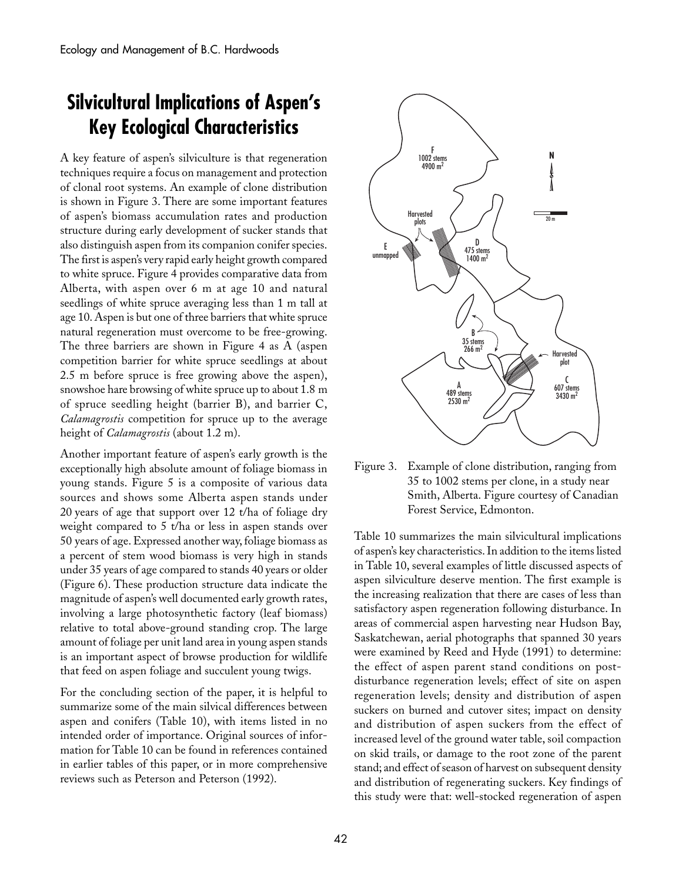## Silvicultural Implications of Aspen's Key Ecological Characteristics

A key feature of aspen's silviculture is that regeneration techniques require a focus on management and protection of clonal root systems. An example of clone distribution is shown in Figure 3. There are some important features of aspen's biomass accumulation rates and production structure during early development of sucker stands that also distinguish aspen from its companion conifer species. The first is aspen's very rapid early height growth compared to white spruce. Figure 4 provides comparative data from Alberta, with aspen over 6 m at age 10 and natural seedlings of white spruce averaging less than 1 m tall at age 10. Aspen is but one of three barriers that white spruce natural regeneration must overcome to be free-growing. The three barriers are shown in Figure 4 as A (aspen competition barrier for white spruce seedlings at about 2.5 m before spruce is free growing above the aspen), snowshoe hare browsing of white spruce up to about 1.8 m of spruce seedling height (barrier B), and barrier C, *Calamagrostis* competition for spruce up to the average height of *Calamagrostis* (about 1.2 m).

Another important feature of aspen's early growth is the exceptionally high absolute amount of foliage biomass in young stands. Figure 5 is a composite of various data sources and shows some Alberta aspen stands under 20 years of age that support over 12 t/ha of foliage dry weight compared to 5 t/ha or less in aspen stands over 50 years of age. Expressed another way, foliage biomass as a percent of stem wood biomass is very high in stands under 35 years of age compared to stands 40 years or older (Figure 6). These production structure data indicate the magnitude of aspen's well documented early growth rates, involving a large photosynthetic factory (leaf biomass) relative to total above-ground standing crop. The large amount of foliage per unit land area in young aspen stands is an important aspect of browse production for wildlife that feed on aspen foliage and succulent young twigs.

For the concluding section of the paper, it is helpful to summarize some of the main silvical differences between aspen and conifers (Table 10), with items listed in no intended order of importance. Original sources of information for Table 10 can be found in references contained in earlier tables of this paper, or in more comprehensive reviews such as Peterson and Peterson (1992).

F 1002 stems 4900 m²

Harvested plots

E unmapped

D 475 stems 1400 m²

B 35 stems 266 m²

Harvested plot

C 607 stems 3430 m²

A 489 stems 2530 m²

N

20 m

Figure 3. Example of clone distribution, ranging from 35 to 1002 stems per clone, in a study near Smith, Alberta. Figure courtesy of Canadian Forest Service, Edmonton.

Table 10 summarizes the main silvicultural implications of aspen's key characteristics. In addition to the items listed in Table 10, several examples of little discussed aspects of aspen silviculture deserve mention. The first example is the increasing realization that there are cases of less than satisfactory aspen regeneration following disturbance. In areas of commercial aspen harvesting near Hudson Bay, Saskatchewan, aerial photographs that spanned 30 years were examined by Reed and Hyde (1991) to determine: the effect of aspen parent stand conditions on post-disturbance regeneration levels; effect of site on aspen regeneration levels; density and distribution of aspen suckers on burned and cutover sites; impact on density and distribution of aspen suckers from the effect of increased level of the ground water table, soil compaction on skid trails, or damage to the root zone of the parent stand; and effect of season of harvest on subsequent density and distribution of regenerating suckers. Key findings of this study were that: well-stocked regeneration of aspen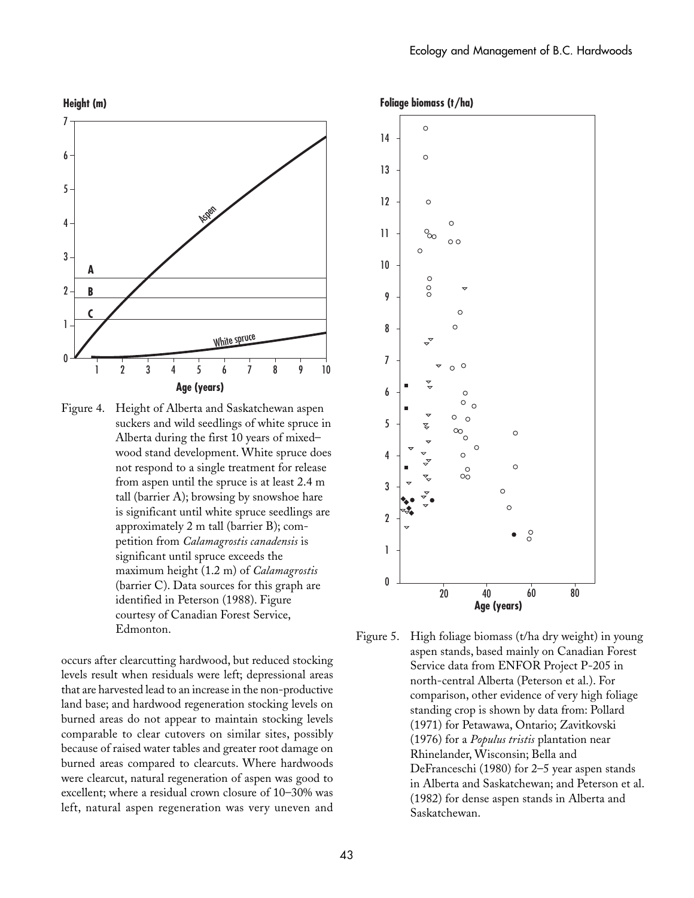Figure 4. Height of Alberta and Saskatchewan aspen suckers and wild seedlings of white spruce in Alberta during the first 10 years of mixed-wood stand development. White spruce does not respond to a single treatment for release from aspen until the spruce is at least 2.4 m tall (barrier A); browsing by snowshoe hare is significant until white spruce seedlings are approximately 2 m tall (barrier B); competition from *Calamagrostis canadensis* is significant until spruce exceeds the maximum height (1.2 m) of *Calamagrostis* (barrier C). Data sources for this graph are identified in Peterson (1988). Figure courtesy of Canadian Forest Service, Edmonton.

Figure 5. High foliage biomass (t/ha dry weight) in young aspen stands, based mainly on Canadian Forest Service data from ENFOR Project P-205 in north-central Alberta (Peterson et al.). For comparison, other evidence of very high foliage standing crop is shown by data from: Pollard (1971) for Petawawa, Ontario; Zavitkovski (1976) for a *Populus tristis* plantation near Rhinelander, Wisconsin; Bella and DeFranceschi (1980) for 2–5 year aspen stands in Alberta and Saskatchewan; and Peterson et al. (1982) for dense aspen stands in Alberta and Saskatchewan.

occurs after clearcutting hardwood, but reduced stocking levels result when residuals were left; depressional areas that are harvested lead to an increase in the non-productive land base; and hardwood regeneration stocking levels on burned areas do not appear to maintain stocking levels comparable to clear cutovers on similar sites, possibly because of raised water tables and greater root damage on burned areas compared to clearcuts. Where hardwoods were clearcut, natural regeneration of aspen was good to excellent; where a residual crown closure of 10–30% was left, natural aspen regeneration was very uneven and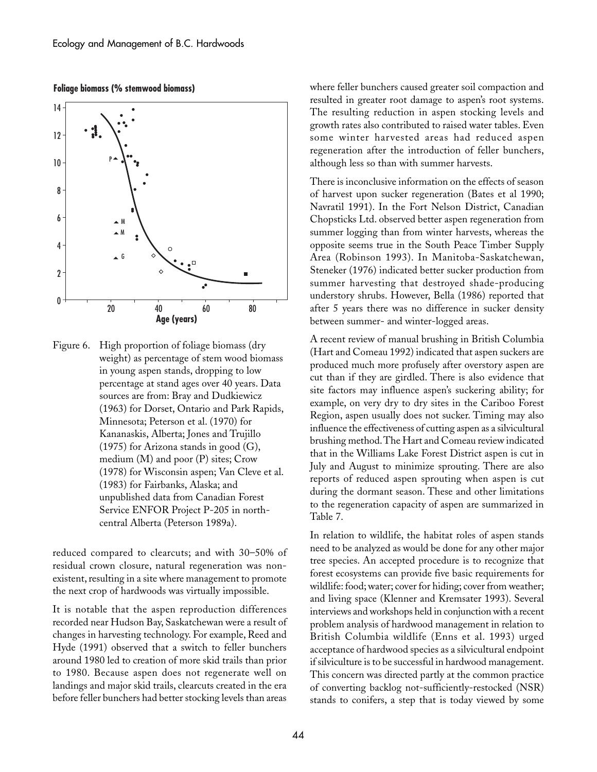Figure 6. High proportion of foliage biomass (dry weight) as percentage of stem wood biomass in young aspen stands, dropping to low percentage at stand ages over 40 years. Data sources are from: Bray and Dudkiewicz (1963) for Dorset, Ontario and Park Rapids, Minnesota; Peterson et al. (1970) for Kananaskis, Alberta; Jones and Trujillo (1975) for Arizona stands in good (G), medium (M) and poor (P) sites; Crow (1978) for Wisconsin aspen; Van Cleve et al. (1983) for Fairbanks, Alaska; and unpublished data from Canadian Forest Service ENFOR Project P-205 in north-central Alberta (Peterson 1989a).

reduced compared to clearcuts; and with 30–50% of residual crown closure, natural regeneration was non-existent, resulting in a site where management to promote the next crop of hardwoods was virtually impossible.

It is notable that the aspen reproduction differences recorded near Hudson Bay, Saskatchewan were a result of changes in harvesting technology. For example, Reed and Hyde (1991) observed that a switch to feller bunchers around 1980 led to creation of more skid trails than prior to 1980. Because aspen does not regenerate well on landings and major skid trails, clearcuts created in the era before feller bunchers had better stocking levels than areas where feller bunchers caused greater soil compaction and resulted in greater root damage to aspen's root systems. The resulting reduction in aspen stocking levels and growth rates also contributed to raised water tables. Even some winter harvested areas had reduced aspen regeneration after the introduction of feller bunchers, although less so than with summer harvests.

There is inconclusive information on the effects of season of harvest upon sucker regeneration (Bates et al 1990; Navratil 1991). In the Fort Nelson District, Canadian Chopsticks Ltd. observed better aspen regeneration from summer logging than from winter harvests, whereas the opposite seems true in the South Peace Timber Supply Area (Robinson 1993). In Manitoba-Saskatchewan, Steneker (1976) indicated better sucker production from summer harvesting that destroyed shade-producing understory shrubs. However, Bella (1986) reported that after 5 years there was no difference in sucker density between summer- and winter-logged areas.

A recent review of manual brushing in British Columbia (Hart and Comeau 1992) indicated that aspen suckers are produced much more profusely after overstory aspen are cut than if they are girdled. There is also evidence that site factors may influence aspen's suckering ability; for example, on very dry to dry sites in the Cariboo Forest Region, aspen usually does not sucker. Timing may also influence the effectiveness of cutting aspen as a silvicultural brushing method. The Hart and Comeau review indicated that in the Williams Lake Forest District aspen is cut in July and August to minimize sprouting. There are also reports of reduced aspen sprouting when aspen is cut during the dormant season. These and other limitations to the regeneration capacity of aspen are summarized in Table 7.

In relation to wildlife, the habitat roles of aspen stands need to be analyzed as would be done for any other major tree species. An accepted procedure is to recognize that forest ecosystems can provide five basic requirements for wildlife: food; water; cover for hiding; cover from weather; and living space (Klenner and Kremsater 1993). Several interviews and workshops held in conjunction with a recent problem analysis of hardwood management in relation to British Columbia wildlife (Enns et al. 1993) urged acceptance of hardwood species as a silvicultural endpoint if silviculture is to be successful in hardwood management. This concern was directed partly at the common practice of converting backlog not-sufficiently-restocked (NSR) stands to conifers, a step that is today viewed by some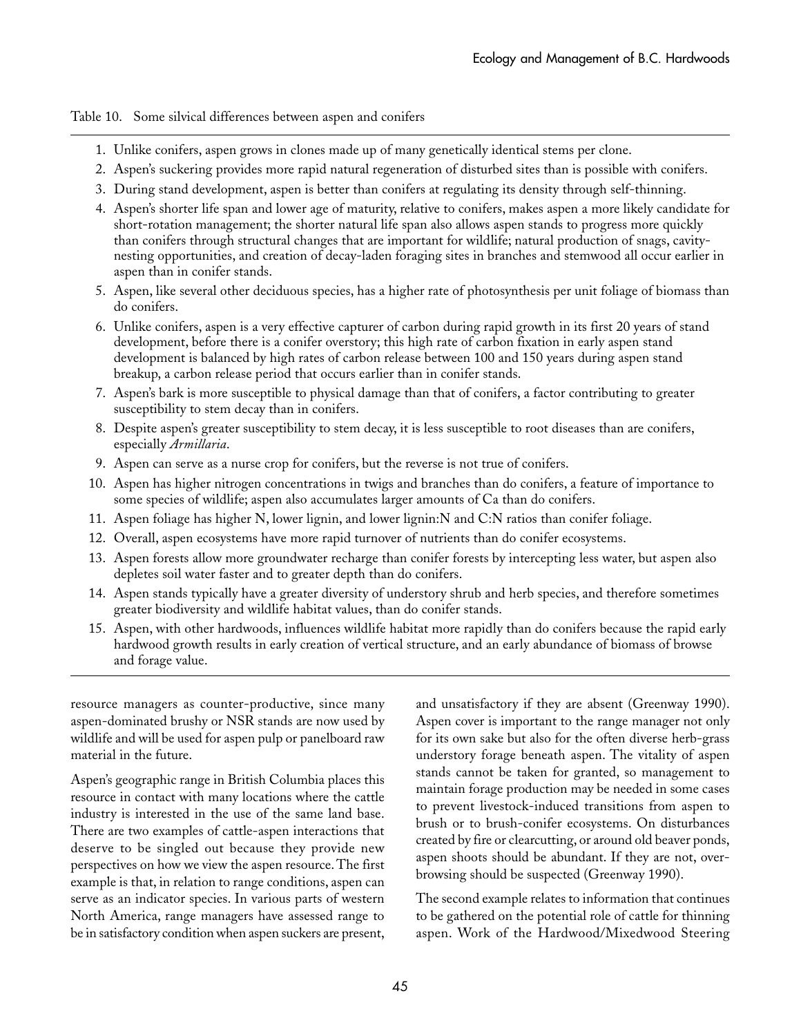Table 10. Some silvical differences between aspen and conifers

1. Unlike conifers, aspen grows in clones made up of many genetically identical stems per clone.
2. Aspen's suckering provides more rapid natural regeneration of disturbed sites than is possible with conifers.
3. During stand development, aspen is better than conifers at regulating its density through self-thinning.
4. Aspen's shorter life span and lower age of maturity, relative to conifers, makes aspen a more likely candidate for short-rotation management; the shorter natural life span also allows aspen stands to progress more quickly than conifers through structural changes that are important for wildlife; natural production of snags, cavity-nesting opportunities, and creation of decay-laden foraging sites in branches and stemwood all occur earlier in aspen than in conifer stands.
5. Aspen, like several other deciduous species, has a higher rate of photosynthesis per unit foliage of biomass than do conifers.
6. Unlike conifers, aspen is a very effective capturer of carbon during rapid growth in its first 20 years of stand development, before there is a conifer overstory; this high rate of carbon fixation in early aspen stand development is balanced by high rates of carbon release between 100 and 150 years during aspen stand breakup, a carbon release period that occurs earlier than in conifer stands.
7. Aspen's bark is more susceptible to physical damage than that of conifers, a factor contributing to greater susceptibility to stem decay than in conifers.
8. Despite aspen's greater susceptibility to stem decay, it is less susceptible to root diseases than are conifers, especially *Armillaria*.
9. Aspen can serve as a nurse crop for conifers, but the reverse is not true of conifers.
10. Aspen has higher nitrogen concentrations in twigs and branches than do conifers, a feature of importance to some species of wildlife; aspen also accumulates larger amounts of Ca than do conifers.
11. Aspen foliage has higher N, lower lignin, and lower lignin:N and C:N ratios than conifer foliage.
12. Overall, aspen ecosystems have more rapid turnover of nutrients than do conifer ecosystems.
13. Aspen forests allow more groundwater recharge than conifer forests by intercepting less water, but aspen also depletes soil water faster and to greater depth than do conifers.
14. Aspen stands typically have a greater diversity of understory shrub and herb species, and therefore sometimes greater biodiversity and wildlife habitat values, than do conifer stands.
15. Aspen, with other hardwoods, influences wildlife habitat more rapidly than do conifers because the rapid early hardwood growth results in early creation of vertical structure, and an early abundance of biomass of browse and forage value.

resource managers as counter-productive, since many aspen-dominated brushy or NSR stands are now used by wildlife and will be used for aspen pulp or panelboard raw material in the future.

Aspen's geographic range in British Columbia places this resource in contact with many locations where the cattle industry is interested in the use of the same land base. There are two examples of cattle-aspen interactions that deserve to be singled out because they provide new perspectives on how we view the aspen resource. The first example is that, in relation to range conditions, aspen can serve as an indicator species. In various parts of western North America, range managers have assessed range to be in satisfactory condition when aspen suckers are present, and unsatisfactory if they are absent (Greenway 1990). Aspen cover is important to the range manager not only for its own sake but also for the often diverse herb-grass understory forage beneath aspen. The vitality of aspen stands cannot be taken for granted, so management to maintain forage production may be needed in some cases to prevent livestock-induced transitions from aspen to brush or to brush-conifer ecosystems. On disturbances created by fire or clearcutting, or around old beaver ponds, aspen shoots should be abundant. If they are not, over-browsing should be suspected (Greenway 1990).

The second example relates to information that continues to be gathered on the potential role of cattle for thinning aspen. Work of the Hardwood/Mixedwood Steering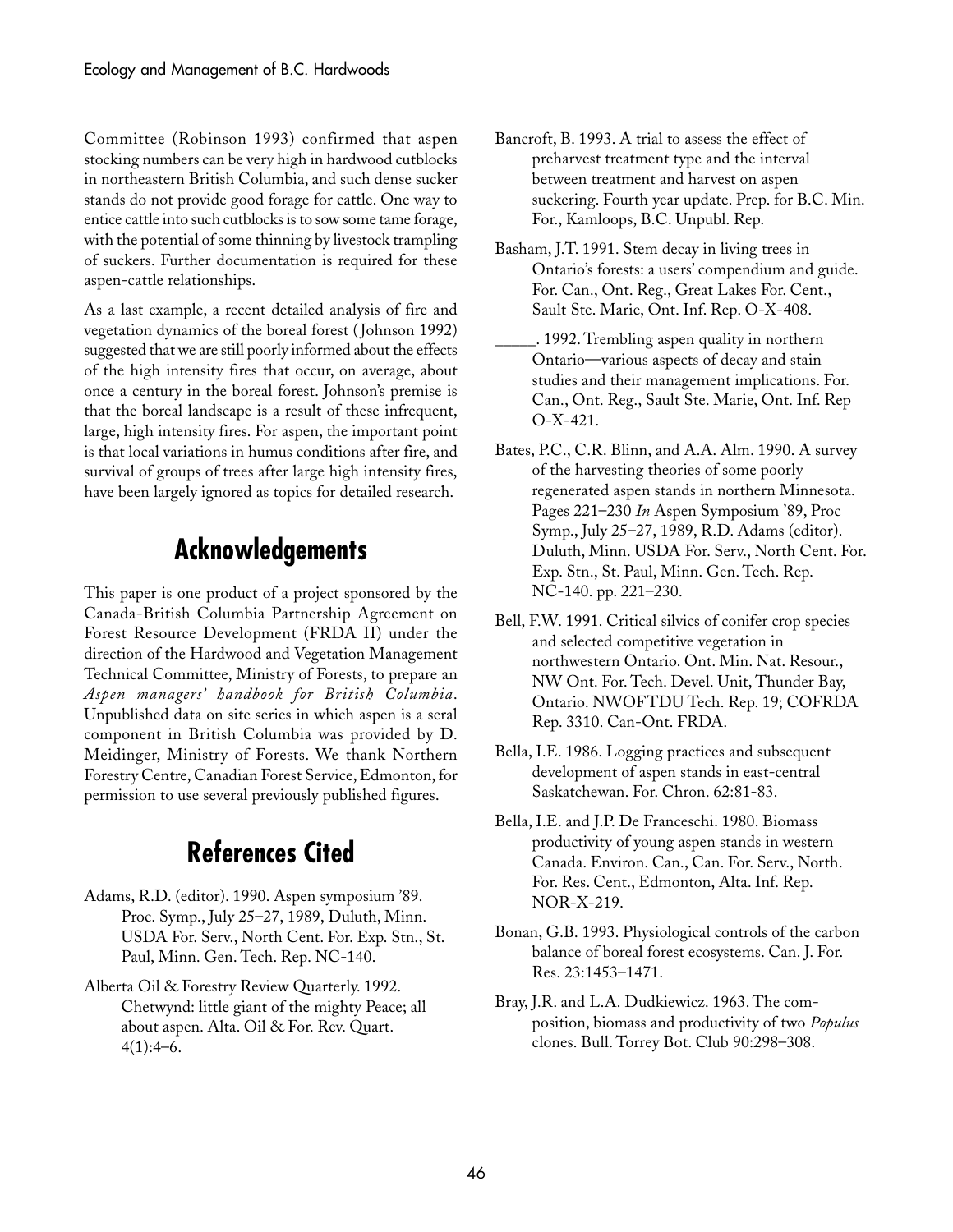Committee (Robinson 1993) confirmed that aspen stocking numbers can be very high in hardwood cutblocks in northeastern British Columbia, and such dense sucker stands do not provide good forage for cattle. One way to entice cattle into such cutblocks is to sow some tame forage, with the potential of some thinning by livestock trampling of suckers. Further documentation is required for these aspen-cattle relationships.

As a last example, a recent detailed analysis of fire and vegetation dynamics of the boreal forest (Johnson 1992) suggested that we are still poorly informed about the effects of the high intensity fires that occur, on average, about once a century in the boreal forest. Johnson's premise is that the boreal landscape is a result of these infrequent, large, high intensity fires. For aspen, the important point is that local variations in humus conditions after fire, and survival of groups of trees after large high intensity fires, have been largely ignored as topics for detailed research.

## Acknowledgements

This paper is one product of a project sponsored by the Canada-British Columbia Partnership Agreement on Forest Resource Development (FRDA II) under the direction of the Hardwood and Vegetation Management Technical Committee, Ministry of Forests, to prepare an *Aspen managers' handbook for British Columbia*. Unpublished data on site series in which aspen is a seral component in British Columbia was provided by D. Meidinger, Ministry of Forests. We thank Northern Forestry Centre, Canadian Forest Service, Edmonton, for permission to use several previously published figures.

## References Cited

Adams, R.D. (editor). 1990. Aspen symposium '89. Proc. Symp., July 25–27, 1989, Duluth, Minn. USDA For. Serv., North Cent. For. Exp. Stn., St. Paul, Minn. Gen. Tech. Rep. NC-140.

Alberta Oil & Forestry Review Quarterly. 1992. Chetwynd: little giant of the mighty Peace; all about aspen. Alta. Oil & For. Rev. Quart. 4(1):4–6.

Bancroft, B. 1993. A trial to assess the effect of preharvest treatment type and the interval between treatment and harvest on aspen suckering. Fourth year update. Prep. for B.C. Min. For., Kamloops, B.C. Unpubl. Rep.

Basham, J.T. 1991. Stem decay in living trees in Ontario's forests: a users' compendium and guide. For. Can., Ont. Reg., Great Lakes For. Cent., Sault Ste. Marie, Ont. Inf. Rep. O-X-408.

_____. 1992. Trembling aspen quality in northern Ontario—various aspects of decay and stain studies and their management implications. For. Can., Ont. Reg., Sault Ste. Marie, Ont. Inf. Rep O-X-421.

Bates, P.C., C.R. Blinn, and A.A. Alm. 1990. A survey of the harvesting theories of some poorly regenerated aspen stands in northern Minnesota. Pages 221–230 *In* Aspen Symposium '89, Proc Symp., July 25–27, 1989, R.D. Adams (editor). Duluth, Minn. USDA For. Serv., North Cent. For. Exp. Stn., St. Paul, Minn. Gen. Tech. Rep. NC-140. pp. 221–230.

Bell, F.W. 1991. Critical silvics of conifer crop species and selected competitive vegetation in northwestern Ontario. Ont. Min. Nat. Resour., NW Ont. For. Tech. Devel. Unit, Thunder Bay, Ontario. NWOFTDU Tech. Rep. 19; COFRDA Rep. 3310. Can-Ont. FRDA.

Bella, I.E. 1986. Logging practices and subsequent development of aspen stands in east-central Saskatchewan. For. Chron. 62:81-83.

Bella, I.E. and J.P. De Franceschi. 1980. Biomass productivity of young aspen stands in western Canada. Environ. Can., Can. For. Serv., North. For. Res. Cent., Edmonton, Alta. Inf. Rep. NOR-X-219.

Bonan, G.B. 1993. Physiological controls of the carbon balance of boreal forest ecosystems. Can. J. For. Res. 23:1453–1471.

Bray, J.R. and L.A. Dudkiewicz. 1963. The composition, biomass and productivity of two *Populus* clones. Bull. Torrey Bot. Club 90:298–308.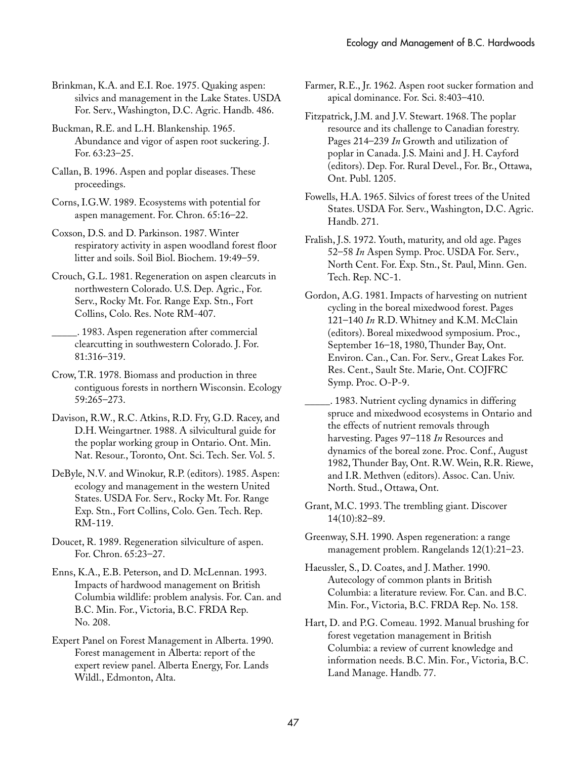Brinkman, K.A. and E.I. Roe. 1975. Quaking aspen: silvics and management in the Lake States. USDA For. Serv., Washington, D.C. Agric. Handb. 486.

Buckman, R.E. and L.H. Blankenship. 1965. Abundance and vigor of aspen root suckering. J. For. 63:23–25.

Callan, B. 1996. Aspen and poplar diseases. These proceedings.

Corns, I.G.W. 1989. Ecosystems with potential for aspen management. For. Chron. 65:16–22.

Coxson, D.S. and D. Parkinson. 1987. Winter respiratory activity in aspen woodland forest floor litter and soils. Soil Biol. Biochem. 19:49–59.

Crouch, G.L. 1981. Regeneration on aspen clearcuts in northwestern Colorado. U.S. Dep. Agric., For. Serv., Rocky Mt. For. Range Exp. Stn., Fort Collins, Colo. Res. Note RM-407.

_____. 1983. Aspen regeneration after commercial clearcutting in southwestern Colorado. J. For. 81:316–319.

Crow, T.R. 1978. Biomass and production in three contiguous forests in northern Wisconsin. Ecology 59:265–273.

Davison, R.W., R.C. Atkins, R.D. Fry, G.D. Racey, and D.H. Weingartner. 1988. A silvicultural guide for the poplar working group in Ontario. Ont. Min. Nat. Resour., Toronto, Ont. Sci. Tech. Ser. Vol. 5.

DeByle, N.V. and Winokur, R.P. (editors). 1985. Aspen: ecology and management in the western United States. USDA For. Serv., Rocky Mt. For. Range Exp. Stn., Fort Collins, Colo. Gen. Tech. Rep. RM-119.

Doucet, R. 1989. Regeneration silviculture of aspen. For. Chron. 65:23–27.

Enns, K.A., E.B. Peterson, and D. McLennan. 1993. Impacts of hardwood management on British Columbia wildlife: problem analysis. For. Can. and B.C. Min. For., Victoria, B.C. FRDA Rep. No. 208.

Expert Panel on Forest Management in Alberta. 1990. Forest management in Alberta: report of the expert review panel. Alberta Energy, For. Lands Wildl., Edmonton, Alta.

Farmer, R.E., Jr. 1962. Aspen root sucker formation and apical dominance. For. Sci. 8:403–410.

Fitzpatrick, J.M. and J.V. Stewart. 1968. The poplar resource and its challenge to Canadian forestry. Pages 214–239 *In* Growth and utilization of poplar in Canada. J.S. Maini and J. H. Cayford (editors). Dep. For. Rural Devel., For. Br., Ottawa, Ont. Publ. 1205.

Fowells, H.A. 1965. Silvics of forest trees of the United States. USDA For. Serv., Washington, D.C. Agric. Handb. 271.

Fralish, J.S. 1972. Youth, maturity, and old age. Pages 52–58 *In* Aspen Symp. Proc. USDA For. Serv., North Cent. For. Exp. Stn., St. Paul, Minn. Gen. Tech. Rep. NC-1.

Gordon, A.G. 1981. Impacts of harvesting on nutrient cycling in the boreal mixedwood forest. Pages 121–140 *In* R.D. Whitney and K.M. McClain (editors). Boreal mixedwood symposium. Proc., September 16–18, 1980, Thunder Bay, Ont. Environ. Can., Can. For. Serv., Great Lakes For. Res. Cent., Sault Ste. Marie, Ont. COJFRC Symp. Proc. O-P-9.

_____. 1983. Nutrient cycling dynamics in differing spruce and mixedwood ecosystems in Ontario and the effects of nutrient removals through harvesting. Pages 97–118 *In* Resources and dynamics of the boreal zone. Proc. Conf., August 1982, Thunder Bay, Ont. R.W. Wein, R.R. Riewe, and I.R. Methven (editors). Assoc. Can. Univ. North. Stud., Ottawa, Ont.

Grant, M.C. 1993. The trembling giant. Discover 14(10):82–89.

Greenway, S.H. 1990. Aspen regeneration: a range management problem. Rangelands 12(1):21–23.

Haeussler, S., D. Coates, and J. Mather. 1990. Autecology of common plants in British Columbia: a literature review. For. Can. and B.C. Min. For., Victoria, B.C. FRDA Rep. No. 158.

Hart, D. and P.G. Comeau. 1992. Manual brushing for forest vegetation management in British Columbia: a review of current knowledge and information needs. B.C. Min. For., Victoria, B.C. Land Manage. Handb. 77.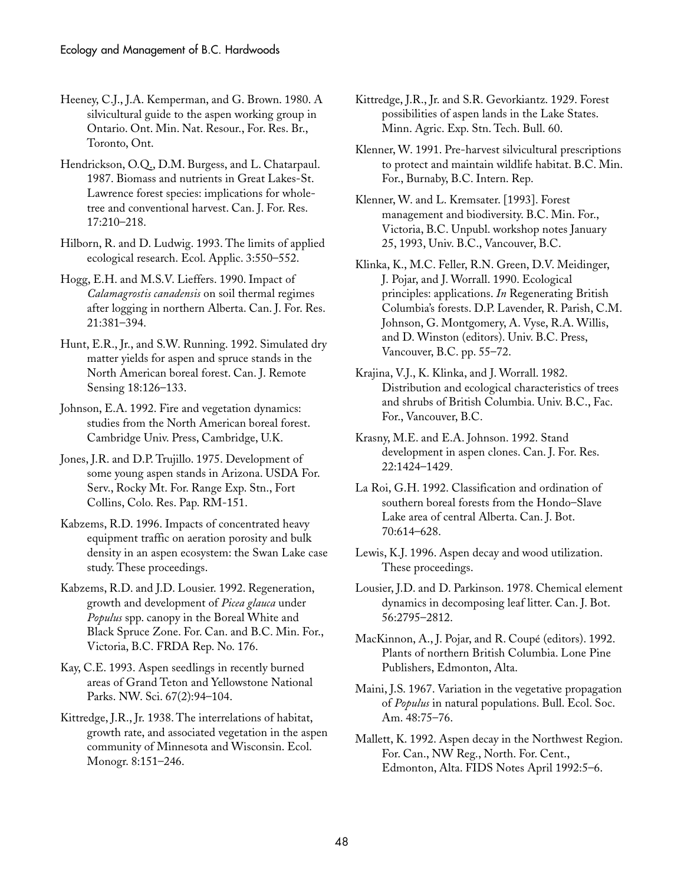Heeney, C.J., J.A. Kemperman, and G. Brown. 1980. A silvicultural guide to the aspen working group in Ontario. Ont. Min. Nat. Resour., For. Res. Br., Toronto, Ont.

Hendrickson, O.Q., D.M. Burgess, and L. Chatarpaul. 1987. Biomass and nutrients in Great Lakes-St. Lawrence forest species: implications for whole-tree and conventional harvest. Can. J. For. Res. 17:210–218.

Hilborn, R. and D. Ludwig. 1993. The limits of applied ecological research. Ecol. Applic. 3:550–552.

Hogg, E.H. and M.S.V. Lieffers. 1990. Impact of *Calamagrostis canadensis* on soil thermal regimes after logging in northern Alberta. Can. J. For. Res. 21:381–394.

Hunt, E.R., Jr., and S.W. Running. 1992. Simulated dry matter yields for aspen and spruce stands in the North American boreal forest. Can. J. Remote Sensing 18:126–133.

Johnson, E.A. 1992. Fire and vegetation dynamics: studies from the North American boreal forest. Cambridge Univ. Press, Cambridge, U.K.

Jones, J.R. and D.P. Trujillo. 1975. Development of some young aspen stands in Arizona. USDA For. Serv., Rocky Mt. For. Range Exp. Stn., Fort Collins, Colo. Res. Pap. RM-151.

Kabzems, R.D. 1996. Impacts of concentrated heavy equipment traffic on aeration porosity and bulk density in an aspen ecosystem: the Swan Lake case study. These proceedings.

Kabzems, R.D. and J.D. Lousier. 1992. Regeneration, growth and development of *Picea glauca* under *Populus* spp. canopy in the Boreal White and Black Spruce Zone. For. Can. and B.C. Min. For., Victoria, B.C. FRDA Rep. No. 176.

Kay, C.E. 1993. Aspen seedlings in recently burned areas of Grand Teton and Yellowstone National Parks. NW. Sci. 67(2):94–104.

Kittredge, J.R., Jr. 1938. The interrelations of habitat, growth rate, and associated vegetation in the aspen community of Minnesota and Wisconsin. Ecol. Monogr. 8:151–246.

Kittredge, J.R., Jr. and S.R. Gevorkiantz. 1929. Forest possibilities of aspen lands in the Lake States. Minn. Agric. Exp. Stn. Tech. Bull. 60.

Klenner, W. 1991. Pre-harvest silvicultural prescriptions to protect and maintain wildlife habitat. B.C. Min. For., Burnaby, B.C. Intern. Rep.

Klenner, W. and L. Kremsater. [1993]. Forest management and biodiversity. B.C. Min. For., Victoria, B.C. Unpubl. workshop notes January 25, 1993, Univ. B.C., Vancouver, B.C.

Klinka, K., M.C. Feller, R.N. Green, D.V. Meidinger, J. Pojar, and J. Worrall. 1990. Ecological principles: applications. *In* Regenerating British Columbia's forests. D.P. Lavender, R. Parish, C.M. Johnson, G. Montgomery, A. Vyse, R.A. Willis, and D. Winston (editors). Univ. B.C. Press, Vancouver, B.C. pp. 55–72.

Krajina, V.J., K. Klinka, and J. Worrall. 1982. Distribution and ecological characteristics of trees and shrubs of British Columbia. Univ. B.C., Fac. For., Vancouver, B.C.

Krasny, M.E. and E.A. Johnson. 1992. Stand development in aspen clones. Can. J. For. Res. 22:1424–1429.

La Roi, G.H. 1992. Classification and ordination of southern boreal forests from the Hondo–Slave Lake area of central Alberta. Can. J. Bot. 70:614–628.

Lewis, K.J. 1996. Aspen decay and wood utilization. These proceedings.

Lousier, J.D. and D. Parkinson. 1978. Chemical element dynamics in decomposing leaf litter. Can. J. Bot. 56:2795–2812.

MacKinnon, A., J. Pojar, and R. Coupé (editors). 1992. Plants of northern British Columbia. Lone Pine Publishers, Edmonton, Alta.

Maini, J.S. 1967. Variation in the vegetative propagation of *Populus* in natural populations. Bull. Ecol. Soc. Am. 48:75–76.

Mallett, K. 1992. Aspen decay in the Northwest Region. For. Can., NW Reg., North. For. Cent., Edmonton, Alta. FIDS Notes April 1992:5–6.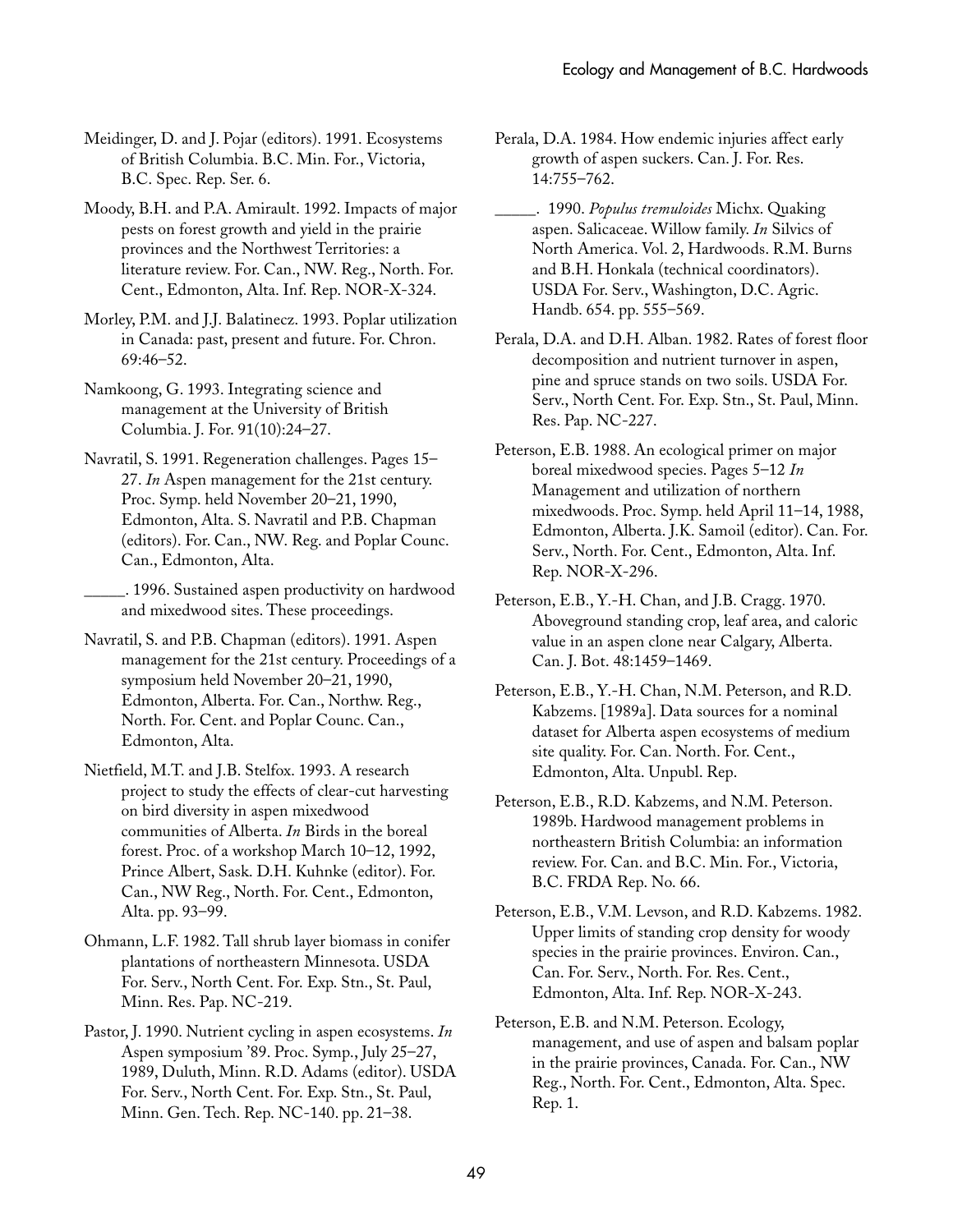Meidinger, D. and J. Pojar (editors). 1991. Ecosystems of British Columbia. B.C. Min. For., Victoria, B.C. Spec. Rep. Ser. 6.

Moody, B.H. and P.A. Amirault. 1992. Impacts of major pests on forest growth and yield in the prairie provinces and the Northwest Territories: a literature review. For. Can., NW. Reg., North. For. Cent., Edmonton, Alta. Inf. Rep. NOR-X-324.

Morley, P.M. and J.J. Balatinecz. 1993. Poplar utilization in Canada: past, present and future. For. Chron. 69:46–52.

Namkoong, G. 1993. Integrating science and management at the University of British Columbia. J. For. 91(10):24–27.

Navratil, S. 1991. Regeneration challenges. Pages 15–27. *In* Aspen management for the 21st century. Proc. Symp. held November 20–21, 1990, Edmonton, Alta. S. Navratil and P.B. Chapman (editors). For. Can., NW. Reg. and Poplar Counc. Can., Edmonton, Alta.

_____. 1996. Sustained aspen productivity on hardwood and mixedwood sites. These proceedings.

Navratil, S. and P.B. Chapman (editors). 1991. Aspen management for the 21st century. Proceedings of a symposium held November 20–21, 1990, Edmonton, Alberta. For. Can., Northw. Reg., North. For. Cent. and Poplar Counc. Can., Edmonton, Alta.

Nietfield, M.T. and J.B. Stelfox. 1993. A research project to study the effects of clear-cut harvesting on bird diversity in aspen mixedwood communities of Alberta. *In* Birds in the boreal forest. Proc. of a workshop March 10–12, 1992, Prince Albert, Sask. D.H. Kuhnke (editor). For. Can., NW Reg., North. For. Cent., Edmonton, Alta. pp. 93–99.

Ohmann, L.F. 1982. Tall shrub layer biomass in conifer plantations of northeastern Minnesota. USDA For. Serv., North Cent. For. Exp. Stn., St. Paul, Minn. Res. Pap. NC-219.

Pastor, J. 1990. Nutrient cycling in aspen ecosystems. *In* Aspen symposium '89. Proc. Symp., July 25–27, 1989, Duluth, Minn. R.D. Adams (editor). USDA For. Serv., North Cent. For. Exp. Stn., St. Paul, Minn. Gen. Tech. Rep. NC-140. pp. 21–38.

Perala, D.A. 1984. How endemic injuries affect early growth of aspen suckers. Can. J. For. Res. 14:755–762.

_____. 1990. *Populus tremuloides* Michx. Quaking aspen. Salicaceae. Willow family. *In* Silvics of North America. Vol. 2, Hardwoods. R.M. Burns and B.H. Honkala (technical coordinators). USDA For. Serv., Washington, D.C. Agric. Handb. 654. pp. 555–569.

Perala, D.A. and D.H. Alban. 1982. Rates of forest floor decomposition and nutrient turnover in aspen, pine and spruce stands on two soils. USDA For. Serv., North Cent. For. Exp. Stn., St. Paul, Minn. Res. Pap. NC-227.

Peterson, E.B. 1988. An ecological primer on major boreal mixedwood species. Pages 5–12 *In* Management and utilization of northern mixedwoods. Proc. Symp. held April 11–14, 1988, Edmonton, Alberta. J.K. Samoil (editor). Can. For. Serv., North. For. Cent., Edmonton, Alta. Inf. Rep. NOR-X-296.

Peterson, E.B., Y.-H. Chan, and J.B. Cragg. 1970. Aboveground standing crop, leaf area, and caloric value in an aspen clone near Calgary, Alberta. Can. J. Bot. 48:1459–1469.

Peterson, E.B., Y.-H. Chan, N.M. Peterson, and R.D. Kabzems. [1989a]. Data sources for a nominal dataset for Alberta aspen ecosystems of medium site quality. For. Can. North. For. Cent., Edmonton, Alta. Unpubl. Rep.

Peterson, E.B., R.D. Kabzems, and N.M. Peterson. 1989b. Hardwood management problems in northeastern British Columbia: an information review. For. Can. and B.C. Min. For., Victoria, B.C. FRDA Rep. No. 66.

Peterson, E.B., V.M. Levson, and R.D. Kabzems. 1982. Upper limits of standing crop density for woody species in the prairie provinces. Environ. Can., Can. For. Serv., North. For. Res. Cent., Edmonton, Alta. Inf. Rep. NOR-X-243.

Peterson, E.B. and N.M. Peterson. Ecology, management, and use of aspen and balsam poplar in the prairie provinces, Canada. For. Can., NW Reg., North. For. Cent., Edmonton, Alta. Spec. Rep. 1.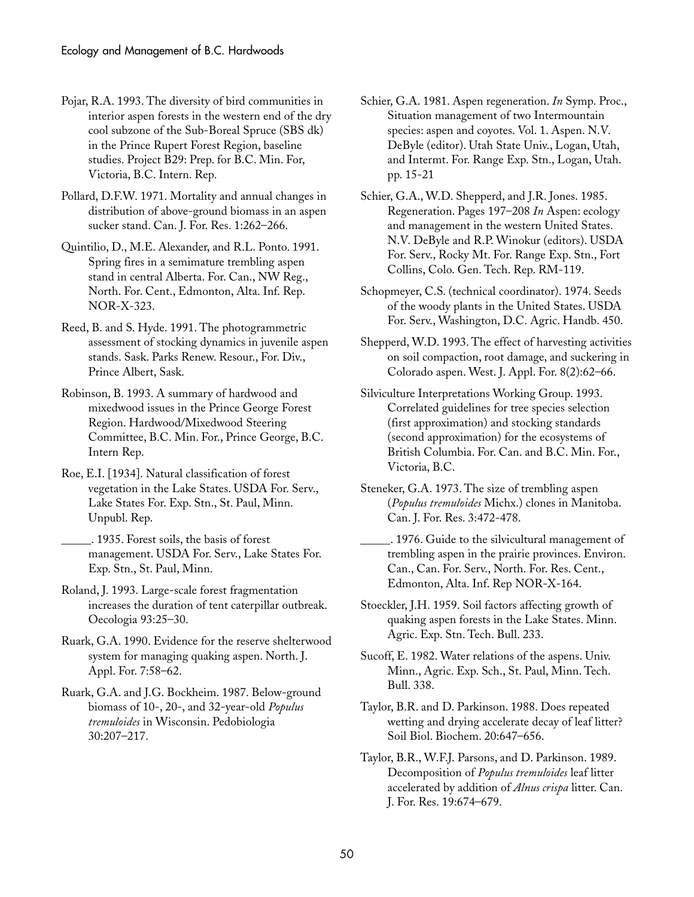Pojar, R.A. 1993. The diversity of bird communities in interior aspen forests in the western end of the dry cool subzone of the Sub-Boreal Spruce (SBS dk) in the Prince Rupert Forest Region, baseline studies. Project B29: Prep. for B.C. Min. For, Victoria, B.C. Intern. Rep.

Pollard, D.F.W. 1971. Mortality and annual changes in distribution of above-ground biomass in an aspen sucker stand. Can. J. For. Res. 1:262–266.

Quintilio, D., M.E. Alexander, and R.L. Ponto. 1991. Spring fires in a semimature trembling aspen stand in central Alberta. For. Can., NW Reg., North. For. Cent., Edmonton, Alta. Inf. Rep. NOR-X-323.

Reed, B. and S. Hyde. 1991. The photogrammetric assessment of stocking dynamics in juvenile aspen stands. Sask. Parks Renew. Resour., For. Div., Prince Albert, Sask.

Robinson, B. 1993. A summary of hardwood and mixedwood issues in the Prince George Forest Region. Hardwood/Mixedwood Steering Committee, B.C. Min. For., Prince George, B.C. Intern Rep.

Roe, E.I. [1934]. Natural classification of forest vegetation in the Lake States. USDA For. Serv., Lake States For. Exp. Stn., St. Paul, Minn. Unpubl. Rep.

_____. 1935. Forest soils, the basis of forest management. USDA For. Serv., Lake States For. Exp. Stn., St. Paul, Minn.

Roland, J. 1993. Large-scale forest fragmentation increases the duration of tent caterpillar outbreak. Oecologia 93:25–30.

Ruark, G.A. 1990. Evidence for the reserve shelterwood system for managing quaking aspen. North. J. Appl. For. 7:58–62.

Ruark, G.A. and J.G. Bockheim. 1987. Below-ground biomass of 10-, 20-, and 32-year-old *Populus tremuloides* in Wisconsin. Pedobiologia 30:207–217.

Schier, G.A. 1981. Aspen regeneration. *In* Symp. Proc., Situation management of two Intermountain species: aspen and coyotes. Vol. 1. Aspen. N.V. DeByle (editor). Utah State Univ., Logan, Utah, and Intermt. For. Range Exp. Stn., Logan, Utah. pp. 15-21

Schier, G.A., W.D. Shepperd, and J.R. Jones. 1985. Regeneration. Pages 197–208 *In* Aspen: ecology and management in the western United States. N.V. DeByle and R.P. Winokur (editors). USDA For. Serv., Rocky Mt. For. Range Exp. Stn., Fort Collins, Colo. Gen. Tech. Rep. RM-119.

Schopmeyer, C.S. (technical coordinator). 1974. Seeds of the woody plants in the United States. USDA For. Serv., Washington, D.C. Agric. Handb. 450.

Shepperd, W.D. 1993. The effect of harvesting activities on soil compaction, root damage, and suckering in Colorado aspen. West. J. Appl. For. 8(2):62–66.

Silviculture Interpretations Working Group. 1993. Correlated guidelines for tree species selection (first approximation) and stocking standards (second approximation) for the ecosystems of British Columbia. For. Can. and B.C. Min. For., Victoria, B.C.

Steneker, G.A. 1973. The size of trembling aspen (*Populus tremuloides* Michx.) clones in Manitoba. Can. J. For. Res. 3:472-478.

_____. 1976. Guide to the silvicultural management of trembling aspen in the prairie provinces. Environ. Can., Can. For. Serv., North. For. Res. Cent., Edmonton, Alta. Inf. Rep NOR-X-164.

Stoeckler, J.H. 1959. Soil factors affecting growth of quaking aspen forests in the Lake States. Minn. Agric. Exp. Stn. Tech. Bull. 233.

Sucoff, E. 1982. Water relations of the aspens. Univ. Minn., Agric. Exp. Sch., St. Paul, Minn. Tech. Bull. 338.

Taylor, B.R. and D. Parkinson. 1988. Does repeated wetting and drying accelerate decay of leaf litter? Soil Biol. Biochem. 20:647–656.

Taylor, B.R., W.F.J. Parsons, and D. Parkinson. 1989. Decomposition of *Populus tremuloides* leaf litter accelerated by addition of *Alnus crispa* litter. Can. J. For. Res. 19:674–679.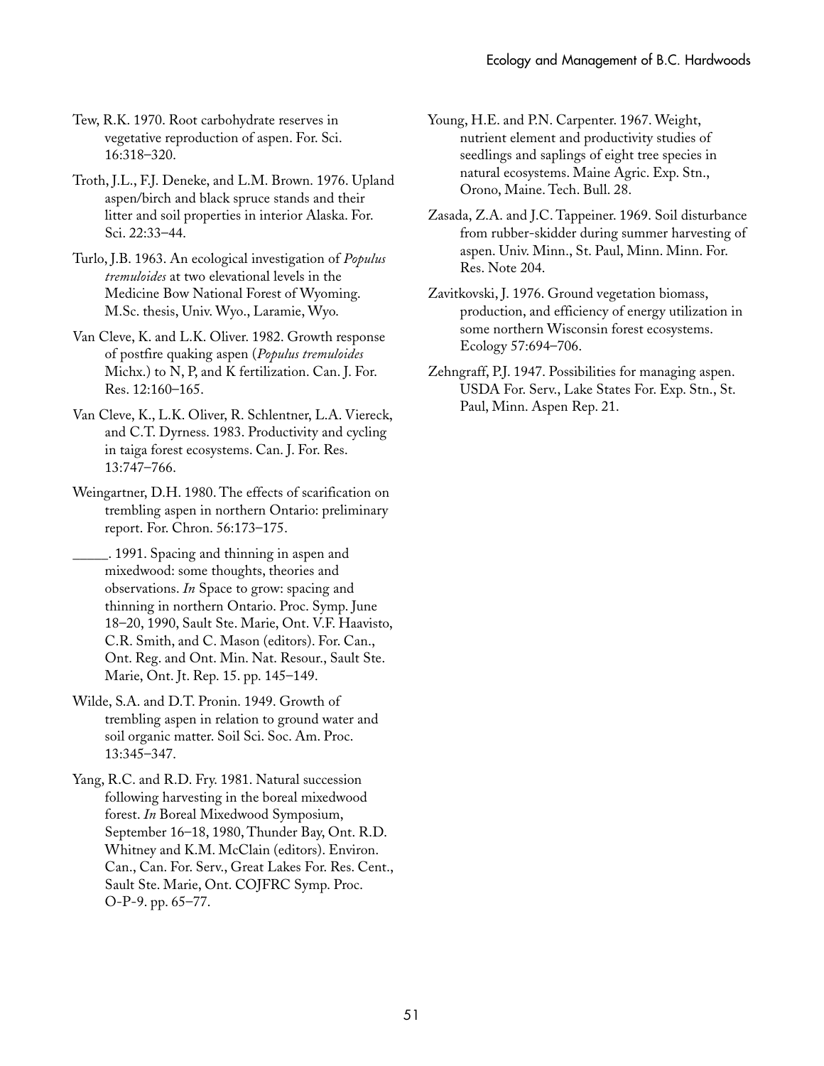Tew, R.K. 1970. Root carbohydrate reserves in vegetative reproduction of aspen. For. Sci. 16:318–320.

Troth, J.L., F.J. Deneke, and L.M. Brown. 1976. Upland aspen/birch and black spruce stands and their litter and soil properties in interior Alaska. For. Sci. 22:33–44.

Turlo, J.B. 1963. An ecological investigation of *Populus tremuloides* at two elevational levels in the Medicine Bow National Forest of Wyoming. M.Sc. thesis, Univ. Wyo., Laramie, Wyo.

Van Cleve, K. and L.K. Oliver. 1982. Growth response of postfire quaking aspen (*Populus tremuloides* Michx.) to N, P, and K fertilization. Can. J. For. Res. 12:160–165.

Van Cleve, K., L.K. Oliver, R. Schlentner, L.A. Viereck, and C.T. Dyrness. 1983. Productivity and cycling in taiga forest ecosystems. Can. J. For. Res. 13:747–766.

Weingartner, D.H. 1980. The effects of scarification on trembling aspen in northern Ontario: preliminary report. For. Chron. 56:173–175.

_____. 1991. Spacing and thinning in aspen and mixedwood: some thoughts, theories and observations. *In* Space to grow: spacing and thinning in northern Ontario. Proc. Symp. June 18–20, 1990, Sault Ste. Marie, Ont. V.F. Haavisto, C.R. Smith, and C. Mason (editors). For. Can., Ont. Reg. and Ont. Min. Nat. Resour., Sault Ste. Marie, Ont. Jt. Rep. 15. pp. 145–149.

Wilde, S.A. and D.T. Pronin. 1949. Growth of trembling aspen in relation to ground water and soil organic matter. Soil Sci. Soc. Am. Proc. 13:345–347.

Yang, R.C. and R.D. Fry. 1981. Natural succession following harvesting in the boreal mixedwood forest. *In* Boreal Mixedwood Symposium, September 16–18, 1980, Thunder Bay, Ont. R.D. Whitney and K.M. McClain (editors). Environ. Can., Can. For. Serv., Great Lakes For. Res. Cent., Sault Ste. Marie, Ont. COJFRC Symp. Proc. O-P-9. pp. 65–77.

Young, H.E. and P.N. Carpenter. 1967. Weight, nutrient element and productivity studies of seedlings and saplings of eight tree species in natural ecosystems. Maine Agric. Exp. Stn., Orono, Maine. Tech. Bull. 28.

Zasada, Z.A. and J.C. Tappeiner. 1969. Soil disturbance from rubber-skidder during summer harvesting of aspen. Univ. Minn., St. Paul, Minn. Minn. For. Res. Note 204.

Zavitkovski, J. 1976. Ground vegetation biomass, production, and efficiency of energy utilization in some northern Wisconsin forest ecosystems. Ecology 57:694–706.

Zehngraff, P.J. 1947. Possibilities for managing aspen. USDA For. Serv., Lake States For. Exp. Stn., St. Paul, Minn. Aspen Rep. 21.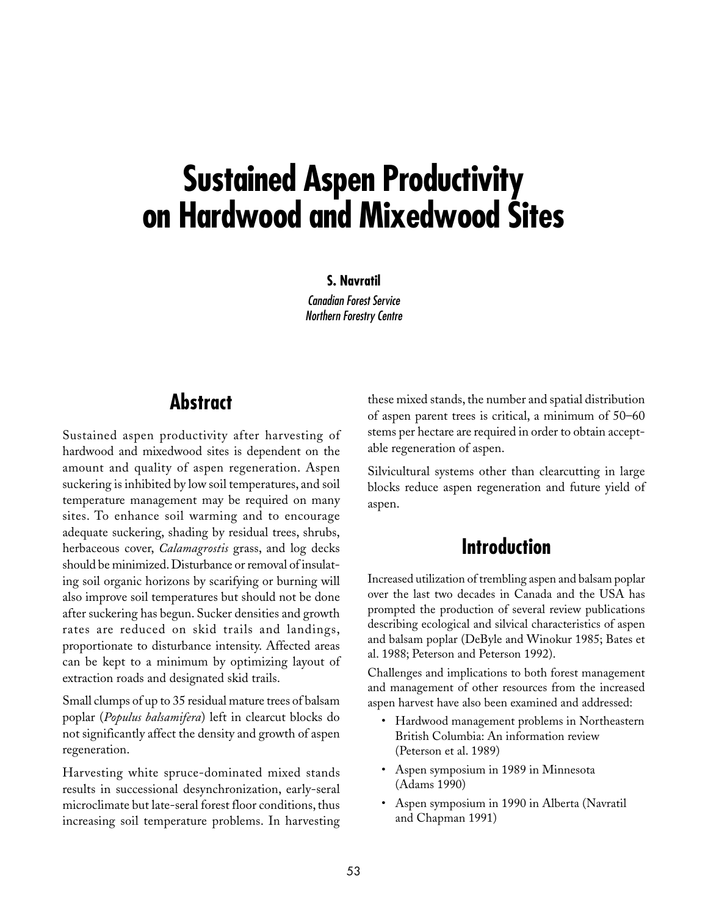# Sustained Aspen Productivity on Hardwood and Mixedwood Sites

**S. Navratil**

*Canadian Forest Service*
*Northern Forestry Centre*

## Abstract

Sustained aspen productivity after harvesting of hardwood and mixedwood sites is dependent on the amount and quality of aspen regeneration. Aspen suckering is inhibited by low soil temperatures, and soil temperature management may be required on many sites. To enhance soil warming and to encourage adequate suckering, shading by residual trees, shrubs, herbaceous cover, *Calamagrostis* grass, and log decks should be minimized. Disturbance or removal of insulating soil organic horizons by scarifying or burning will also improve soil temperatures but should not be done after suckering has begun. Sucker densities and growth rates are reduced on skid trails and landings, proportionate to disturbance intensity. Affected areas can be kept to a minimum by optimizing layout of extraction roads and designated skid trails.

Small clumps of up to 35 residual mature trees of balsam poplar (*Populus balsamifera*) left in clearcut blocks do not significantly affect the density and growth of aspen regeneration.

Harvesting white spruce-dominated mixed stands results in successional desynchronization, early-seral microclimate but late-seral forest floor conditions, thus increasing soil temperature problems. In harvesting these mixed stands, the number and spatial distribution of aspen parent trees is critical, a minimum of 50–60 stems per hectare are required in order to obtain acceptable regeneration of aspen.

Silvicultural systems other than clearcutting in large blocks reduce aspen regeneration and future yield of aspen.

## Introduction

Increased utilization of trembling aspen and balsam poplar over the last two decades in Canada and the USA has prompted the production of several review publications describing ecological and silvical characteristics of aspen and balsam poplar (DeByle and Winokur 1985; Bates et al. 1988; Peterson and Peterson 1992).

Challenges and implications to both forest management and management of other resources from the increased aspen harvest have also been examined and addressed:

- Hardwood management problems in Northeastern British Columbia: An information review (Peterson et al. 1989)
- Aspen symposium in 1989 in Minnesota (Adams 1990)
- Aspen symposium in 1990 in Alberta (Navratil and Chapman 1991)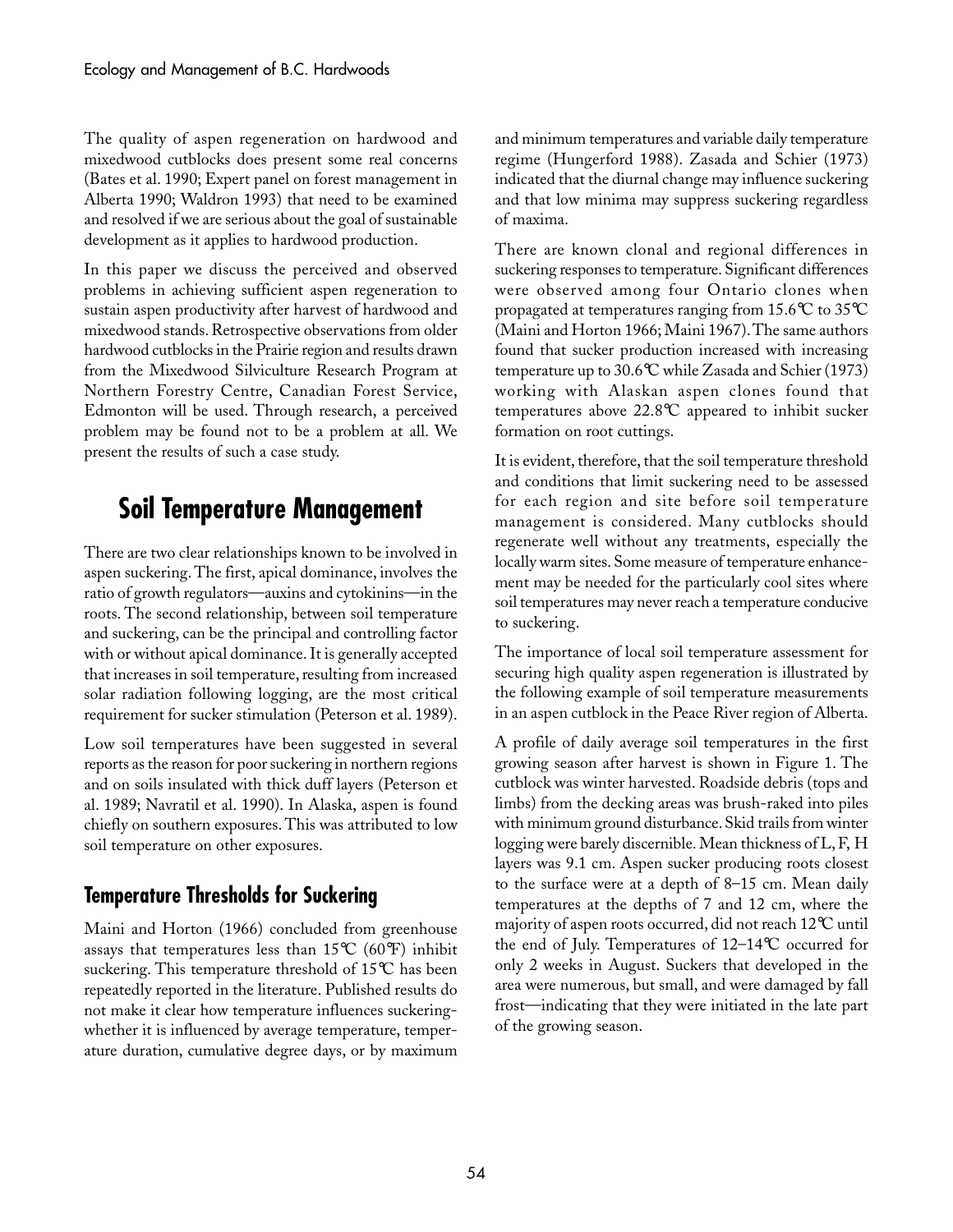The quality of aspen regeneration on hardwood and mixedwood cutblocks does present some real concerns (Bates et al. 1990; Expert panel on forest management in Alberta 1990; Waldron 1993) that need to be examined and resolved if we are serious about the goal of sustainable development as it applies to hardwood production.

In this paper we discuss the perceived and observed problems in achieving sufficient aspen regeneration to sustain aspen productivity after harvest of hardwood and mixedwood stands. Retrospective observations from older hardwood cutblocks in the Prairie region and results drawn from the Mixedwood Silviculture Research Program at Northern Forestry Centre, Canadian Forest Service, Edmonton will be used. Through research, a perceived problem may be found not to be a problem at all. We present the results of such a case study.

## Soil Temperature Management

There are two clear relationships known to be involved in aspen suckering. The first, apical dominance, involves the ratio of growth regulators—auxins and cytokinins—in the roots. The second relationship, between soil temperature and suckering, can be the principal and controlling factor with or without apical dominance. It is generally accepted that increases in soil temperature, resulting from increased solar radiation following logging, are the most critical requirement for sucker stimulation (Peterson et al. 1989).

Low soil temperatures have been suggested in several reports as the reason for poor suckering in northern regions and on soils insulated with thick duff layers (Peterson et al. 1989; Navratil et al. 1990). In Alaska, aspen is found chiefly on southern exposures. This was attributed to low soil temperature on other exposures.

### Temperature Thresholds for Suckering

Maini and Horton (1966) concluded from greenhouse assays that temperatures less than 15°C (60°F) inhibit suckering. This temperature threshold of 15°C has been repeatedly reported in the literature. Published results do not make it clear how temperature influences suckering-whether it is influenced by average temperature, temperature duration, cumulative degree days, or by maximum and minimum temperatures and variable daily temperature regime (Hungerford 1988). Zasada and Schier (1973) indicated that the diurnal change may influence suckering and that low minima may suppress suckering regardless of maxima.

There are known clonal and regional differences in suckering responses to temperature. Significant differences were observed among four Ontario clones when propagated at temperatures ranging from 15.6°C to 35°C (Maini and Horton 1966; Maini 1967). The same authors found that sucker production increased with increasing temperature up to 30.6°C while Zasada and Schier (1973) working with Alaskan aspen clones found that temperatures above 22.8°C appeared to inhibit sucker formation on root cuttings.

It is evident, therefore, that the soil temperature threshold and conditions that limit suckering need to be assessed for each region and site before soil temperature management is considered. Many cutblocks should regenerate well without any treatments, especially the locally warm sites. Some measure of temperature enhancement may be needed for the particularly cool sites where soil temperatures may never reach a temperature conducive to suckering.

The importance of local soil temperature assessment for securing high quality aspen regeneration is illustrated by the following example of soil temperature measurements in an aspen cutblock in the Peace River region of Alberta.

A profile of daily average soil temperatures in the first growing season after harvest is shown in Figure 1. The cutblock was winter harvested. Roadside debris (tops and limbs) from the decking areas was brush-raked into piles with minimum ground disturbance. Skid trails from winter logging were barely discernible. Mean thickness of L, F, H layers was 9.1 cm. Aspen sucker producing roots closest to the surface were at a depth of 8–15 cm. Mean daily temperatures at the depths of 7 and 12 cm, where the majority of aspen roots occurred, did not reach 12°C until the end of July. Temperatures of 12–14°C occurred for only 2 weeks in August. Suckers that developed in the area were numerous, but small, and were damaged by fall frost—indicating that they were initiated in the late part of the growing season.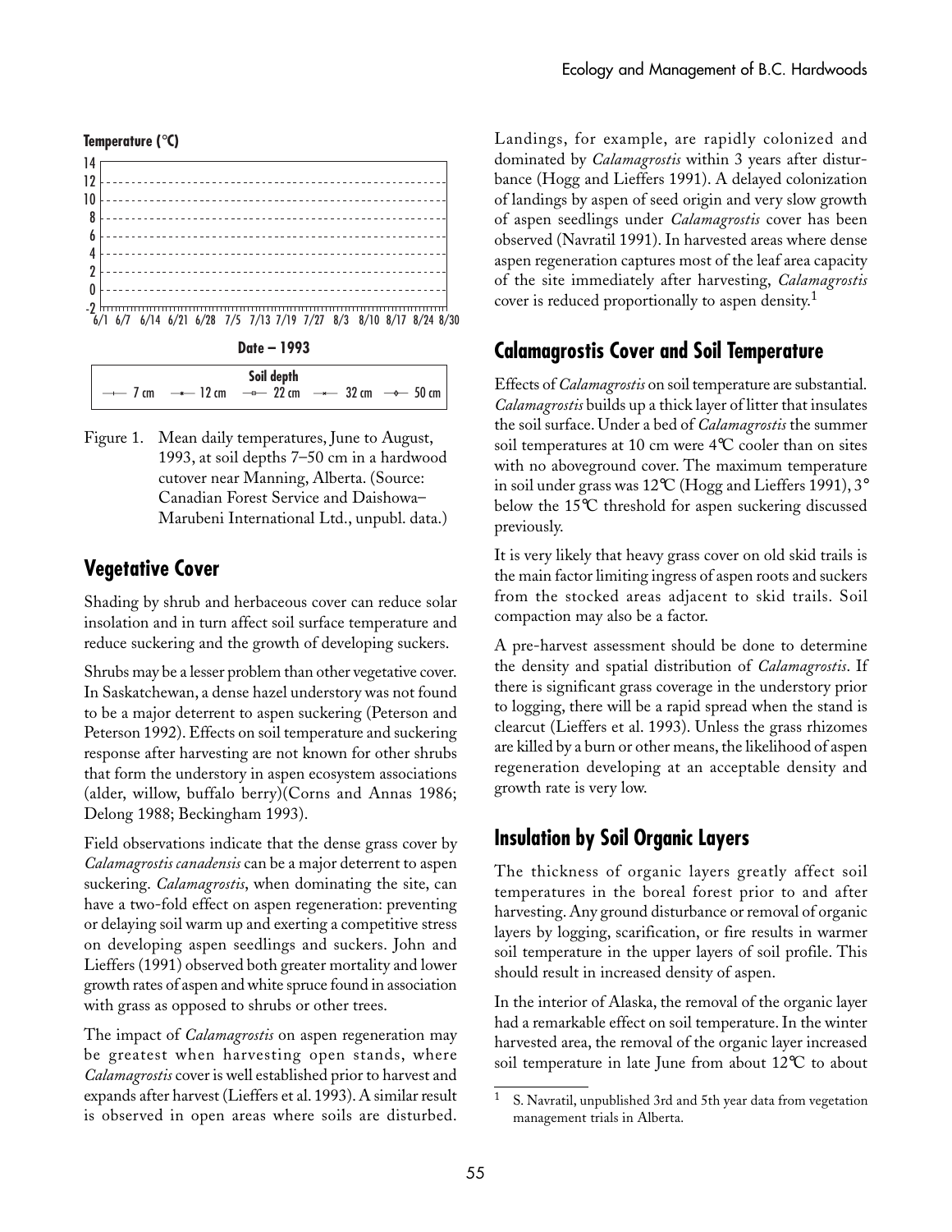Temperature (°C)

Date – 1993

Soil depth: 7 cm, 12 cm, 22 cm, 32 cm, 50 cm

Figure 1. Mean daily temperatures, June to August, 1993, at soil depths 7–50 cm in a hardwood cutover near Manning, Alberta. (Source: Canadian Forest Service and Daishowa–Marubeni International Ltd., unpubl. data.)

## Vegetative Cover

Shading by shrub and herbaceous cover can reduce solar insolation and in turn affect soil surface temperature and reduce suckering and the growth of developing suckers.

Shrubs may be a lesser problem than other vegetative cover. In Saskatchewan, a dense hazel understory was not found to be a major deterrent to aspen suckering (Peterson and Peterson 1992). Effects on soil temperature and suckering response after harvesting are not known for other shrubs that form the understory in aspen ecosystem associations (alder, willow, buffalo berry)(Corns and Annas 1986; Delong 1988; Beckingham 1993).

Field observations indicate that the dense grass cover by *Calamagrostis canadensis* can be a major deterrent to aspen suckering. *Calamagrostis*, when dominating the site, can have a two-fold effect on aspen regeneration: preventing or delaying soil warm up and exerting a competitive stress on developing aspen seedlings and suckers. John and Lieffers (1991) observed both greater mortality and lower growth rates of aspen and white spruce found in association with grass as opposed to shrubs or other trees.

The impact of *Calamagrostis* on aspen regeneration may be greatest when harvesting open stands, where *Calamagrostis* cover is well established prior to harvest and expands after harvest (Lieffers et al. 1993). A similar result is observed in open areas where soils are disturbed. Landings, for example, are rapidly colonized and dominated by *Calamagrostis* within 3 years after disturbance (Hogg and Lieffers 1991). A delayed colonization of landings by aspen of seed origin and very slow growth of aspen seedlings under *Calamagrostis* cover has been observed (Navratil 1991). In harvested areas where dense aspen regeneration captures most of the leaf area capacity of the site immediately after harvesting, *Calamagrostis* cover is reduced proportionally to aspen density.[1]

## Calamagrostis Cover and Soil Temperature

Effects of *Calamagrostis* on soil temperature are substantial. *Calamagrostis* builds up a thick layer of litter that insulates the soil surface. Under a bed of *Calamagrostis* the summer soil temperatures at 10 cm were 4°C cooler than on sites with no aboveground cover. The maximum temperature in soil under grass was 12°C (Hogg and Lieffers 1991), 3° below the 15°C threshold for aspen suckering discussed previously.

It is very likely that heavy grass cover on old skid trails is the main factor limiting ingress of aspen roots and suckers from the stocked areas adjacent to skid trails. Soil compaction may also be a factor.

A pre-harvest assessment should be done to determine the density and spatial distribution of *Calamagrostis*. If there is significant grass coverage in the understory prior to logging, there will be a rapid spread when the stand is clearcut (Lieffers et al. 1993). Unless the grass rhizomes are killed by a burn or other means, the likelihood of aspen regeneration developing at an acceptable density and growth rate is very low.

## Insulation by Soil Organic Layers

The thickness of organic layers greatly affect soil temperatures in the boreal forest prior to and after harvesting. Any ground disturbance or removal of organic layers by logging, scarification, or fire results in warmer soil temperature in the upper layers of soil profile. This should result in increased density of aspen.

In the interior of Alaska, the removal of the organic layer had a remarkable effect on soil temperature. In the winter harvested area, the removal of the organic layer increased soil temperature in late June from about 12°C to about

[1] S. Navratil, unpublished 3rd and 5th year data from vegetation management trials in Alberta.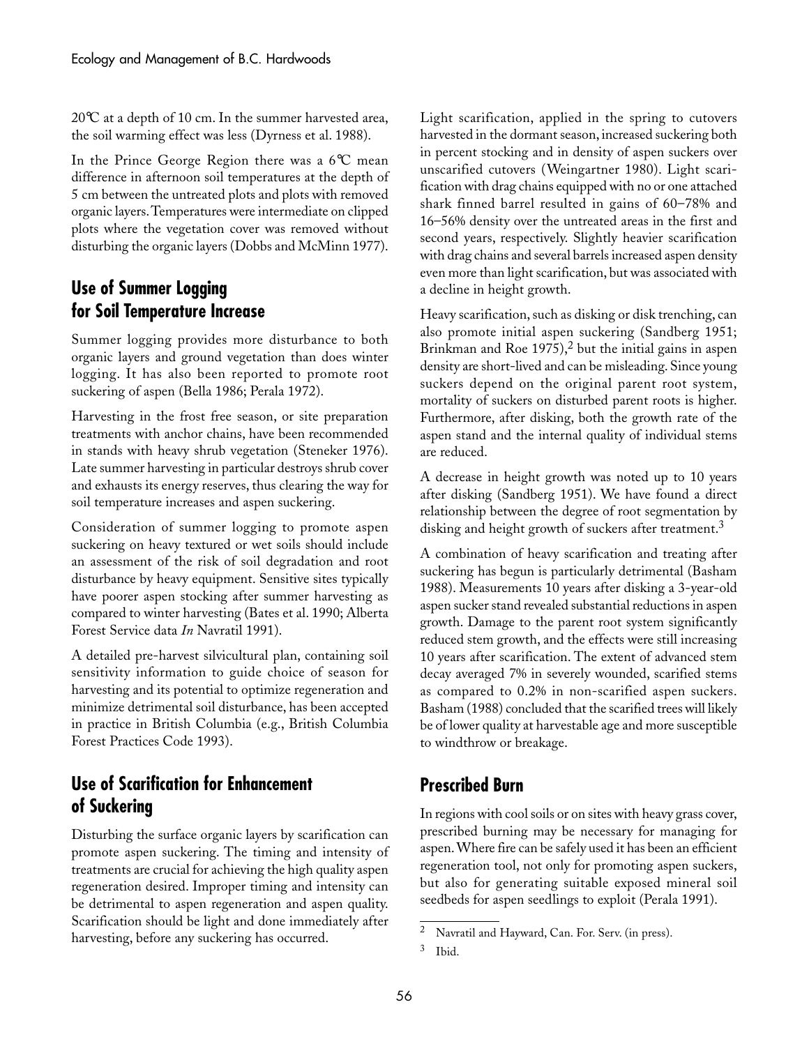20°C at a depth of 10 cm. In the summer harvested area, the soil warming effect was less (Dyrness et al. 1988).

In the Prince George Region there was a 6°C mean difference in afternoon soil temperatures at the depth of 5 cm between the untreated plots and plots with removed organic layers. Temperatures were intermediate on clipped plots where the vegetation cover was removed without disturbing the organic layers (Dobbs and McMinn 1977).

## Use of Summer Logging for Soil Temperature Increase

Summer logging provides more disturbance to both organic layers and ground vegetation than does winter logging. It has also been reported to promote root suckering of aspen (Bella 1986; Perala 1972).

Harvesting in the frost free season, or site preparation treatments with anchor chains, have been recommended in stands with heavy shrub vegetation (Steneker 1976). Late summer harvesting in particular destroys shrub cover and exhausts its energy reserves, thus clearing the way for soil temperature increases and aspen suckering.

Consideration of summer logging to promote aspen suckering on heavy textured or wet soils should include an assessment of the risk of soil degradation and root disturbance by heavy equipment. Sensitive sites typically have poorer aspen stocking after summer harvesting as compared to winter harvesting (Bates et al. 1990; Alberta Forest Service data *In* Navratil 1991).

A detailed pre-harvest silvicultural plan, containing soil sensitivity information to guide choice of season for harvesting and its potential to optimize regeneration and minimize detrimental soil disturbance, has been accepted in practice in British Columbia (e.g., British Columbia Forest Practices Code 1993).

## Use of Scarification for Enhancement of Suckering

Disturbing the surface organic layers by scarification can promote aspen suckering. The timing and intensity of treatments are crucial for achieving the high quality aspen regeneration desired. Improper timing and intensity can be detrimental to aspen regeneration and aspen quality. Scarification should be light and done immediately after harvesting, before any suckering has occurred.

Light scarification, applied in the spring to cutovers harvested in the dormant season, increased suckering both in percent stocking and in density of aspen suckers over unscarified cutovers (Weingartner 1980). Light scarification with drag chains equipped with no or one attached shark finned barrel resulted in gains of 60–78% and 16–56% density over the untreated areas in the first and second years, respectively. Slightly heavier scarification with drag chains and several barrels increased aspen density even more than light scarification, but was associated with a decline in height growth.

Heavy scarification, such as disking or disk trenching, can also promote initial aspen suckering (Sandberg 1951; Brinkman and Roe 1975),[2] but the initial gains in aspen density are short-lived and can be misleading. Since young suckers depend on the original parent root system, mortality of suckers on disturbed parent roots is higher. Furthermore, after disking, both the growth rate of the aspen stand and the internal quality of individual stems are reduced.

A decrease in height growth was noted up to 10 years after disking (Sandberg 1951). We have found a direct relationship between the degree of root segmentation by disking and height growth of suckers after treatment.[3]

A combination of heavy scarification and treating after suckering has begun is particularly detrimental (Basham 1988). Measurements 10 years after disking a 3-year-old aspen sucker stand revealed substantial reductions in aspen growth. Damage to the parent root system significantly reduced stem growth, and the effects were still increasing 10 years after scarification. The extent of advanced stem decay averaged 7% in severely wounded, scarified stems as compared to 0.2% in non-scarified aspen suckers. Basham (1988) concluded that the scarified trees will likely be of lower quality at harvestable age and more susceptible to windthrow or breakage.

## Prescribed Burn

In regions with cool soils or on sites with heavy grass cover, prescribed burning may be necessary for managing for aspen. Where fire can be safely used it has been an efficient regeneration tool, not only for promoting aspen suckers, but also for generating suitable exposed mineral soil seedbeds for aspen seedlings to exploit (Perala 1991).

[2] Navratil and Hayward, Can. For. Serv. (in press).

[3] Ibid.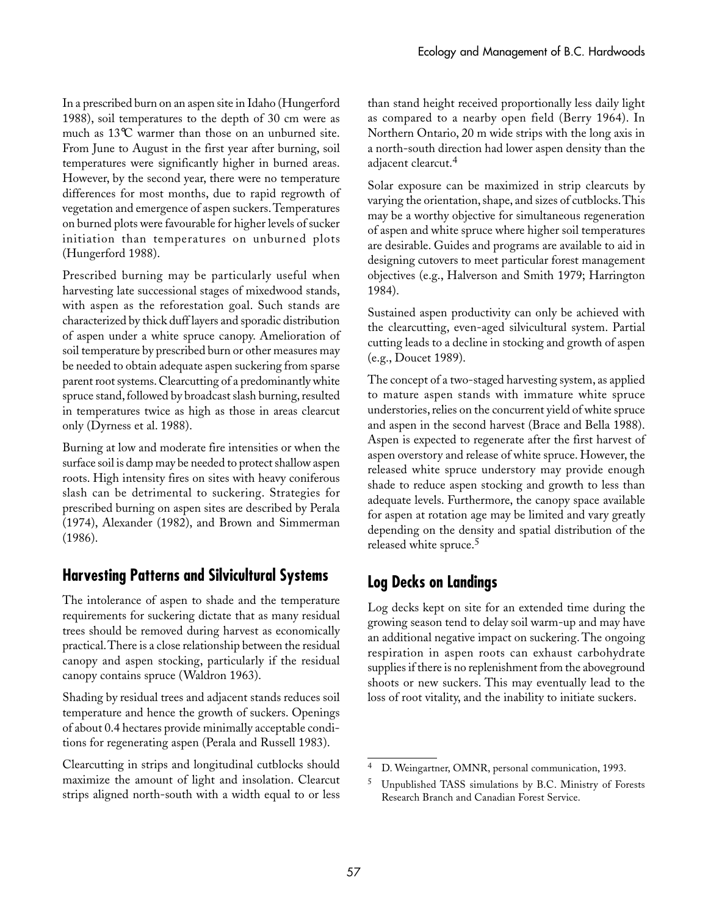In a prescribed burn on an aspen site in Idaho (Hungerford 1988), soil temperatures to the depth of 30 cm were as much as 13°C warmer than those on an unburned site. From June to August in the first year after burning, soil temperatures were significantly higher in burned areas. However, by the second year, there were no temperature differences for most months, due to rapid regrowth of vegetation and emergence of aspen suckers. Temperatures on burned plots were favourable for higher levels of sucker initiation than temperatures on unburned plots (Hungerford 1988).

Prescribed burning may be particularly useful when harvesting late successional stages of mixedwood stands, with aspen as the reforestation goal. Such stands are characterized by thick duff layers and sporadic distribution of aspen under a white spruce canopy. Amelioration of soil temperature by prescribed burn or other measures may be needed to obtain adequate aspen suckering from sparse parent root systems. Clearcutting of a predominantly white spruce stand, followed by broadcast slash burning, resulted in temperatures twice as high as those in areas clearcut only (Dyrness et al. 1988).

Burning at low and moderate fire intensities or when the surface soil is damp may be needed to protect shallow aspen roots. High intensity fires on sites with heavy coniferous slash can be detrimental to suckering. Strategies for prescribed burning on aspen sites are described by Perala (1974), Alexander (1982), and Brown and Simmerman (1986).

## Harvesting Patterns and Silvicultural Systems

The intolerance of aspen to shade and the temperature requirements for suckering dictate that as many residual trees should be removed during harvest as economically practical. There is a close relationship between the residual canopy and aspen stocking, particularly if the residual canopy contains spruce (Waldron 1963).

Shading by residual trees and adjacent stands reduces soil temperature and hence the growth of suckers. Openings of about 0.4 hectares provide minimally acceptable conditions for regenerating aspen (Perala and Russell 1983).

Clearcutting in strips and longitudinal cutblocks should maximize the amount of light and insolation. Clearcut strips aligned north-south with a width equal to or less than stand height received proportionally less daily light as compared to a nearby open field (Berry 1964). In Northern Ontario, 20 m wide strips with the long axis in a north-south direction had lower aspen density than the adjacent clearcut.[4]

Solar exposure can be maximized in strip clearcuts by varying the orientation, shape, and sizes of cutblocks. This may be a worthy objective for simultaneous regeneration of aspen and white spruce where higher soil temperatures are desirable. Guides and programs are available to aid in designing cutovers to meet particular forest management objectives (e.g., Halverson and Smith 1979; Harrington 1984).

Sustained aspen productivity can only be achieved with the clearcutting, even-aged silvicultural system. Partial cutting leads to a decline in stocking and growth of aspen (e.g., Doucet 1989).

The concept of a two-staged harvesting system, as applied to mature aspen stands with immature white spruce understories, relies on the concurrent yield of white spruce and aspen in the second harvest (Brace and Bella 1988). Aspen is expected to regenerate after the first harvest of aspen overstory and release of white spruce. However, the released white spruce understory may provide enough shade to reduce aspen stocking and growth to less than adequate levels. Furthermore, the canopy space available for aspen at rotation age may be limited and vary greatly depending on the density and spatial distribution of the released white spruce.[5]

## Log Decks on Landings

Log decks kept on site for an extended time during the growing season tend to delay soil warm-up and may have an additional negative impact on suckering. The ongoing respiration in aspen roots can exhaust carbohydrate supplies if there is no replenishment from the aboveground shoots or new suckers. This may eventually lead to the loss of root vitality, and the inability to initiate suckers.

---

[4] D. Weingartner, OMNR, personal communication, 1993.

[5] Unpublished TASS simulations by B.C. Ministry of Forests Research Branch and Canadian Forest Service.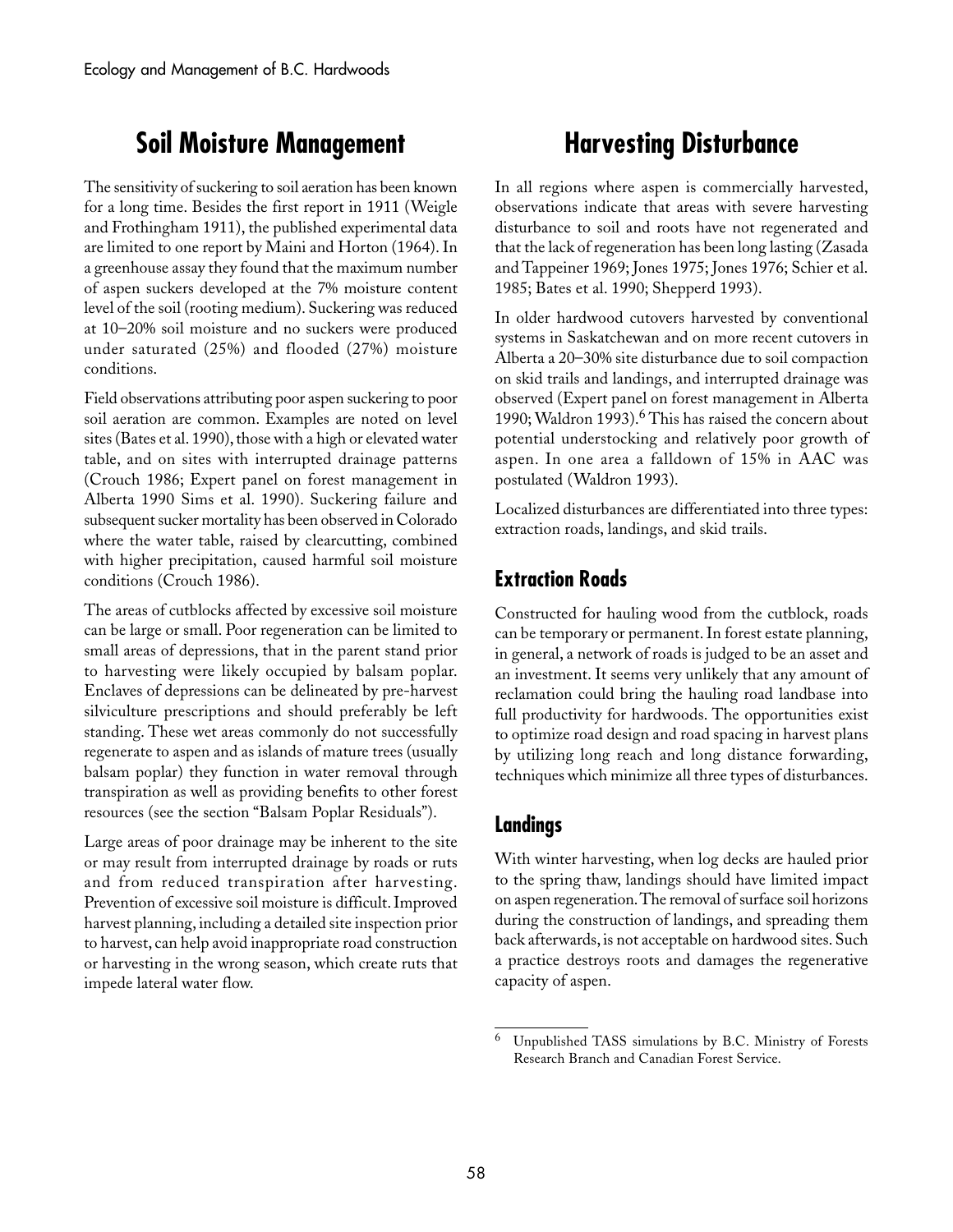# Soil Moisture Management

The sensitivity of suckering to soil aeration has been known for a long time. Besides the first report in 1911 (Weigle and Frothingham 1911), the published experimental data are limited to one report by Maini and Horton (1964). In a greenhouse assay they found that the maximum number of aspen suckers developed at the 7% moisture content level of the soil (rooting medium). Suckering was reduced at 10–20% soil moisture and no suckers were produced under saturated (25%) and flooded (27%) moisture conditions.

Field observations attributing poor aspen suckering to poor soil aeration are common. Examples are noted on level sites (Bates et al. 1990), those with a high or elevated water table, and on sites with interrupted drainage patterns (Crouch 1986; Expert panel on forest management in Alberta 1990 Sims et al. 1990). Suckering failure and subsequent sucker mortality has been observed in Colorado where the water table, raised by clearcutting, combined with higher precipitation, caused harmful soil moisture conditions (Crouch 1986).

The areas of cutblocks affected by excessive soil moisture can be large or small. Poor regeneration can be limited to small areas of depressions, that in the parent stand prior to harvesting were likely occupied by balsam poplar. Enclaves of depressions can be delineated by pre-harvest silviculture prescriptions and should preferably be left standing. These wet areas commonly do not successfully regenerate to aspen and as islands of mature trees (usually balsam poplar) they function in water removal through transpiration as well as providing benefits to other forest resources (see the section "Balsam Poplar Residuals").

Large areas of poor drainage may be inherent to the site or may result from interrupted drainage by roads or ruts and from reduced transpiration after harvesting. Prevention of excessive soil moisture is difficult. Improved harvest planning, including a detailed site inspection prior to harvest, can help avoid inappropriate road construction or harvesting in the wrong season, which create ruts that impede lateral water flow.

# Harvesting Disturbance

In all regions where aspen is commercially harvested, observations indicate that areas with severe harvesting disturbance to soil and roots have not regenerated and that the lack of regeneration has been long lasting (Zasada and Tappeiner 1969; Jones 1975; Jones 1976; Schier et al. 1985; Bates et al. 1990; Shepperd 1993).

In older hardwood cutovers harvested by conventional systems in Saskatchewan and on more recent cutovers in Alberta a 20–30% site disturbance due to soil compaction on skid trails and landings, and interrupted drainage was observed (Expert panel on forest management in Alberta 1990; Waldron 1993).[6] This has raised the concern about potential understocking and relatively poor growth of aspen. In one area a falldown of 15% in AAC was postulated (Waldron 1993).

Localized disturbances are differentiated into three types: extraction roads, landings, and skid trails.

## Extraction Roads

Constructed for hauling wood from the cutblock, roads can be temporary or permanent. In forest estate planning, in general, a network of roads is judged to be an asset and an investment. It seems very unlikely that any amount of reclamation could bring the hauling road landbase into full productivity for hardwoods. The opportunities exist to optimize road design and road spacing in harvest plans by utilizing long reach and long distance forwarding, techniques which minimize all three types of disturbances.

## Landings

With winter harvesting, when log decks are hauled prior to the spring thaw, landings should have limited impact on aspen regeneration. The removal of surface soil horizons during the construction of landings, and spreading them back afterwards, is not acceptable on hardwood sites. Such a practice destroys roots and damages the regenerative capacity of aspen.

[6] Unpublished TASS simulations by B.C. Ministry of Forests Research Branch and Canadian Forest Service.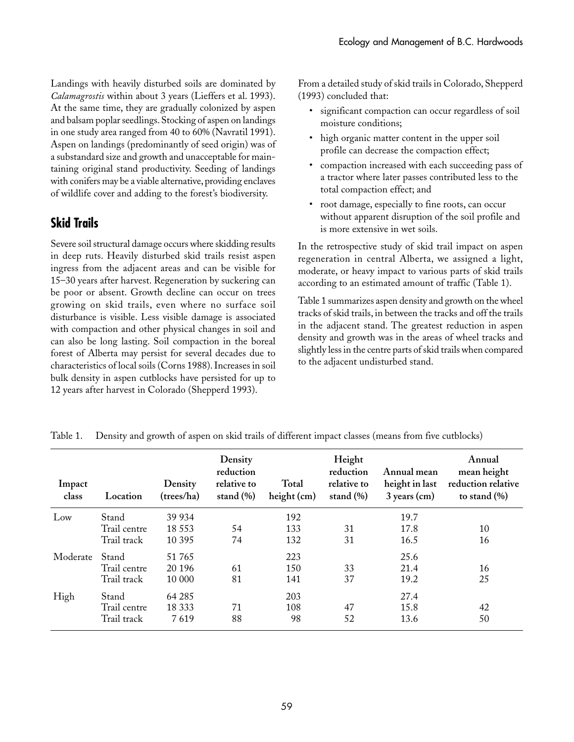Landings with heavily disturbed soils are dominated by *Calamagrostis* within about 3 years (Lieffers et al. 1993). At the same time, they are gradually colonized by aspen and balsam poplar seedlings. Stocking of aspen on landings in one study area ranged from 40 to 60% (Navratil 1991). Aspen on landings (predominantly of seed origin) was of a substandard size and growth and unacceptable for maintaining original stand productivity. Seeding of landings with conifers may be a viable alternative, providing enclaves of wildlife cover and adding to the forest's biodiversity.

## Skid Trails

Severe soil structural damage occurs where skidding results in deep ruts. Heavily disturbed skid trails resist aspen ingress from the adjacent areas and can be visible for 15–30 years after harvest. Regeneration by suckering can be poor or absent. Growth decline can occur on trees growing on skid trails, even where no surface soil disturbance is visible. Less visible damage is associated with compaction and other physical changes in soil and can also be long lasting. Soil compaction in the boreal forest of Alberta may persist for several decades due to characteristics of local soils (Corns 1988). Increases in soil bulk density in aspen cutblocks have persisted for up to 12 years after harvest in Colorado (Shepperd 1993).

From a detailed study of skid trails in Colorado, Shepperd (1993) concluded that:

- significant compaction can occur regardless of soil moisture conditions;
- high organic matter content in the upper soil profile can decrease the compaction effect;
- compaction increased with each succeeding pass of a tractor where later passes contributed less to the total compaction effect; and
- root damage, especially to fine roots, can occur without apparent disruption of the soil profile and is more extensive in wet soils.

In the retrospective study of skid trail impact on aspen regeneration in central Alberta, we assigned a light, moderate, or heavy impact to various parts of skid trails according to an estimated amount of traffic (Table 1).

Table 1 summarizes aspen density and growth on the wheel tracks of skid trails, in between the tracks and off the trails in the adjacent stand. The greatest reduction in aspen density and growth was in the areas of wheel tracks and slightly less in the centre parts of skid trails when compared to the adjacent undisturbed stand.

Table 1. Density and growth of aspen on skid trails of different impact classes (means from five cutblocks)

| Impact class | Location | Density (trees/ha) | Density reduction relative to stand (%) | Total height (cm) | Height reduction relative to stand (%) | Annual mean height in last 3 years (cm) | Annual mean height reduction relative to stand (%) |
|---|---|---|---|---|---|---|---|
| Low | Stand | 39 934 | | 192 | | 19.7 | |
| | Trail centre | 18 553 | 54 | 133 | 31 | 17.8 | 10 |
| | Trail track | 10 395 | 74 | 132 | 31 | 16.5 | 16 |
| Moderate | Stand | 51 765 | | 223 | | 25.6 | |
| | Trail centre | 20 196 | 61 | 150 | 33 | 21.4 | 16 |
| | Trail track | 10 000 | 81 | 141 | 37 | 19.2 | 25 |
| High | Stand | 64 285 | | 203 | | 27.4 | |
| | Trail centre | 18 333 | 71 | 108 | 47 | 15.8 | 42 |
| | Trail track | 7 619 | 88 | 98 | 52 | 13.6 | 50 |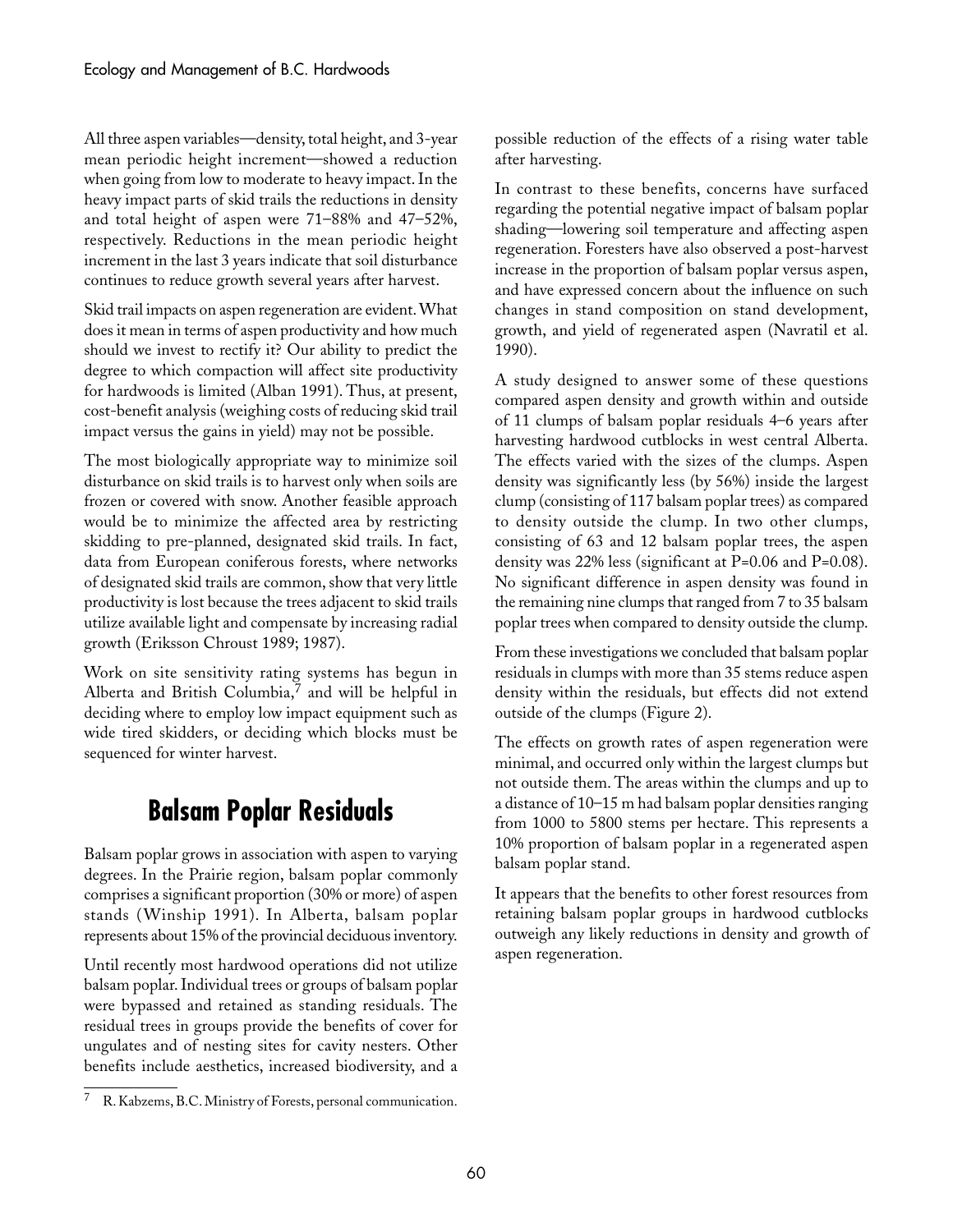All three aspen variables—density, total height, and 3-year mean periodic height increment—showed a reduction when going from low to moderate to heavy impact. In the heavy impact parts of skid trails the reductions in density and total height of aspen were 71–88% and 47–52%, respectively. Reductions in the mean periodic height increment in the last 3 years indicate that soil disturbance continues to reduce growth several years after harvest.

Skid trail impacts on aspen regeneration are evident. What does it mean in terms of aspen productivity and how much should we invest to rectify it? Our ability to predict the degree to which compaction will affect site productivity for hardwoods is limited (Alban 1991). Thus, at present, cost-benefit analysis (weighing costs of reducing skid trail impact versus the gains in yield) may not be possible.

The most biologically appropriate way to minimize soil disturbance on skid trails is to harvest only when soils are frozen or covered with snow. Another feasible approach would be to minimize the affected area by restricting skidding to pre-planned, designated skid trails. In fact, data from European coniferous forests, where networks of designated skid trails are common, show that very little productivity is lost because the trees adjacent to skid trails utilize available light and compensate by increasing radial growth (Eriksson Chroust 1989; 1987).

Work on site sensitivity rating systems has begun in Alberta and British Columbia,[7] and will be helpful in deciding where to employ low impact equipment such as wide tired skidders, or deciding which blocks must be sequenced for winter harvest.

## Balsam Poplar Residuals

Balsam poplar grows in association with aspen to varying degrees. In the Prairie region, balsam poplar commonly comprises a significant proportion (30% or more) of aspen stands (Winship 1991). In Alberta, balsam poplar represents about 15% of the provincial deciduous inventory.

Until recently most hardwood operations did not utilize balsam poplar. Individual trees or groups of balsam poplar were bypassed and retained as standing residuals. The residual trees in groups provide the benefits of cover for ungulates and of nesting sites for cavity nesters. Other benefits include aesthetics, increased biodiversity, and a possible reduction of the effects of a rising water table after harvesting.

In contrast to these benefits, concerns have surfaced regarding the potential negative impact of balsam poplar shading—lowering soil temperature and affecting aspen regeneration. Foresters have also observed a post-harvest increase in the proportion of balsam poplar versus aspen, and have expressed concern about the influence on such changes in stand composition on stand development, growth, and yield of regenerated aspen (Navratil et al. 1990).

A study designed to answer some of these questions compared aspen density and growth within and outside of 11 clumps of balsam poplar residuals 4–6 years after harvesting hardwood cutblocks in west central Alberta. The effects varied with the sizes of the clumps. Aspen density was significantly less (by 56%) inside the largest clump (consisting of 117 balsam poplar trees) as compared to density outside the clump. In two other clumps, consisting of 63 and 12 balsam poplar trees, the aspen density was 22% less (significant at P=0.06 and P=0.08). No significant difference in aspen density was found in the remaining nine clumps that ranged from 7 to 35 balsam poplar trees when compared to density outside the clump.

From these investigations we concluded that balsam poplar residuals in clumps with more than 35 stems reduce aspen density within the residuals, but effects did not extend outside of the clumps (Figure 2).

The effects on growth rates of aspen regeneration were minimal, and occurred only within the largest clumps but not outside them. The areas within the clumps and up to a distance of 10–15 m had balsam poplar densities ranging from 1000 to 5800 stems per hectare. This represents a 10% proportion of balsam poplar in a regenerated aspen balsam poplar stand.

It appears that the benefits to other forest resources from retaining balsam poplar groups in hardwood cutblocks outweigh any likely reductions in density and growth of aspen regeneration.

---

[7] R. Kabzems, B.C. Ministry of Forests, personal communication.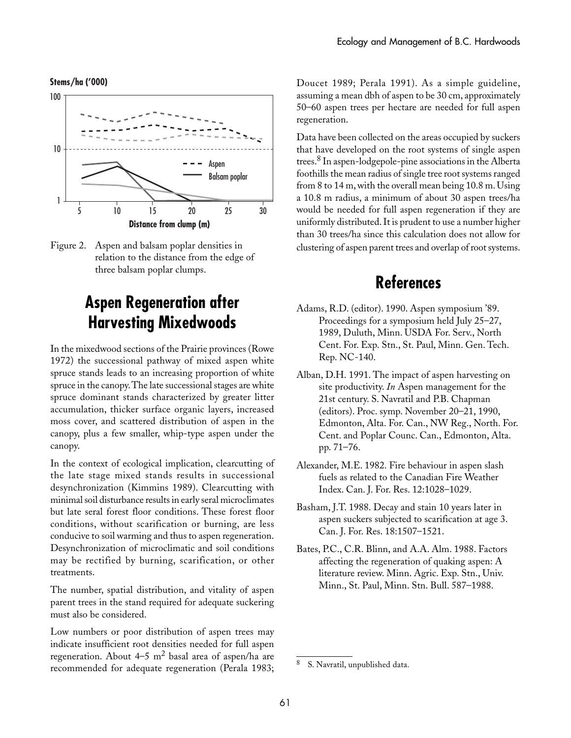Figure 2. Aspen and balsam poplar densities in relation to the distance from the edge of three balsam poplar clumps.

## Aspen Regeneration after Harvesting Mixedwoods

In the mixedwood sections of the Prairie provinces (Rowe 1972) the successional pathway of mixed aspen white spruce stands leads to an increasing proportion of white spruce in the canopy. The late successional stages are white spruce dominant stands characterized by greater litter accumulation, thicker surface organic layers, increased moss cover, and scattered distribution of aspen in the canopy, plus a few smaller, whip-type aspen under the canopy.

In the context of ecological implication, clearcutting of the late stage mixed stands results in successional desynchronization (Kimmins 1989). Clearcutting with minimal soil disturbance results in early seral microclimates but late seral forest floor conditions. These forest floor conditions, without scarification or burning, are less conducive to soil warming and thus to aspen regeneration. Desynchronization of microclimatic and soil conditions may be rectified by burning, scarification, or other treatments.

The number, spatial distribution, and vitality of aspen parent trees in the stand required for adequate suckering must also be considered.

Low numbers or poor distribution of aspen trees may indicate insufficient root densities needed for full aspen regeneration. About 4–5 $m^2$ basal area of aspen/ha are recommended for adequate regeneration (Perala 1983; Doucet 1989; Perala 1991). As a simple guideline, assuming a mean dbh of aspen to be 30 cm, approximately 50–60 aspen trees per hectare are needed for full aspen regeneration.

Data have been collected on the areas occupied by suckers that have developed on the root systems of single aspen trees.[8] In aspen-lodgepole-pine associations in the Alberta foothills the mean radius of single tree root systems ranged from 8 to 14 m, with the overall mean being 10.8 m. Using a 10.8 m radius, a minimum of about 30 aspen trees/ha would be needed for full aspen regeneration if they are uniformly distributed. It is prudent to use a number higher than 30 trees/ha since this calculation does not allow for clustering of aspen parent trees and overlap of root systems.

## References

Adams, R.D. (editor). 1990. Aspen symposium '89. Proceedings for a symposium held July 25–27, 1989, Duluth, Minn. USDA For. Serv., North Cent. For. Exp. Stn., St. Paul, Minn. Gen. Tech. Rep. NC-140.

Alban, D.H. 1991. The impact of aspen harvesting on site productivity. *In* Aspen management for the 21st century. S. Navratil and P.B. Chapman (editors). Proc. symp. November 20–21, 1990, Edmonton, Alta. For. Can., NW Reg., North. For. Cent. and Poplar Counc. Can., Edmonton, Alta. pp. 71–76.

Alexander, M.E. 1982. Fire behaviour in aspen slash fuels as related to the Canadian Fire Weather Index. Can. J. For. Res. 12:1028–1029.

Basham, J.T. 1988. Decay and stain 10 years later in aspen suckers subjected to scarification at age 3. Can. J. For. Res. 18:1507–1521.

Bates, P.C., C.R. Blinn, and A.A. Alm. 1988. Factors affecting the regeneration of quaking aspen: A literature review. Minn. Agric. Exp. Stn., Univ. Minn., St. Paul, Minn. Stn. Bull. 587–1988.

[8] S. Navratil, unpublished data.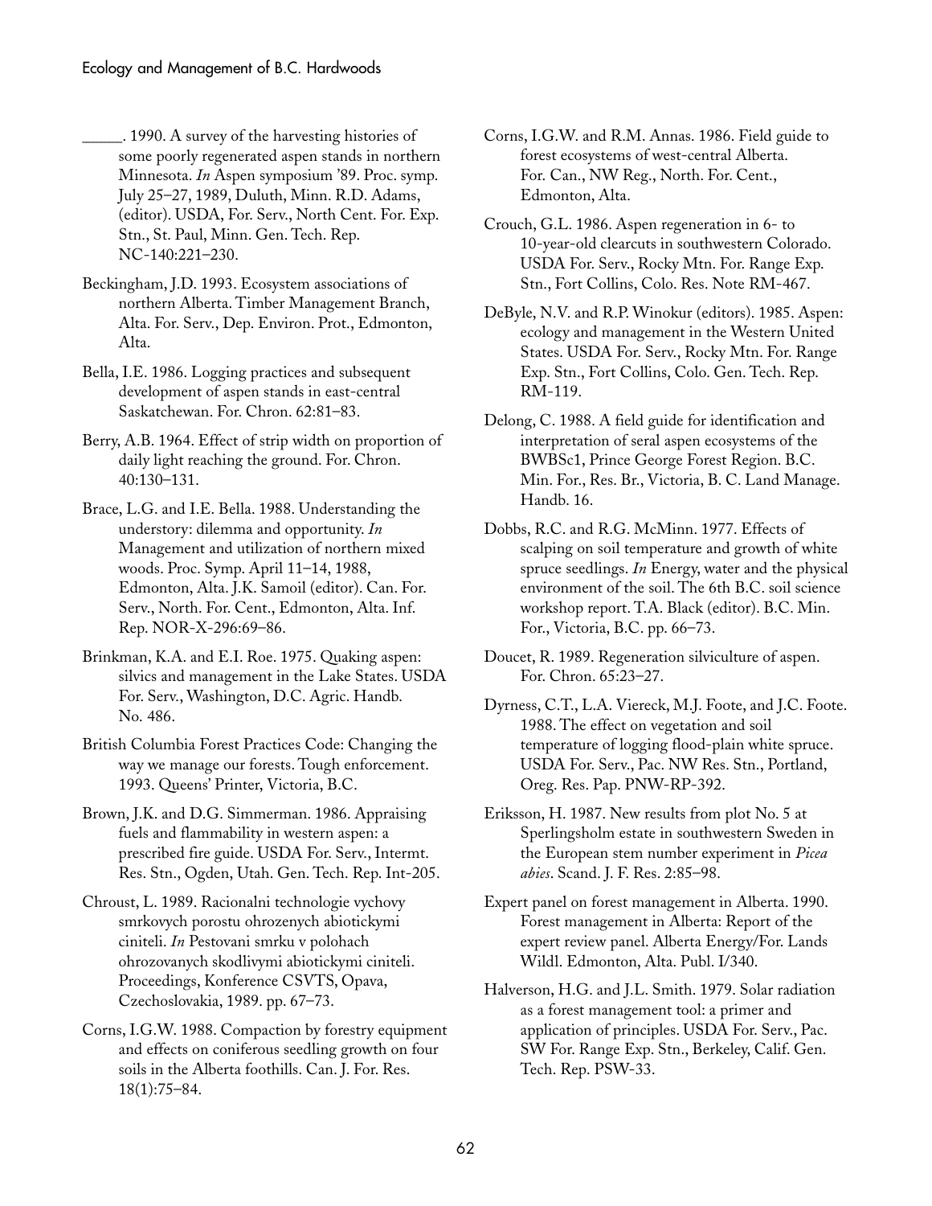_____. 1990. A survey of the harvesting histories of some poorly regenerated aspen stands in northern Minnesota. *In* Aspen symposium '89. Proc. symp. July 25–27, 1989, Duluth, Minn. R.D. Adams, (editor). USDA, For. Serv., North Cent. For. Exp. Stn., St. Paul, Minn. Gen. Tech. Rep. NC-140:221–230.

Beckingham, J.D. 1993. Ecosystem associations of northern Alberta. Timber Management Branch, Alta. For. Serv., Dep. Environ. Prot., Edmonton, Alta.

Bella, I.E. 1986. Logging practices and subsequent development of aspen stands in east-central Saskatchewan. For. Chron. 62:81–83.

Berry, A.B. 1964. Effect of strip width on proportion of daily light reaching the ground. For. Chron. 40:130–131.

Brace, L.G. and I.E. Bella. 1988. Understanding the understory: dilemma and opportunity. *In* Management and utilization of northern mixed woods. Proc. Symp. April 11–14, 1988, Edmonton, Alta. J.K. Samoil (editor). Can. For. Serv., North. For. Cent., Edmonton, Alta. Inf. Rep. NOR-X-296:69–86.

Brinkman, K.A. and E.I. Roe. 1975. Quaking aspen: silvics and management in the Lake States. USDA For. Serv., Washington, D.C. Agric. Handb. No. 486.

British Columbia Forest Practices Code: Changing the way we manage our forests. Tough enforcement. 1993. Queens' Printer, Victoria, B.C.

Brown, J.K. and D.G. Simmerman. 1986. Appraising fuels and flammability in western aspen: a prescribed fire guide. USDA For. Serv., Intermt. Res. Stn., Ogden, Utah. Gen. Tech. Rep. Int-205.

Chroust, L. 1989. Racionalni technologie vychovy smrkovych porostu ohrozenych abiotickymi ciniteli. *In* Pestovani smrku v polohach ohrozovanych skodlivymi abiotickymi ciniteli. Proceedings, Konference CSVTS, Opava, Czechoslovakia, 1989. pp. 67–73.

Corns, I.G.W. 1988. Compaction by forestry equipment and effects on coniferous seedling growth on four soils in the Alberta foothills. Can. J. For. Res. 18(1):75–84.

Corns, I.G.W. and R.M. Annas. 1986. Field guide to forest ecosystems of west-central Alberta. For. Can., NW Reg., North. For. Cent., Edmonton, Alta.

Crouch, G.L. 1986. Aspen regeneration in 6- to 10-year-old clearcuts in southwestern Colorado. USDA For. Serv., Rocky Mtn. For. Range Exp. Stn., Fort Collins, Colo. Res. Note RM-467.

DeByle, N.V. and R.P. Winokur (editors). 1985. Aspen: ecology and management in the Western United States. USDA For. Serv., Rocky Mtn. For. Range Exp. Stn., Fort Collins, Colo. Gen. Tech. Rep. RM-119.

Delong, C. 1988. A field guide for identification and interpretation of seral aspen ecosystems of the BWBSc1, Prince George Forest Region. B.C. Min. For., Res. Br., Victoria, B. C. Land Manage. Handb. 16.

Dobbs, R.C. and R.G. McMinn. 1977. Effects of scalping on soil temperature and growth of white spruce seedlings. *In* Energy, water and the physical environment of the soil. The 6th B.C. soil science workshop report. T.A. Black (editor). B.C. Min. For., Victoria, B.C. pp. 66–73.

Doucet, R. 1989. Regeneration silviculture of aspen. For. Chron. 65:23–27.

Dyrness, C.T., L.A. Viereck, M.J. Foote, and J.C. Foote. 1988. The effect on vegetation and soil temperature of logging flood-plain white spruce. USDA For. Serv., Pac. NW Res. Stn., Portland, Oreg. Res. Pap. PNW-RP-392.

Eriksson, H. 1987. New results from plot No. 5 at Sperlingsholm estate in southwestern Sweden in the European stem number experiment in *Picea abies*. Scand. J. F. Res. 2:85–98.

Expert panel on forest management in Alberta. 1990. Forest management in Alberta: Report of the expert review panel. Alberta Energy/For. Lands Wildl. Edmonton, Alta. Publ. I/340.

Halverson, H.G. and J.L. Smith. 1979. Solar radiation as a forest management tool: a primer and application of principles. USDA For. Serv., Pac. SW For. Range Exp. Stn., Berkeley, Calif. Gen. Tech. Rep. PSW-33.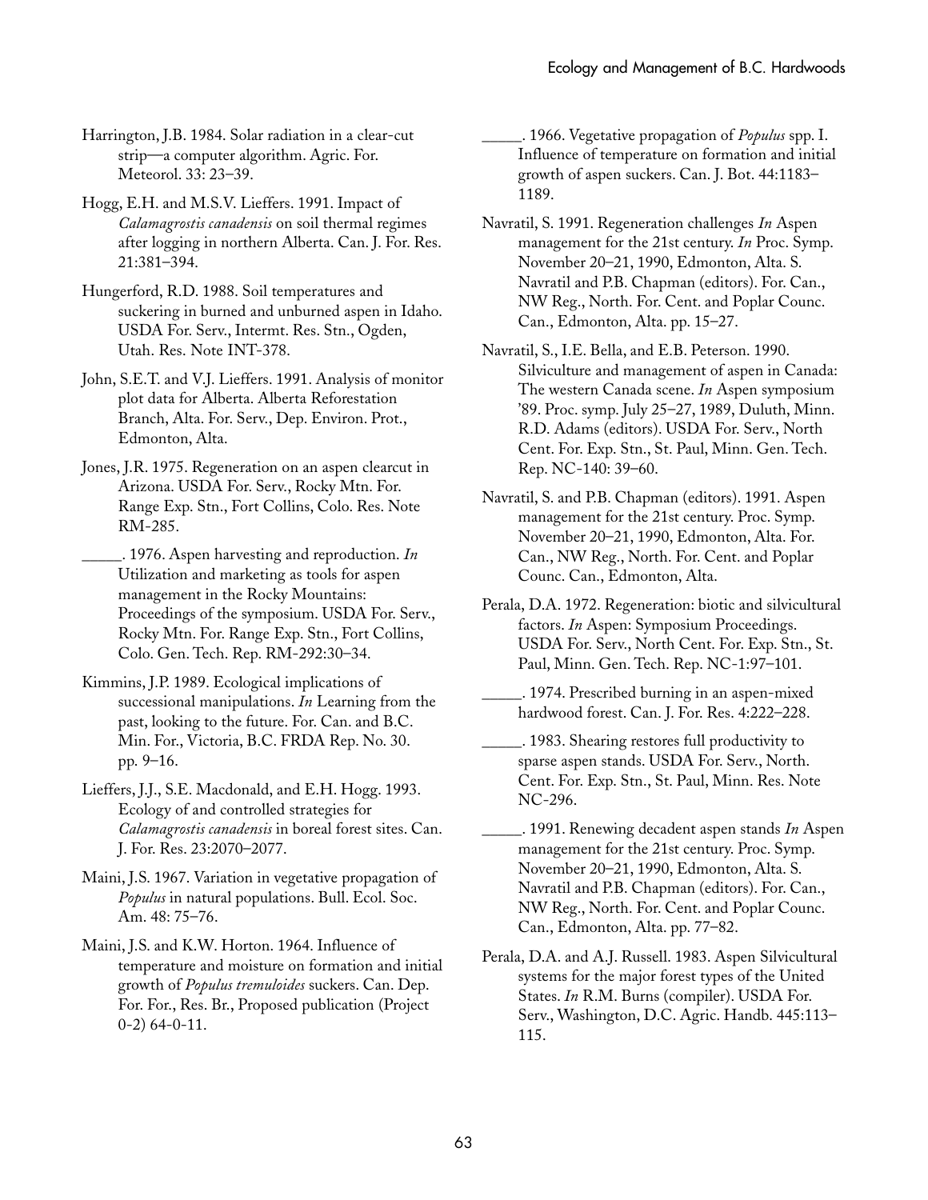Harrington, J.B. 1984. Solar radiation in a clear-cut strip—a computer algorithm. Agric. For. Meteorol. 33: 23–39.

Hogg, E.H. and M.S.V. Lieffers. 1991. Impact of *Calamagrostis canadensis* on soil thermal regimes after logging in northern Alberta. Can. J. For. Res. 21:381–394.

Hungerford, R.D. 1988. Soil temperatures and suckering in burned and unburned aspen in Idaho. USDA For. Serv., Intermt. Res. Stn., Ogden, Utah. Res. Note INT-378.

John, S.E.T. and V.J. Lieffers. 1991. Analysis of monitor plot data for Alberta. Alberta Reforestation Branch, Alta. For. Serv., Dep. Environ. Prot., Edmonton, Alta.

Jones, J.R. 1975. Regeneration on an aspen clearcut in Arizona. USDA For. Serv., Rocky Mtn. For. Range Exp. Stn., Fort Collins, Colo. Res. Note RM-285.

_____. 1976. Aspen harvesting and reproduction. *In* Utilization and marketing as tools for aspen management in the Rocky Mountains: Proceedings of the symposium. USDA For. Serv., Rocky Mtn. For. Range Exp. Stn., Fort Collins, Colo. Gen. Tech. Rep. RM-292:30–34.

Kimmins, J.P. 1989. Ecological implications of successional manipulations. *In* Learning from the past, looking to the future. For. Can. and B.C. Min. For., Victoria, B.C. FRDA Rep. No. 30. pp. 9–16.

Lieffers, J.J., S.E. Macdonald, and E.H. Hogg. 1993. Ecology of and controlled strategies for *Calamagrostis canadensis* in boreal forest sites. Can. J. For. Res. 23:2070–2077.

Maini, J.S. 1967. Variation in vegetative propagation of *Populus* in natural populations. Bull. Ecol. Soc. Am. 48: 75–76.

Maini, J.S. and K.W. Horton. 1964. Influence of temperature and moisture on formation and initial growth of *Populus tremuloides* suckers. Can. Dep. For. For., Res. Br., Proposed publication (Project 0-2) 64-0-11.

_____. 1966. Vegetative propagation of *Populus* spp. I. Influence of temperature on formation and initial growth of aspen suckers. Can. J. Bot. 44:1183–1189.

Navratil, S. 1991. Regeneration challenges *In* Aspen management for the 21st century. *In* Proc. Symp. November 20–21, 1990, Edmonton, Alta. S. Navratil and P.B. Chapman (editors). For. Can., NW Reg., North. For. Cent. and Poplar Counc. Can., Edmonton, Alta. pp. 15–27.

Navratil, S., I.E. Bella, and E.B. Peterson. 1990. Silviculture and management of aspen in Canada: The western Canada scene. *In* Aspen symposium '89. Proc. symp. July 25–27, 1989, Duluth, Minn. R.D. Adams (editors). USDA For. Serv., North Cent. For. Exp. Stn., St. Paul, Minn. Gen. Tech. Rep. NC-140: 39–60.

Navratil, S. and P.B. Chapman (editors). 1991. Aspen management for the 21st century. Proc. Symp. November 20–21, 1990, Edmonton, Alta. For. Can., NW Reg., North. For. Cent. and Poplar Counc. Can., Edmonton, Alta.

Perala, D.A. 1972. Regeneration: biotic and silvicultural factors. *In* Aspen: Symposium Proceedings. USDA For. Serv., North Cent. For. Exp. Stn., St. Paul, Minn. Gen. Tech. Rep. NC-1:97–101.

_____. 1974. Prescribed burning in an aspen-mixed hardwood forest. Can. J. For. Res. 4:222–228.

_____. 1983. Shearing restores full productivity to sparse aspen stands. USDA For. Serv., North. Cent. For. Exp. Stn., St. Paul, Minn. Res. Note NC-296.

_____. 1991. Renewing decadent aspen stands *In* Aspen management for the 21st century. Proc. Symp. November 20–21, 1990, Edmonton, Alta. S. Navratil and P.B. Chapman (editors). For. Can., NW Reg., North. For. Cent. and Poplar Counc. Can., Edmonton, Alta. pp. 77–82.

Perala, D.A. and A.J. Russell. 1983. Aspen Silvicultural systems for the major forest types of the United States. *In* R.M. Burns (compiler). USDA For. Serv., Washington, D.C. Agric. Handb. 445:113–115.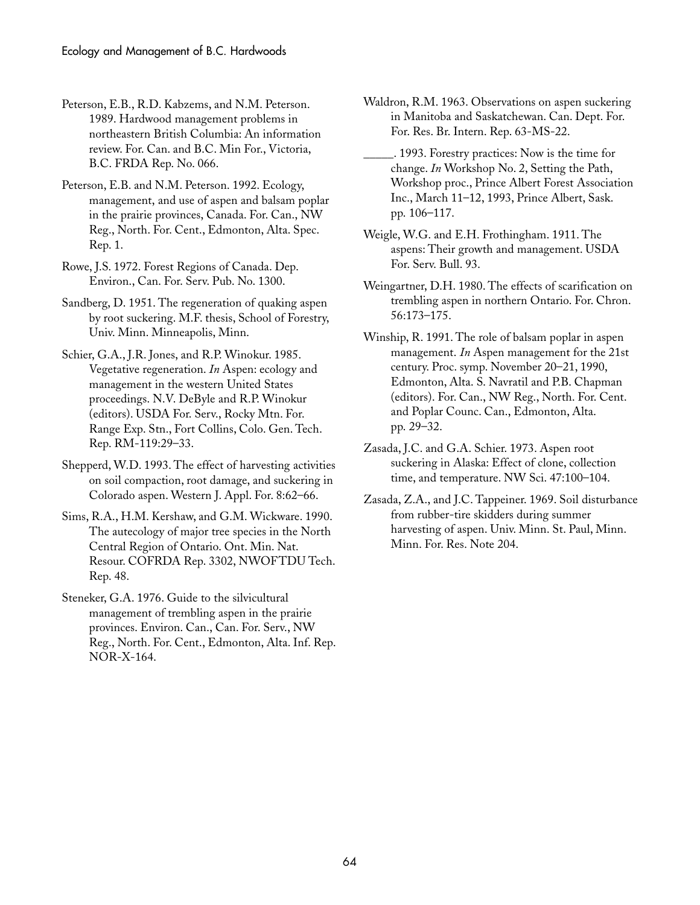Peterson, E.B., R.D. Kabzems, and N.M. Peterson. 1989. Hardwood management problems in northeastern British Columbia: An information review. For. Can. and B.C. Min For., Victoria, B.C. FRDA Rep. No. 066.

Peterson, E.B. and N.M. Peterson. 1992. Ecology, management, and use of aspen and balsam poplar in the prairie provinces, Canada. For. Can., NW Reg., North. For. Cent., Edmonton, Alta. Spec. Rep. 1.

Rowe, J.S. 1972. Forest Regions of Canada. Dep. Environ., Can. For. Serv. Pub. No. 1300.

Sandberg, D. 1951. The regeneration of quaking aspen by root suckering. M.F. thesis, School of Forestry, Univ. Minn. Minneapolis, Minn.

Schier, G.A., J.R. Jones, and R.P. Winokur. 1985. Vegetative regeneration. *In* Aspen: ecology and management in the western United States proceedings. N.V. DeByle and R.P. Winokur (editors). USDA For. Serv., Rocky Mtn. For. Range Exp. Stn., Fort Collins, Colo. Gen. Tech. Rep. RM-119:29–33.

Shepperd, W.D. 1993. The effect of harvesting activities on soil compaction, root damage, and suckering in Colorado aspen. Western J. Appl. For. 8:62–66.

Sims, R.A., H.M. Kershaw, and G.M. Wickware. 1990. The autecology of major tree species in the North Central Region of Ontario. Ont. Min. Nat. Resour. COFRDA Rep. 3302, NWOFTDU Tech. Rep. 48.

Steneker, G.A. 1976. Guide to the silvicultural management of trembling aspen in the prairie provinces. Environ. Can., Can. For. Serv., NW Reg., North. For. Cent., Edmonton, Alta. Inf. Rep. NOR-X-164.

Waldron, R.M. 1963. Observations on aspen suckering in Manitoba and Saskatchewan. Can. Dept. For. For. Res. Br. Intern. Rep. 63-MS-22.

_____. 1993. Forestry practices: Now is the time for change. *In* Workshop No. 2, Setting the Path, Workshop proc., Prince Albert Forest Association Inc., March 11–12, 1993, Prince Albert, Sask. pp. 106–117.

Weigle, W.G. and E.H. Frothingham. 1911. The aspens: Their growth and management. USDA For. Serv. Bull. 93.

Weingartner, D.H. 1980. The effects of scarification on trembling aspen in northern Ontario. For. Chron. 56:173–175.

Winship, R. 1991. The role of balsam poplar in aspen management. *In* Aspen management for the 21st century. Proc. symp. November 20–21, 1990, Edmonton, Alta. S. Navratil and P.B. Chapman (editors). For. Can., NW Reg., North. For. Cent. and Poplar Counc. Can., Edmonton, Alta. pp. 29–32.

Zasada, J.C. and G.A. Schier. 1973. Aspen root suckering in Alaska: Effect of clone, collection time, and temperature. NW Sci. 47:100–104.

Zasada, Z.A., and J.C. Tappeiner. 1969. Soil disturbance from rubber-tire skidders during summer harvesting of aspen. Univ. Minn. St. Paul, Minn. Minn. For. Res. Note 204.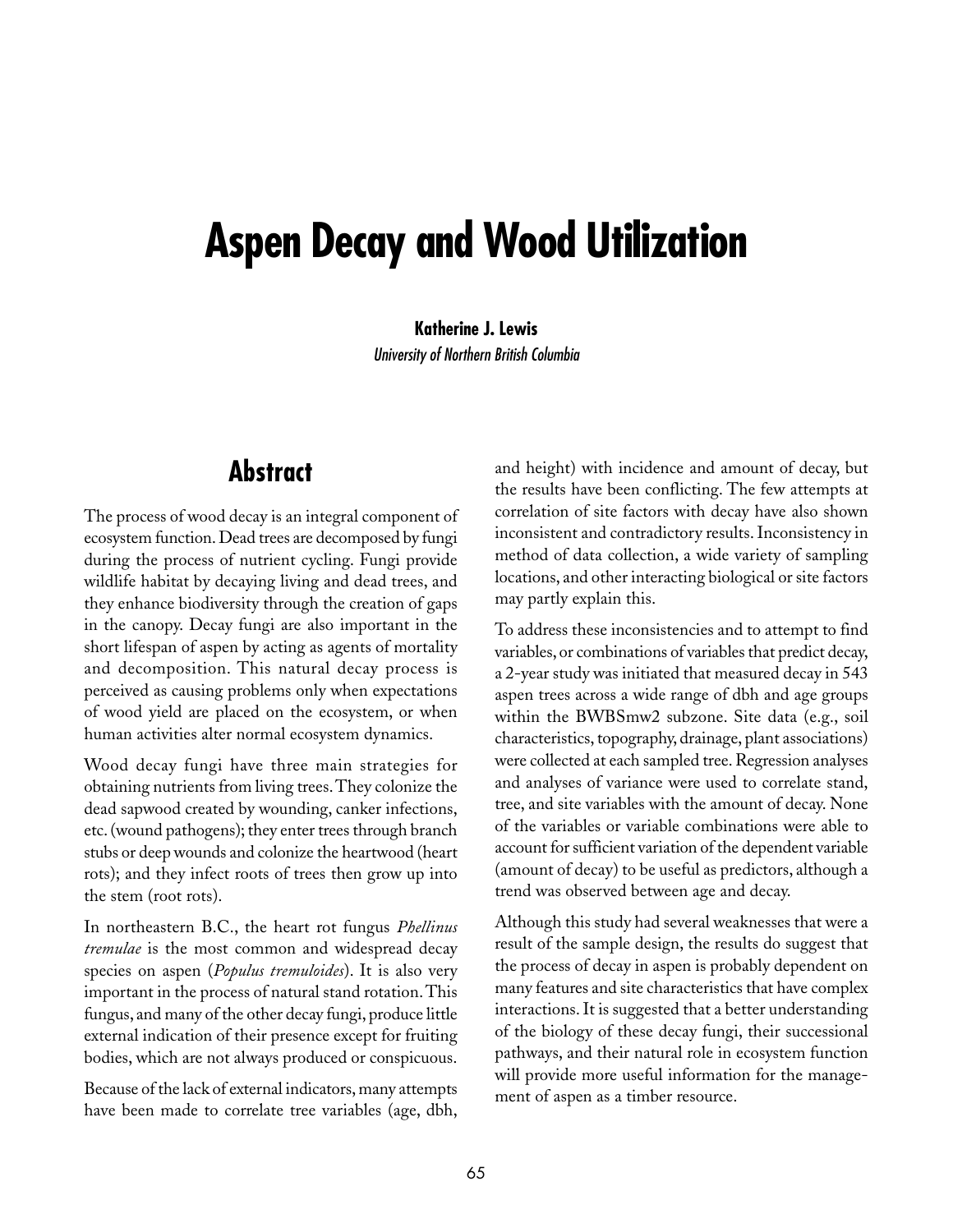# Aspen Decay and Wood Utilization

**Katherine J. Lewis**
*University of Northern British Columbia*

## Abstract

The process of wood decay is an integral component of ecosystem function. Dead trees are decomposed by fungi during the process of nutrient cycling. Fungi provide wildlife habitat by decaying living and dead trees, and they enhance biodiversity through the creation of gaps in the canopy. Decay fungi are also important in the short lifespan of aspen by acting as agents of mortality and decomposition. This natural decay process is perceived as causing problems only when expectations of wood yield are placed on the ecosystem, or when human activities alter normal ecosystem dynamics.

Wood decay fungi have three main strategies for obtaining nutrients from living trees. They colonize the dead sapwood created by wounding, canker infections, etc. (wound pathogens); they enter trees through branch stubs or deep wounds and colonize the heartwood (heart rots); and they infect roots of trees then grow up into the stem (root rots).

In northeastern B.C., the heart rot fungus *Phellinus tremulae* is the most common and widespread decay species on aspen (*Populus tremuloides*). It is also very important in the process of natural stand rotation. This fungus, and many of the other decay fungi, produce little external indication of their presence except for fruiting bodies, which are not always produced or conspicuous.

Because of the lack of external indicators, many attempts have been made to correlate tree variables (age, dbh, and height) with incidence and amount of decay, but the results have been conflicting. The few attempts at correlation of site factors with decay have also shown inconsistent and contradictory results. Inconsistency in method of data collection, a wide variety of sampling locations, and other interacting biological or site factors may partly explain this.

To address these inconsistencies and to attempt to find variables, or combinations of variables that predict decay, a 2-year study was initiated that measured decay in 543 aspen trees across a wide range of dbh and age groups within the BWBSmw2 subzone. Site data (e.g., soil characteristics, topography, drainage, plant associations) were collected at each sampled tree. Regression analyses and analyses of variance were used to correlate stand, tree, and site variables with the amount of decay. None of the variables or variable combinations were able to account for sufficient variation of the dependent variable (amount of decay) to be useful as predictors, although a trend was observed between age and decay.

Although this study had several weaknesses that were a result of the sample design, the results do suggest that the process of decay in aspen is probably dependent on many features and site characteristics that have complex interactions. It is suggested that a better understanding of the biology of these decay fungi, their successional pathways, and their natural role in ecosystem function will provide more useful information for the management of aspen as a timber resource.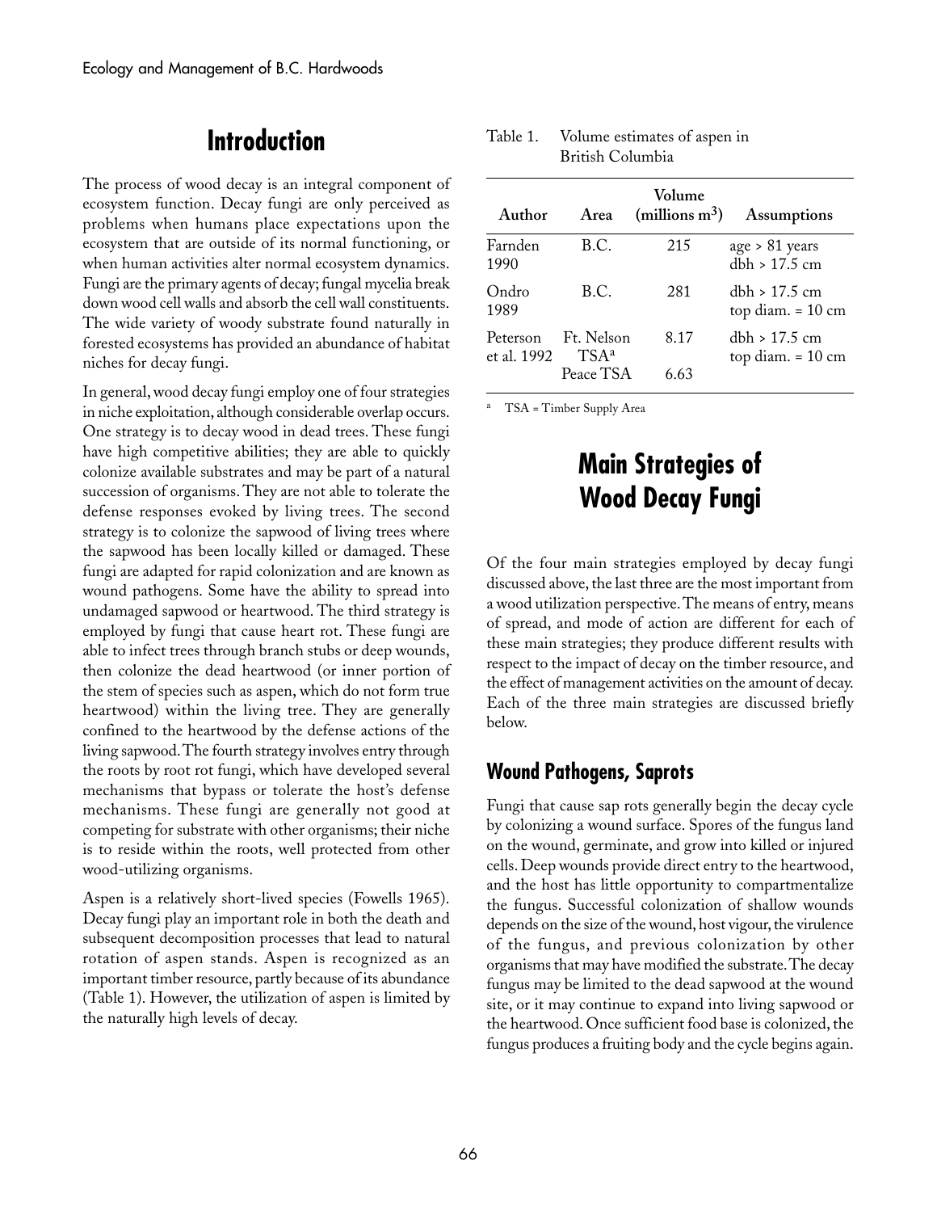# Introduction

The process of wood decay is an integral component of ecosystem function. Decay fungi are only perceived as problems when humans place expectations upon the ecosystem that are outside of its normal functioning, or when human activities alter normal ecosystem dynamics. Fungi are the primary agents of decay; fungal mycelia break down wood cell walls and absorb the cell wall constituents. The wide variety of woody substrate found naturally in forested ecosystems has provided an abundance of habitat niches for decay fungi.

In general, wood decay fungi employ one of four strategies in niche exploitation, although considerable overlap occurs. One strategy is to decay wood in dead trees. These fungi have high competitive abilities; they are able to quickly colonize available substrates and may be part of a natural succession of organisms. They are not able to tolerate the defense responses evoked by living trees. The second strategy is to colonize the sapwood of living trees where the sapwood has been locally killed or damaged. These fungi are adapted for rapid colonization and are known as wound pathogens. Some have the ability to spread into undamaged sapwood or heartwood. The third strategy is employed by fungi that cause heart rot. These fungi are able to infect trees through branch stubs or deep wounds, then colonize the dead heartwood (or inner portion of the stem of species such as aspen, which do not form true heartwood) within the living tree. They are generally confined to the heartwood by the defense actions of the living sapwood. The fourth strategy involves entry through the roots by root rot fungi, which have developed several mechanisms that bypass or tolerate the host's defense mechanisms. These fungi are generally not good at competing for substrate with other organisms; their niche is to reside within the roots, well protected from other wood-utilizing organisms.

Aspen is a relatively short-lived species (Fowells 1965). Decay fungi play an important role in both the death and subsequent decomposition processes that lead to natural rotation of aspen stands. Aspen is recognized as an important timber resource, partly because of its abundance (Table 1). However, the utilization of aspen is limited by the naturally high levels of decay.

Table 1. Volume estimates of aspen in British Columbia

| Author | Area | Volume (millions m$^3$) | Assumptions |
|---|---|---|---|
| Farnden 1990 | B.C. | 215 | age > 81 years dbh > 17.5 cm |
| Ondro 1989 | B.C. | 281 | dbh > 17.5 cm top diam. = 10 cm |
| Peterson et al. 1992 | Ft. Nelson TSA[a] | 8.17 | dbh > 17.5 cm top diam. = 10 cm |
| | Peace TSA | 6.63 | |

[a] TSA = Timber Supply Area

# Main Strategies of Wood Decay Fungi

Of the four main strategies employed by decay fungi discussed above, the last three are the most important from a wood utilization perspective. The means of entry, means of spread, and mode of action are different for each of these main strategies; they produce different results with respect to the impact of decay on the timber resource, and the effect of management activities on the amount of decay. Each of the three main strategies are discussed briefly below.

## Wound Pathogens, Saprots

Fungi that cause sap rots generally begin the decay cycle by colonizing a wound surface. Spores of the fungus land on the wound, germinate, and grow into killed or injured cells. Deep wounds provide direct entry to the heartwood, and the host has little opportunity to compartmentalize the fungus. Successful colonization of shallow wounds depends on the size of the wound, host vigour, the virulence of the fungus, and previous colonization by other organisms that may have modified the substrate. The decay fungus may be limited to the dead sapwood at the wound site, or it may continue to expand into living sapwood or the heartwood. Once sufficient food base is colonized, the fungus produces a fruiting body and the cycle begins again.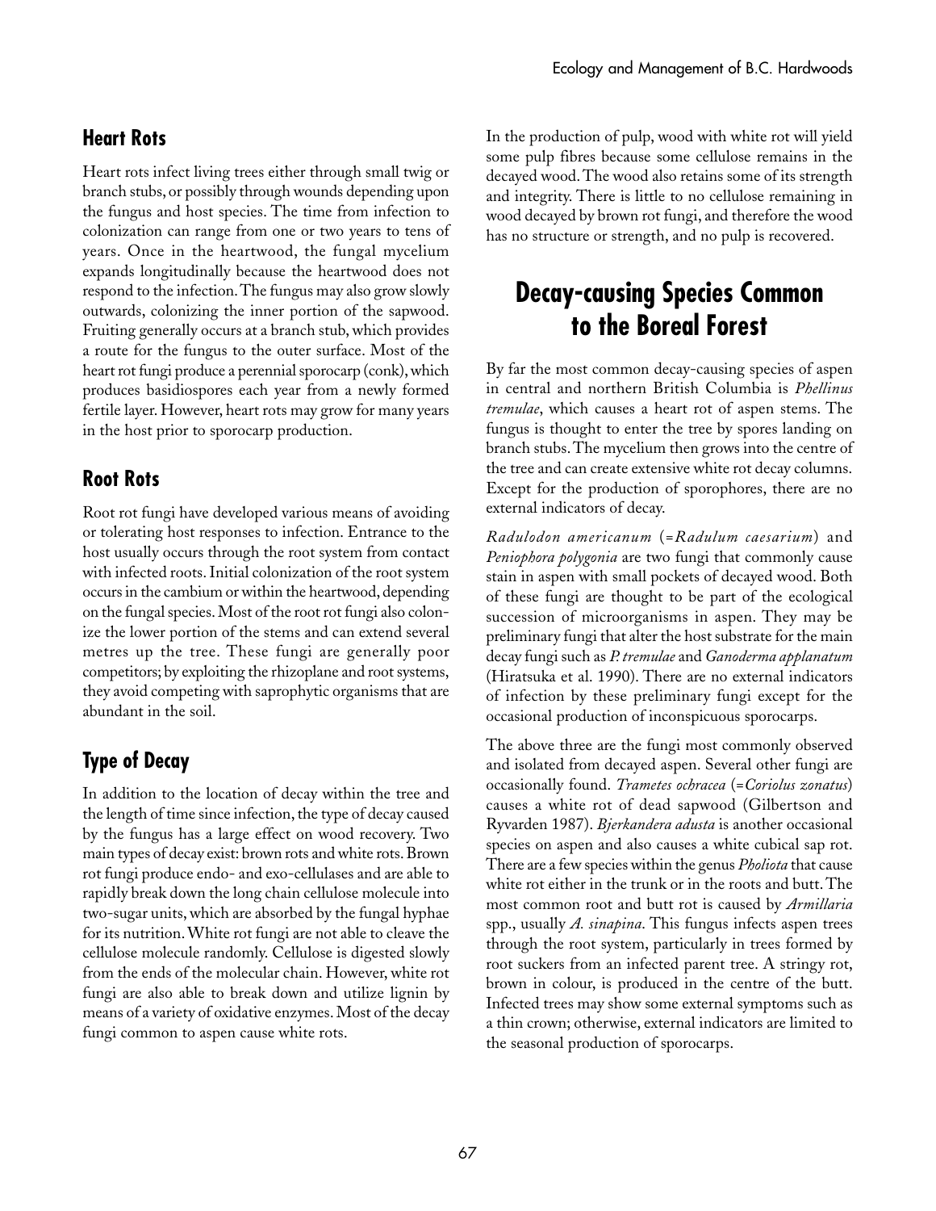## Heart Rots

Heart rots infect living trees either through small twig or branch stubs, or possibly through wounds depending upon the fungus and host species. The time from infection to colonization can range from one or two years to tens of years. Once in the heartwood, the fungal mycelium expands longitudinally because the heartwood does not respond to the infection. The fungus may also grow slowly outwards, colonizing the inner portion of the sapwood. Fruiting generally occurs at a branch stub, which provides a route for the fungus to the outer surface. Most of the heart rot fungi produce a perennial sporocarp (conk), which produces basidiospores each year from a newly formed fertile layer. However, heart rots may grow for many years in the host prior to sporocarp production.

## Root Rots

Root rot fungi have developed various means of avoiding or tolerating host responses to infection. Entrance to the host usually occurs through the root system from contact with infected roots. Initial colonization of the root system occurs in the cambium or within the heartwood, depending on the fungal species. Most of the root rot fungi also colonize the lower portion of the stems and can extend several metres up the tree. These fungi are generally poor competitors; by exploiting the rhizoplane and root systems, they avoid competing with saprophytic organisms that are abundant in the soil.

## Type of Decay

In addition to the location of decay within the tree and the length of time since infection, the type of decay caused by the fungus has a large effect on wood recovery. Two main types of decay exist: brown rots and white rots. Brown rot fungi produce endo- and exo-cellulases and are able to rapidly break down the long chain cellulose molecule into two-sugar units, which are absorbed by the fungal hyphae for its nutrition. White rot fungi are not able to cleave the cellulose molecule randomly. Cellulose is digested slowly from the ends of the molecular chain. However, white rot fungi are also able to break down and utilize lignin by means of a variety of oxidative enzymes. Most of the decay fungi common to aspen cause white rots.

In the production of pulp, wood with white rot will yield some pulp fibres because some cellulose remains in the decayed wood. The wood also retains some of its strength and integrity. There is little to no cellulose remaining in wood decayed by brown rot fungi, and therefore the wood has no structure or strength, and no pulp is recovered.

# Decay-causing Species Common to the Boreal Forest

By far the most common decay-causing species of aspen in central and northern British Columbia is *Phellinus tremulae*, which causes a heart rot of aspen stems. The fungus is thought to enter the tree by spores landing on branch stubs. The mycelium then grows into the centre of the tree and can create extensive white rot decay columns. Except for the production of sporophores, there are no external indicators of decay.

*Radulodon americanum* (=*Radulum caesarium*) and *Peniophora polygonia* are two fungi that commonly cause stain in aspen with small pockets of decayed wood. Both of these fungi are thought to be part of the ecological succession of microorganisms in aspen. They may be preliminary fungi that alter the host substrate for the main decay fungi such as *P. tremulae* and *Ganoderma applanatum* (Hiratsuka et al. 1990). There are no external indicators of infection by these preliminary fungi except for the occasional production of inconspicuous sporocarps.

The above three are the fungi most commonly observed and isolated from decayed aspen. Several other fungi are occasionally found. *Trametes ochracea* (=*Coriolus zonatus*) causes a white rot of dead sapwood (Gilbertson and Ryvarden 1987). *Bjerkandera adusta* is another occasional species on aspen and also causes a white cubical sap rot. There are a few species within the genus *Pholiota* that cause white rot either in the trunk or in the roots and butt. The most common root and butt rot is caused by *Armillaria* spp., usually *A. sinapina*. This fungus infects aspen trees through the root system, particularly in trees formed by root suckers from an infected parent tree. A stringy rot, brown in colour, is produced in the centre of the butt. Infected trees may show some external symptoms such as a thin crown; otherwise, external indicators are limited to the seasonal production of sporocarps.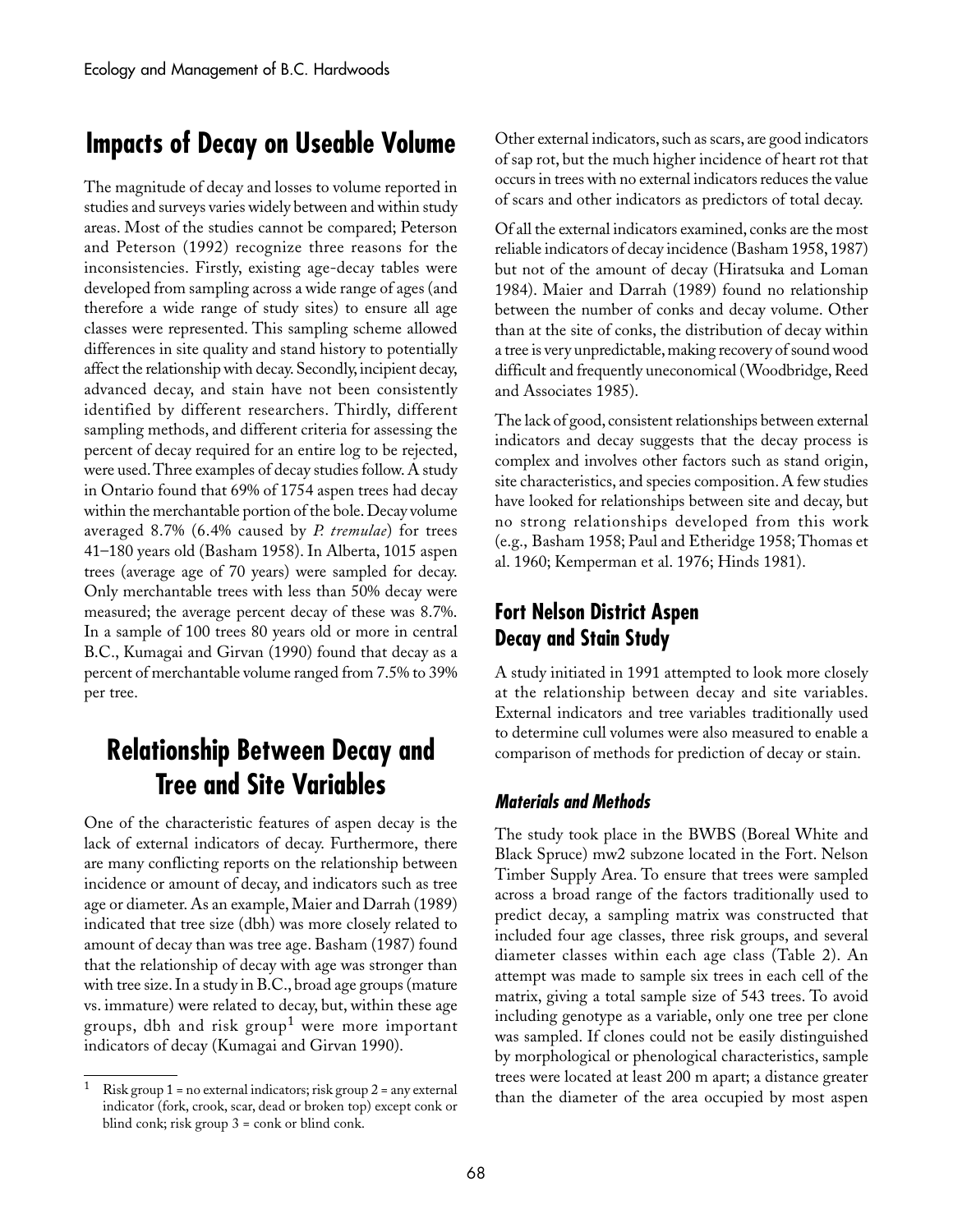## Impacts of Decay on Useable Volume

The magnitude of decay and losses to volume reported in studies and surveys varies widely between and within study areas. Most of the studies cannot be compared; Peterson and Peterson (1992) recognize three reasons for the inconsistencies. Firstly, existing age-decay tables were developed from sampling across a wide range of ages (and therefore a wide range of study sites) to ensure all age classes were represented. This sampling scheme allowed differences in site quality and stand history to potentially affect the relationship with decay. Secondly, incipient decay, advanced decay, and stain have not been consistently identified by different researchers. Thirdly, different sampling methods, and different criteria for assessing the percent of decay required for an entire log to be rejected, were used. Three examples of decay studies follow. A study in Ontario found that 69% of 1754 aspen trees had decay within the merchantable portion of the bole. Decay volume averaged 8.7% (6.4% caused by *P. tremulae*) for trees 41–180 years old (Basham 1958). In Alberta, 1015 aspen trees (average age of 70 years) were sampled for decay. Only merchantable trees with less than 50% decay were measured; the average percent decay of these was 8.7%. In a sample of 100 trees 80 years old or more in central B.C., Kumagai and Girvan (1990) found that decay as a percent of merchantable volume ranged from 7.5% to 39% per tree.

## Relationship Between Decay and Tree and Site Variables

One of the characteristic features of aspen decay is the lack of external indicators of decay. Furthermore, there are many conflicting reports on the relationship between incidence or amount of decay, and indicators such as tree age or diameter. As an example, Maier and Darrah (1989) indicated that tree size (dbh) was more closely related to amount of decay than was tree age. Basham (1987) found that the relationship of decay with age was stronger than with tree size. In a study in B.C., broad age groups (mature vs. immature) were related to decay, but, within these age groups, dbh and risk group[1] were more important indicators of decay (Kumagai and Girvan 1990).

[1] Risk group 1 = no external indicators; risk group 2 = any external indicator (fork, crook, scar, dead or broken top) except conk or blind conk; risk group 3 = conk or blind conk.

Other external indicators, such as scars, are good indicators of sap rot, but the much higher incidence of heart rot that occurs in trees with no external indicators reduces the value of scars and other indicators as predictors of total decay.

Of all the external indicators examined, conks are the most reliable indicators of decay incidence (Basham 1958, 1987) but not of the amount of decay (Hiratsuka and Loman 1984). Maier and Darrah (1989) found no relationship between the number of conks and decay volume. Other than at the site of conks, the distribution of decay within a tree is very unpredictable, making recovery of sound wood difficult and frequently uneconomical (Woodbridge, Reed and Associates 1985).

The lack of good, consistent relationships between external indicators and decay suggests that the decay process is complex and involves other factors such as stand origin, site characteristics, and species composition. A few studies have looked for relationships between site and decay, but no strong relationships developed from this work (e.g., Basham 1958; Paul and Etheridge 1958; Thomas et al. 1960; Kemperman et al. 1976; Hinds 1981).

### Fort Nelson District Aspen Decay and Stain Study

A study initiated in 1991 attempted to look more closely at the relationship between decay and site variables. External indicators and tree variables traditionally used to determine cull volumes were also measured to enable a comparison of methods for prediction of decay or stain.

#### *Materials and Methods*

The study took place in the BWBS (Boreal White and Black Spruce) mw2 subzone located in the Fort. Nelson Timber Supply Area. To ensure that trees were sampled across a broad range of the factors traditionally used to predict decay, a sampling matrix was constructed that included four age classes, three risk groups, and several diameter classes within each age class (Table 2). An attempt was made to sample six trees in each cell of the matrix, giving a total sample size of 543 trees. To avoid including genotype as a variable, only one tree per clone was sampled. If clones could not be easily distinguished by morphological or phenological characteristics, sample trees were located at least 200 m apart; a distance greater than the diameter of the area occupied by most aspen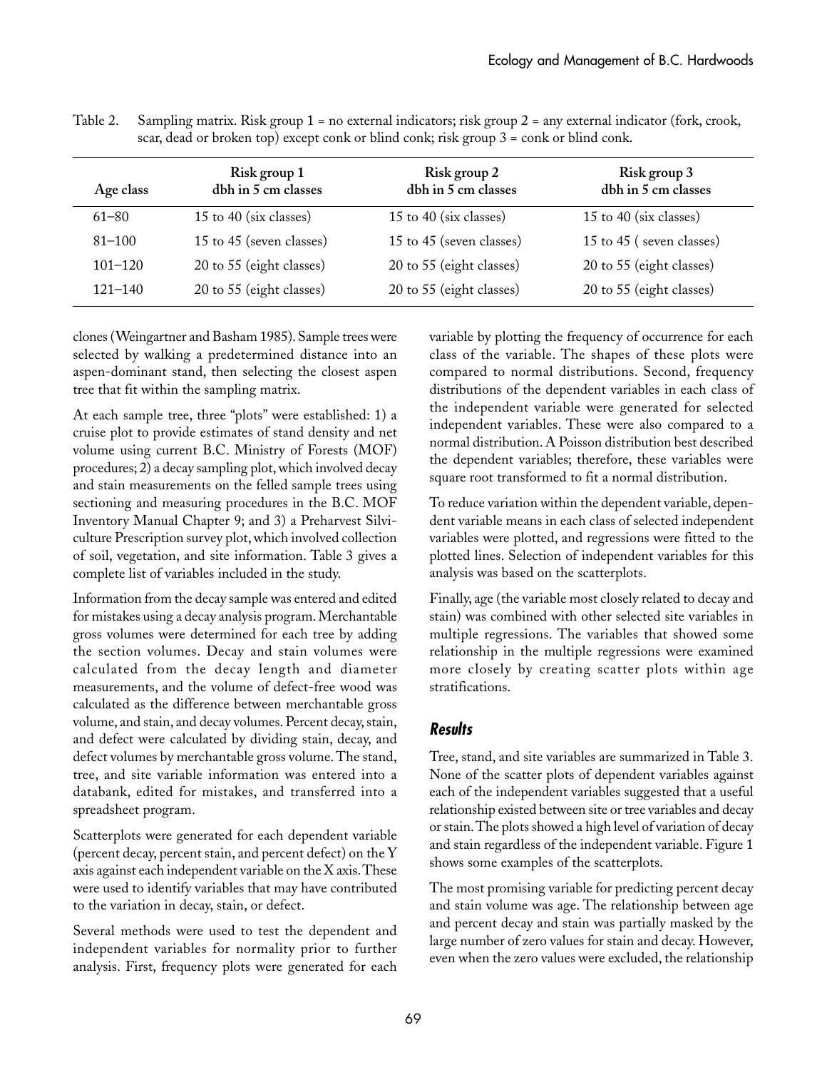Table 2. Sampling matrix. Risk group 1 = no external indicators; risk group 2 = any external indicator (fork, crook, scar, dead or broken top) except conk or blind conk; risk group 3 = conk or blind conk.

| Age class | Risk group 1 dbh in 5 cm classes | Risk group 2 dbh in 5 cm classes | Risk group 3 dbh in 5 cm classes |
|---|---|---|---|
| 61–80 | 15 to 40 (six classes) | 15 to 40 (six classes) | 15 to 40 (six classes) |
| 81–100 | 15 to 45 (seven classes) | 15 to 45 (seven classes) | 15 to 45 ( seven classes) |
| 101–120 | 20 to 55 (eight classes) | 20 to 55 (eight classes) | 20 to 55 (eight classes) |
| 121–140 | 20 to 55 (eight classes) | 20 to 55 (eight classes) | 20 to 55 (eight classes) |

clones (Weingartner and Basham 1985). Sample trees were selected by walking a predetermined distance into an aspen-dominant stand, then selecting the closest aspen tree that fit within the sampling matrix.

At each sample tree, three "plots" were established: 1) a cruise plot to provide estimates of stand density and net volume using current B.C. Ministry of Forests (MOF) procedures; 2) a decay sampling plot, which involved decay and stain measurements on the felled sample trees using sectioning and measuring procedures in the B.C. MOF Inventory Manual Chapter 9; and 3) a Preharvest Silviculture Prescription survey plot, which involved collection of soil, vegetation, and site information. Table 3 gives a complete list of variables included in the study.

Information from the decay sample was entered and edited for mistakes using a decay analysis program. Merchantable gross volumes were determined for each tree by adding the section volumes. Decay and stain volumes were calculated from the decay length and diameter measurements, and the volume of defect-free wood was calculated as the difference between merchantable gross volume, and stain, and decay volumes. Percent decay, stain, and defect were calculated by dividing stain, decay, and defect volumes by merchantable gross volume. The stand, tree, and site variable information was entered into a databank, edited for mistakes, and transferred into a spreadsheet program.

Scatterplots were generated for each dependent variable (percent decay, percent stain, and percent defect) on the Y axis against each independent variable on the X axis. These were used to identify variables that may have contributed to the variation in decay, stain, or defect.

Several methods were used to test the dependent and independent variables for normality prior to further analysis. First, frequency plots were generated for each variable by plotting the frequency of occurrence for each class of the variable. The shapes of these plots were compared to normal distributions. Second, frequency distributions of the dependent variables in each class of the independent variable were generated for selected independent variables. These were also compared to a normal distribution. A Poisson distribution best described the dependent variables; therefore, these variables were square root transformed to fit a normal distribution.

To reduce variation within the dependent variable, dependent variable means in each class of selected independent variables were plotted, and regressions were fitted to the plotted lines. Selection of independent variables for this analysis was based on the scatterplots.

Finally, age (the variable most closely related to decay and stain) was combined with other selected site variables in multiple regressions. The variables that showed some relationship in the multiple regressions were examined more closely by creating scatter plots within age stratifications.

## *Results*

Tree, stand, and site variables are summarized in Table 3. None of the scatter plots of dependent variables against each of the independent variables suggested that a useful relationship existed between site or tree variables and decay or stain. The plots showed a high level of variation of decay and stain regardless of the independent variable. Figure 1 shows some examples of the scatterplots.

The most promising variable for predicting percent decay and stain volume was age. The relationship between age and percent decay and stain was partially masked by the large number of zero values for stain and decay. However, even when the zero values were excluded, the relationship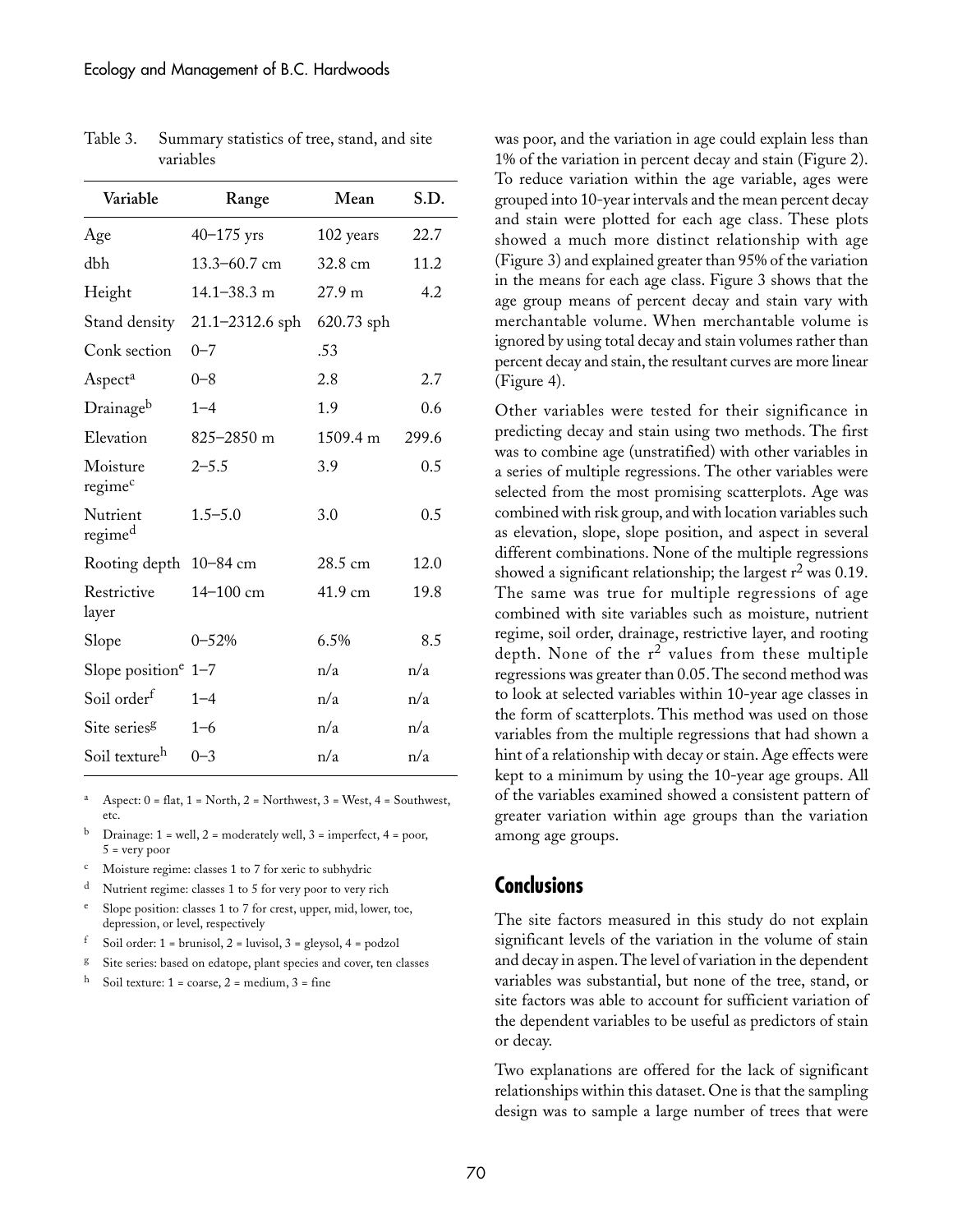Table 3. Summary statistics of tree, stand, and site variables

| Variable | Range | Mean | S.D. |
|---|---|---|---|
| Age | 40–175 yrs | 102 years | 22.7 |
| dbh | 13.3–60.7 cm | 32.8 cm | 11.2 |
| Height | 14.1–38.3 m | 27.9 m | 4.2 |
| Stand density | 21.1–2312.6 sph | 620.73 sph | |
| Conk section | 0–7 | .53 | |
| Aspect[a] | 0–8 | 2.8 | 2.7 |
| Drainage[b] | 1–4 | 1.9 | 0.6 |
| Elevation | 825–2850 m | 1509.4 m | 299.6 |
| Moisture regime[c] | 2–5.5 | 3.9 | 0.5 |
| Nutrient regime[d] | 1.5–5.0 | 3.0 | 0.5 |
| Rooting depth | 10–84 cm | 28.5 cm | 12.0 |
| Restrictive layer | 14–100 cm | 41.9 cm | 19.8 |
| Slope | 0–52% | 6.5% | 8.5 |
| Slope position[e] | 1–7 | n/a | n/a |
| Soil order[f] | 1–4 | n/a | n/a |
| Site series[g] | 1–6 | n/a | n/a |
| Soil texture[h] | 0–3 | n/a | n/a |

[a] Aspect: 0 = flat, 1 = North, 2 = Northwest, 3 = West, 4 = Southwest, etc.

[b] Drainage: 1 = well, 2 = moderately well, 3 = imperfect, 4 = poor, 5 = very poor

[c] Moisture regime: classes 1 to 7 for xeric to subhydric

[d] Nutrient regime: classes 1 to 5 for very poor to very rich

[e] Slope position: classes 1 to 7 for crest, upper, mid, lower, toe, depression, or level, respectively

[f] Soil order: 1 = brunisol, 2 = luvisol, 3 = gleysol, 4 = podzol

[g] Site series: based on edatope, plant species and cover, ten classes

[h] Soil texture: 1 = coarse, 2 = medium, 3 = fine

was poor, and the variation in age could explain less than 1% of the variation in percent decay and stain (Figure 2). To reduce variation within the age variable, ages were grouped into 10-year intervals and the mean percent decay and stain were plotted for each age class. These plots showed a much more distinct relationship with age (Figure 3) and explained greater than 95% of the variation in the means for each age class. Figure 3 shows that the age group means of percent decay and stain vary with merchantable volume. When merchantable volume is ignored by using total decay and stain volumes rather than percent decay and stain, the resultant curves are more linear (Figure 4).

Other variables were tested for their significance in predicting decay and stain using two methods. The first was to combine age (unstratified) with other variables in a series of multiple regressions. The other variables were selected from the most promising scatterplots. Age was combined with risk group, and with location variables such as elevation, slope, slope position, and aspect in several different combinations. None of the multiple regressions showed a significant relationship; the largest $r^2$ was 0.19. The same was true for multiple regressions of age combined with site variables such as moisture, nutrient regime, soil order, drainage, restrictive layer, and rooting depth. None of the $r^2$ values from these multiple regressions was greater than 0.05. The second method was to look at selected variables within 10-year age classes in the form of scatterplots. This method was used on those variables from the multiple regressions that had shown a hint of a relationship with decay or stain. Age effects were kept to a minimum by using the 10-year age groups. All of the variables examined showed a consistent pattern of greater variation within age groups than the variation among age groups.

## Conclusions

The site factors measured in this study do not explain significant levels of the variation in the volume of stain and decay in aspen. The level of variation in the dependent variables was substantial, but none of the tree, stand, or site factors was able to account for sufficient variation of the dependent variables to be useful as predictors of stain or decay.

Two explanations are offered for the lack of significant relationships within this dataset. One is that the sampling design was to sample a large number of trees that were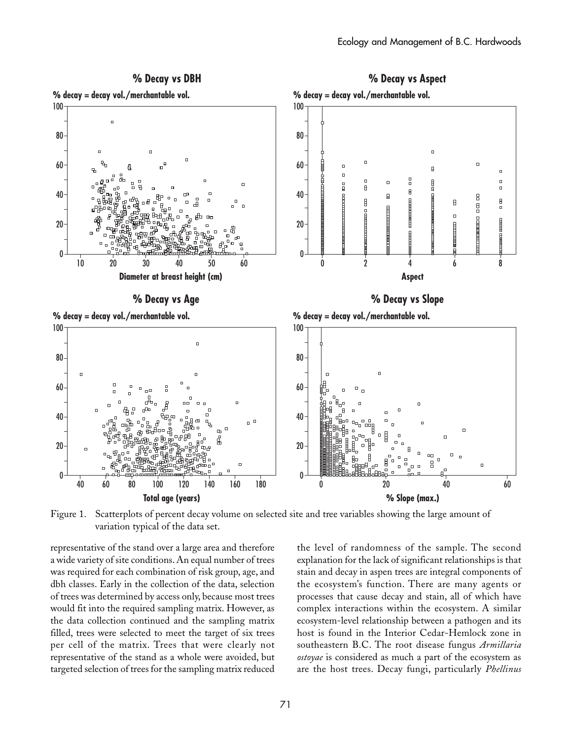Figure 1. Scatterplots of percent decay volume on selected site and tree variables showing the large amount of variation typical of the data set.

representative of the stand over a large area and therefore a wide variety of site conditions. An equal number of trees was required for each combination of risk group, age, and dbh classes. Early in the collection of the data, selection of trees was determined by access only, because most trees would fit into the required sampling matrix. However, as the data collection continued and the sampling matrix filled, trees were selected to meet the target of six trees per cell of the matrix. Trees that were clearly not representative of the stand as a whole were avoided, but targeted selection of trees for the sampling matrix reduced the level of randomness of the sample. The second explanation for the lack of significant relationships is that stain and decay in aspen trees are integral components of the ecosystem's function. There are many agents or processes that cause decay and stain, all of which have complex interactions within the ecosystem. A similar ecosystem-level relationship between a pathogen and its host is found in the Interior Cedar-Hemlock zone in southeastern B.C. The root disease fungus *Armillaria ostoyae* is considered as much a part of the ecosystem as are the host trees. Decay fungi, particularly *Phellinus*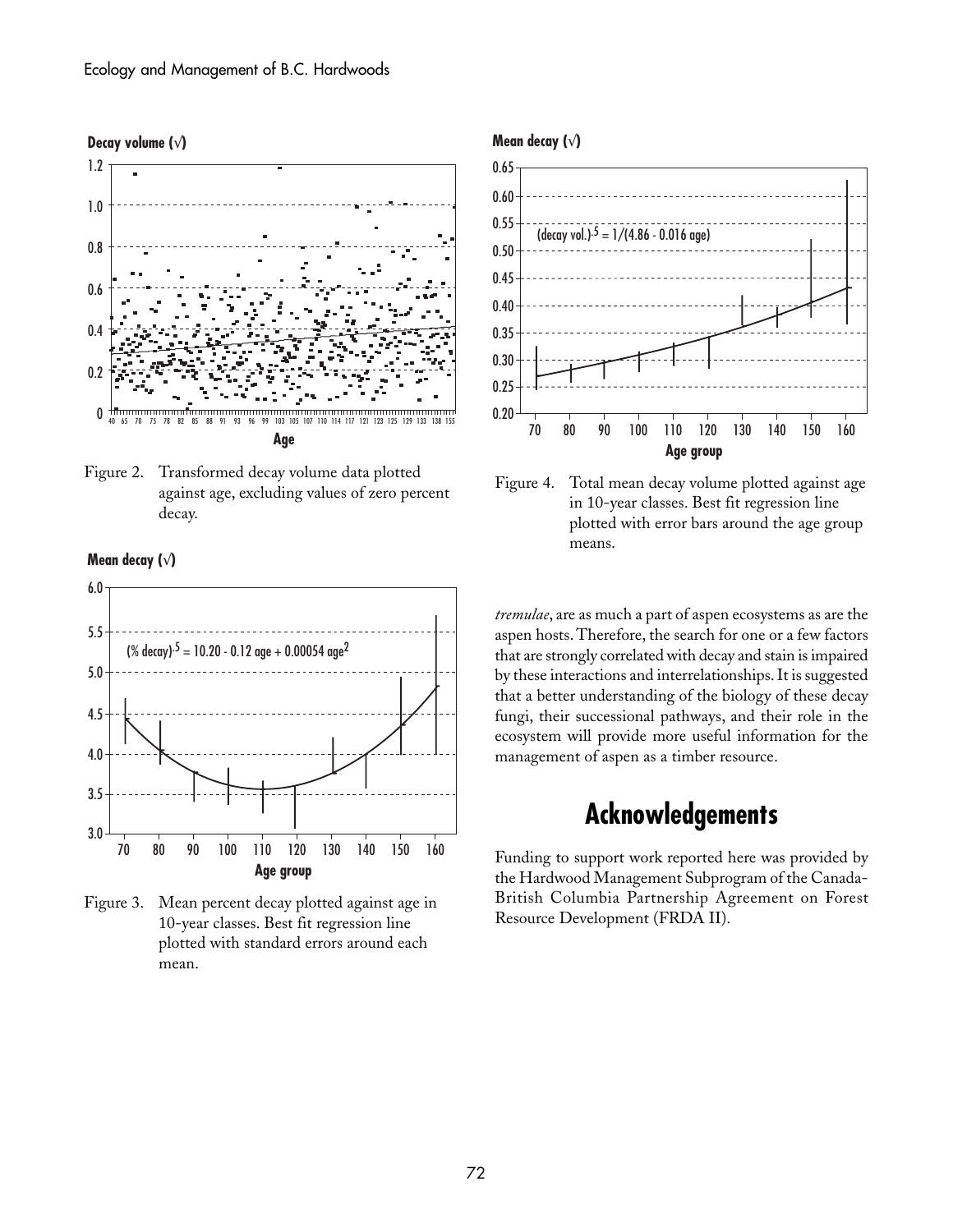Figure 2. Transformed decay volume data plotted against age, excluding values of zero percent decay.

Figure 3. Mean percent decay plotted against age in 10-year classes. Best fit regression line plotted with standard errors around each mean.

Figure 4. Total mean decay volume plotted against age in 10-year classes. Best fit regression line plotted with error bars around the age group means.

*tremulae*, are as much a part of aspen ecosystems as are the aspen hosts. Therefore, the search for one or a few factors that are strongly correlated with decay and stain is impaired by these interactions and interrelationships. It is suggested that a better understanding of the biology of these decay fungi, their successional pathways, and their role in the ecosystem will provide more useful information for the management of aspen as a timber resource.

## Acknowledgements

Funding to support work reported here was provided by the Hardwood Management Subprogram of the Canada-British Columbia Partnership Agreement on Forest Resource Development (FRDA II).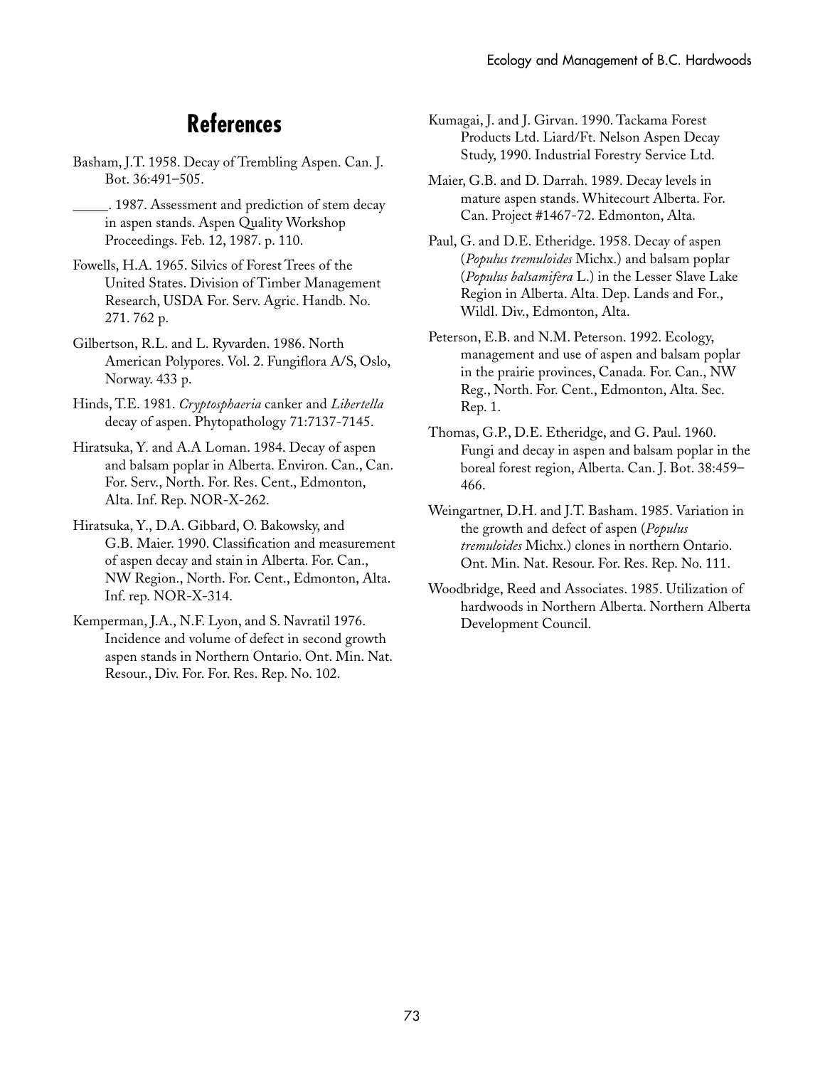# References

Basham, J.T. 1958. Decay of Trembling Aspen. Can. J. Bot. 36:491–505.

_____. 1987. Assessment and prediction of stem decay in aspen stands. Aspen Quality Workshop Proceedings. Feb. 12, 1987. p. 110.

Fowells, H.A. 1965. Silvics of Forest Trees of the United States. Division of Timber Management Research, USDA For. Serv. Agric. Handb. No. 271. 762 p.

Gilbertson, R.L. and L. Ryvarden. 1986. North American Polypores. Vol. 2. Fungiflora A/S, Oslo, Norway. 433 p.

Hinds, T.E. 1981. *Cryptosphaeria* canker and *Libertella* decay of aspen. Phytopathology 71:7137-7145.

Hiratsuka, Y. and A.A Loman. 1984. Decay of aspen and balsam poplar in Alberta. Environ. Can., Can. For. Serv., North. For. Res. Cent., Edmonton, Alta. Inf. Rep. NOR-X-262.

Hiratsuka, Y., D.A. Gibbard, O. Bakowsky, and G.B. Maier. 1990. Classification and measurement of aspen decay and stain in Alberta. For. Can., NW Region., North. For. Cent., Edmonton, Alta. Inf. rep. NOR-X-314.

Kemperman, J.A., N.F. Lyon, and S. Navratil 1976. Incidence and volume of defect in second growth aspen stands in Northern Ontario. Ont. Min. Nat. Resour., Div. For. For. Res. Rep. No. 102.

Kumagai, J. and J. Girvan. 1990. Tackama Forest Products Ltd. Liard/Ft. Nelson Aspen Decay Study, 1990. Industrial Forestry Service Ltd.

Maier, G.B. and D. Darrah. 1989. Decay levels in mature aspen stands. Whitecourt Alberta. For. Can. Project #1467-72. Edmonton, Alta.

Paul, G. and D.E. Etheridge. 1958. Decay of aspen (*Populus tremuloides* Michx.) and balsam poplar (*Populus balsamifera* L.) in the Lesser Slave Lake Region in Alberta. Alta. Dep. Lands and For., Wildl. Div., Edmonton, Alta.

Peterson, E.B. and N.M. Peterson. 1992. Ecology, management and use of aspen and balsam poplar in the prairie provinces, Canada. For. Can., NW Reg., North. For. Cent., Edmonton, Alta. Sec. Rep. 1.

Thomas, G.P., D.E. Etheridge, and G. Paul. 1960. Fungi and decay in aspen and balsam poplar in the boreal forest region, Alberta. Can. J. Bot. 38:459–466.

Weingartner, D.H. and J.T. Basham. 1985. Variation in the growth and defect of aspen (*Populus tremuloides* Michx.) clones in northern Ontario. Ont. Min. Nat. Resour. For. Res. Rep. No. 111.

Woodbridge, Reed and Associates. 1985. Utilization of hardwoods in Northern Alberta. Northern Alberta Development Council.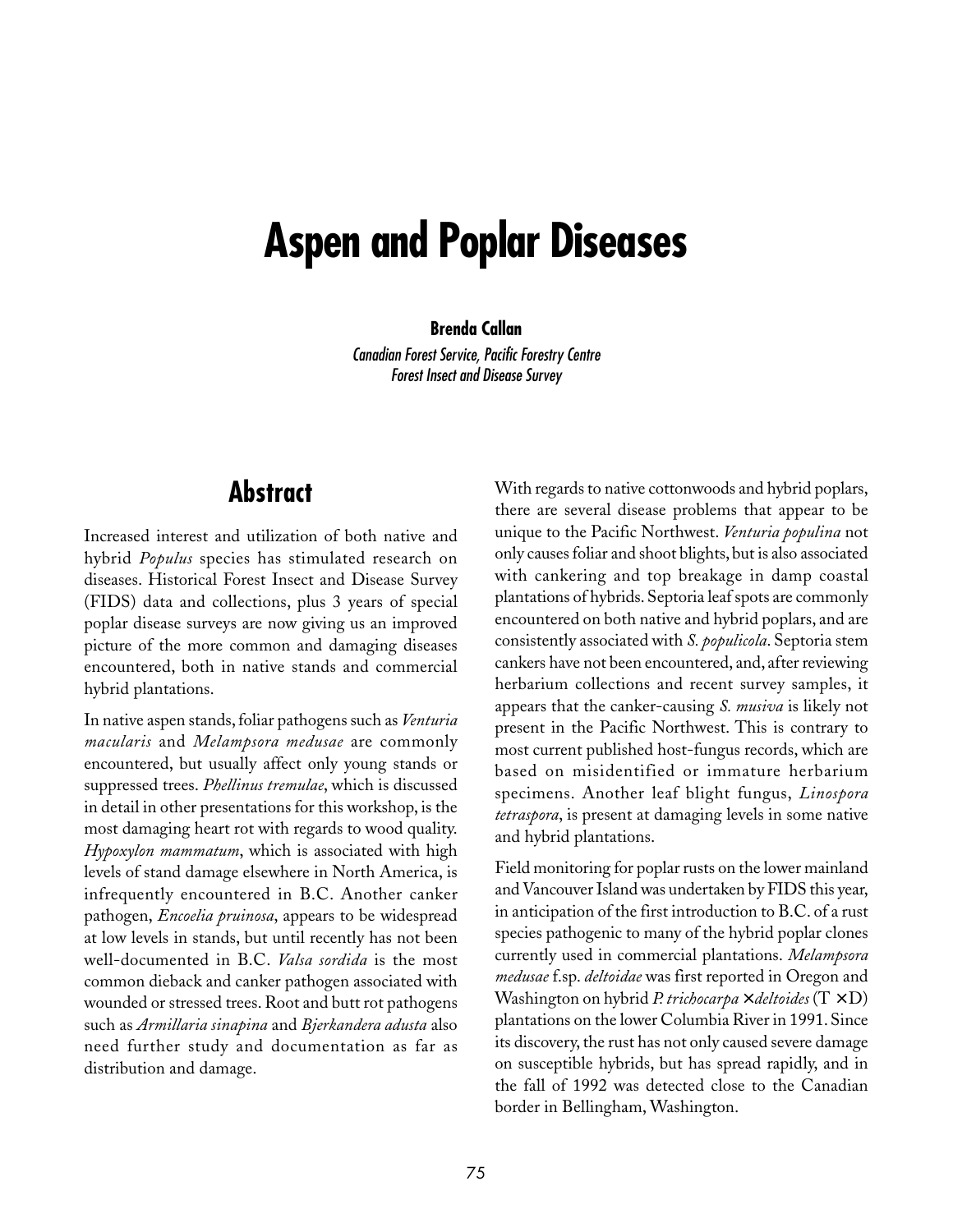# Aspen and Poplar Diseases

**Brenda Callan**

*Canadian Forest Service, Pacific Forestry Centre*
*Forest Insect and Disease Survey*

## Abstract

Increased interest and utilization of both native and hybrid *Populus* species has stimulated research on diseases. Historical Forest Insect and Disease Survey (FIDS) data and collections, plus 3 years of special poplar disease surveys are now giving us an improved picture of the more common and damaging diseases encountered, both in native stands and commercial hybrid plantations.

In native aspen stands, foliar pathogens such as *Venturia macularis* and *Melampsora medusae* are commonly encountered, but usually affect only young stands or suppressed trees. *Phellinus tremulae*, which is discussed in detail in other presentations for this workshop, is the most damaging heart rot with regards to wood quality. *Hypoxylon mammatum*, which is associated with high levels of stand damage elsewhere in North America, is infrequently encountered in B.C. Another canker pathogen, *Encoelia pruinosa*, appears to be widespread at low levels in stands, but until recently has not been well-documented in B.C. *Valsa sordida* is the most common dieback and canker pathogen associated with wounded or stressed trees. Root and butt rot pathogens such as *Armillaria sinapina* and *Bjerkandera adusta* also need further study and documentation as far as distribution and damage.

With regards to native cottonwoods and hybrid poplars, there are several disease problems that appear to be unique to the Pacific Northwest. *Venturia populina* not only causes foliar and shoot blights, but is also associated with cankering and top breakage in damp coastal plantations of hybrids. Septoria leaf spots are commonly encountered on both native and hybrid poplars, and are consistently associated with *S. populicola*. Septoria stem cankers have not been encountered, and, after reviewing herbarium collections and recent survey samples, it appears that the canker-causing *S. musiva* is likely not present in the Pacific Northwest. This is contrary to most current published host-fungus records, which are based on misidentified or immature herbarium specimens. Another leaf blight fungus, *Linospora tetraspora*, is present at damaging levels in some native and hybrid plantations.

Field monitoring for poplar rusts on the lower mainland and Vancouver Island was undertaken by FIDS this year, in anticipation of the first introduction to B.C. of a rust species pathogenic to many of the hybrid poplar clones currently used in commercial plantations. *Melampsora medusae* f.sp. *deltoidae* was first reported in Oregon and Washington on hybrid *P. trichocarpa* × *deltoides* (T × D) plantations on the lower Columbia River in 1991. Since its discovery, the rust has not only caused severe damage on susceptible hybrids, but has spread rapidly, and in the fall of 1992 was detected close to the Canadian border in Bellingham, Washington.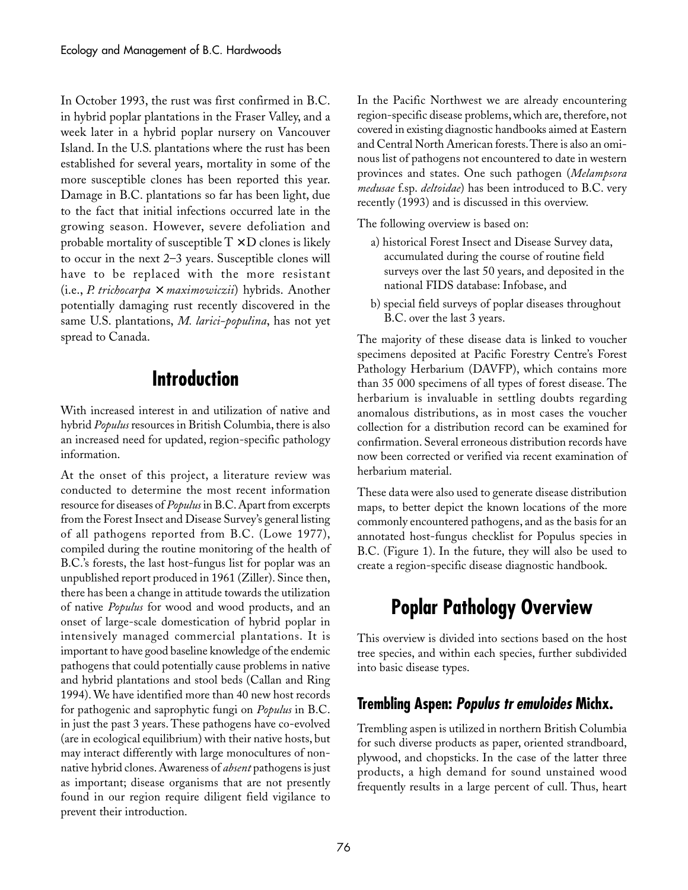In October 1993, the rust was first confirmed in B.C. in hybrid poplar plantations in the Fraser Valley, and a week later in a hybrid poplar nursery on Vancouver Island. In the U.S. plantations where the rust has been established for several years, mortality in some of the more susceptible clones has been reported this year. Damage in B.C. plantations so far has been light, due to the fact that initial infections occurred late in the growing season. However, severe defoliation and probable mortality of susceptible T × D clones is likely to occur in the next 2–3 years. Susceptible clones will have to be replaced with the more resistant (i.e., *P. trichocarpa* × *maximowiczii*) hybrids. Another potentially damaging rust recently discovered in the same U.S. plantations, *M. larici-populina*, has not yet spread to Canada.

## Introduction

With increased interest in and utilization of native and hybrid *Populus* resources in British Columbia, there is also an increased need for updated, region-specific pathology information.

At the onset of this project, a literature review was conducted to determine the most recent information resource for diseases of *Populus* in B.C. Apart from excerpts from the Forest Insect and Disease Survey's general listing of all pathogens reported from B.C. (Lowe 1977), compiled during the routine monitoring of the health of B.C.'s forests, the last host-fungus list for poplar was an unpublished report produced in 1961 (Ziller). Since then, there has been a change in attitude towards the utilization of native *Populus* for wood and wood products, and an onset of large-scale domestication of hybrid poplar in intensively managed commercial plantations. It is important to have good baseline knowledge of the endemic pathogens that could potentially cause problems in native and hybrid plantations and stool beds (Callan and Ring 1994). We have identified more than 40 new host records for pathogenic and saprophytic fungi on *Populus* in B.C. in just the past 3 years. These pathogens have co-evolved (are in ecological equilibrium) with their native hosts, but may interact differently with large monocultures of non-native hybrid clones. Awareness of *absent* pathogens is just as important; disease organisms that are not presently found in our region require diligent field vigilance to prevent their introduction.

In the Pacific Northwest we are already encountering region-specific disease problems, which are, therefore, not covered in existing diagnostic handbooks aimed at Eastern and Central North American forests. There is also an ominous list of pathogens not encountered to date in western provinces and states. One such pathogen (*Melampsora medusae* f.sp. *deltoidae*) has been introduced to B.C. very recently (1993) and is discussed in this overview.

The following overview is based on:

a) historical Forest Insect and Disease Survey data, accumulated during the course of routine field surveys over the last 50 years, and deposited in the national FIDS database: Infobase, and

b) special field surveys of poplar diseases throughout B.C. over the last 3 years.

The majority of these disease data is linked to voucher specimens deposited at Pacific Forestry Centre's Forest Pathology Herbarium (DAVFP), which contains more than 35 000 specimens of all types of forest disease. The herbarium is invaluable in settling doubts regarding anomalous distributions, as in most cases the voucher collection for a distribution record can be examined for confirmation. Several erroneous distribution records have now been corrected or verified via recent examination of herbarium material.

These data were also used to generate disease distribution maps, to better depict the known locations of the more commonly encountered pathogens, and as the basis for an annotated host-fungus checklist for Populus species in B.C. (Figure 1). In the future, they will also be used to create a region-specific disease diagnostic handbook.

## Poplar Pathology Overview

This overview is divided into sections based on the host tree species, and within each species, further subdivided into basic disease types.

### Trembling Aspen: *Populus tremuloides* Michx.

Trembling aspen is utilized in northern British Columbia for such diverse products as paper, oriented strandboard, plywood, and chopsticks. In the case of the latter three products, a high demand for sound unstained wood frequently results in a large percent of cull. Thus, heart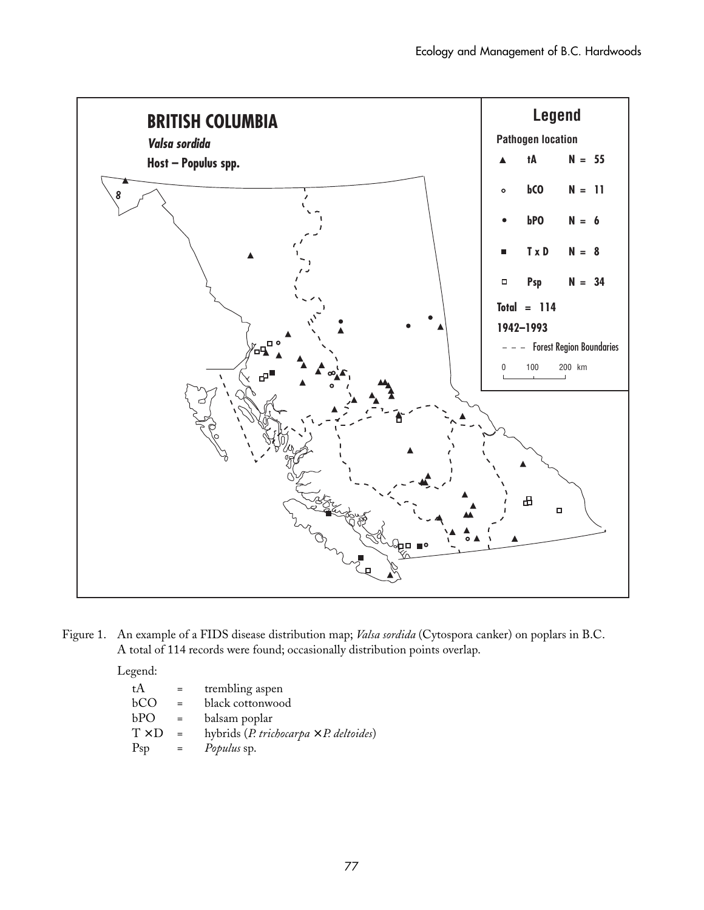Figure 1. An example of a FIDS disease distribution map; *Valsa sordida* (Cytospora canker) on poplars in B.C. A total of 114 records were found; occasionally distribution points overlap.

Legend:

| | | |
|---|---|---|
| tA | = | trembling aspen |
| bCO | = | black cottonwood |
| bPO | = | balsam poplar |
| T ×D | = | hybrids (*P. trichocarpa* ×*P. deltoides*) |
| Psp | = | *Populus* sp. |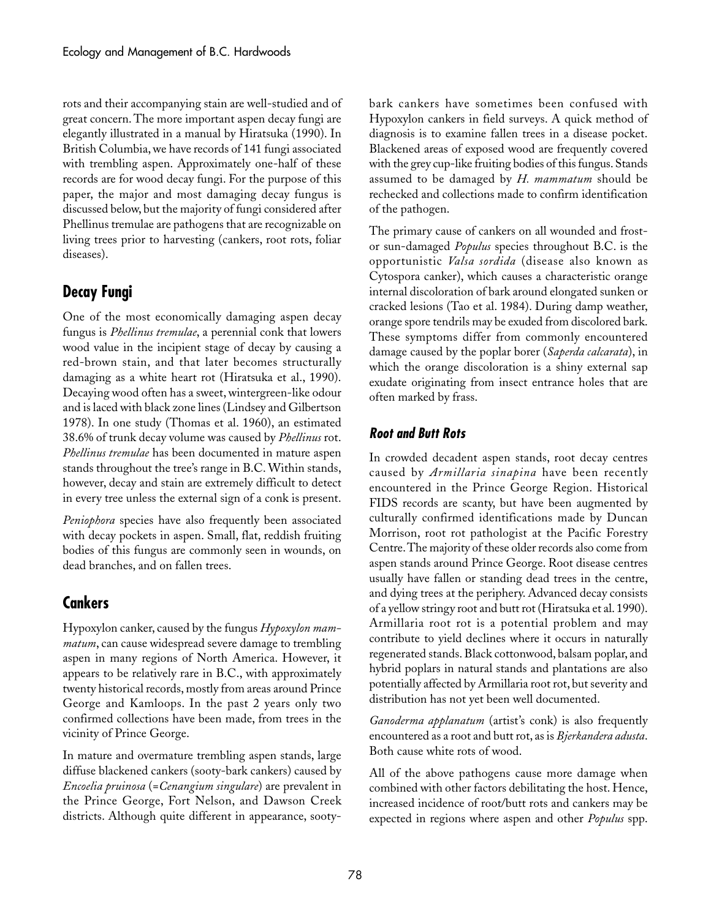rots and their accompanying stain are well-studied and of great concern. The more important aspen decay fungi are elegantly illustrated in a manual by Hiratsuka (1990). In British Columbia, we have records of 141 fungi associated with trembling aspen. Approximately one-half of these records are for wood decay fungi. For the purpose of this paper, the major and most damaging decay fungus is discussed below, but the majority of fungi considered after Phellinus tremulae are pathogens that are recognizable on living trees prior to harvesting (cankers, root rots, foliar diseases).

## Decay Fungi

One of the most economically damaging aspen decay fungus is *Phellinus tremulae*, a perennial conk that lowers wood value in the incipient stage of decay by causing a red-brown stain, and that later becomes structurally damaging as a white heart rot (Hiratsuka et al., 1990). Decaying wood often has a sweet, wintergreen-like odour and is laced with black zone lines (Lindsey and Gilbertson 1978). In one study (Thomas et al. 1960), an estimated 38.6% of trunk decay volume was caused by *Phellinus* rot. *Phellinus tremulae* has been documented in mature aspen stands throughout the tree's range in B.C. Within stands, however, decay and stain are extremely difficult to detect in every tree unless the external sign of a conk is present.

*Peniophora* species have also frequently been associated with decay pockets in aspen. Small, flat, reddish fruiting bodies of this fungus are commonly seen in wounds, on dead branches, and on fallen trees.

## Cankers

Hypoxylon canker, caused by the fungus *Hypoxylon mammatum*, can cause widespread severe damage to trembling aspen in many regions of North America. However, it appears to be relatively rare in B.C., with approximately twenty historical records, mostly from areas around Prince George and Kamloops. In the past 2 years only two confirmed collections have been made, from trees in the vicinity of Prince George.

In mature and overmature trembling aspen stands, large diffuse blackened cankers (sooty-bark cankers) caused by *Encoelia pruinosa* (=*Cenangium singulare*) are prevalent in the Prince George, Fort Nelson, and Dawson Creek districts. Although quite different in appearance, sooty-bark cankers have sometimes been confused with Hypoxylon cankers in field surveys. A quick method of diagnosis is to examine fallen trees in a disease pocket. Blackened areas of exposed wood are frequently covered with the grey cup-like fruiting bodies of this fungus. Stands assumed to be damaged by *H. mammatum* should be rechecked and collections made to confirm identification of the pathogen.

The primary cause of cankers on all wounded and frost- or sun-damaged *Populus* species throughout B.C. is the opportunistic *Valsa sordida* (disease also known as Cytospora canker), which causes a characteristic orange internal discoloration of bark around elongated sunken or cracked lesions (Tao et al. 1984). During damp weather, orange spore tendrils may be exuded from discolored bark. These symptoms differ from commonly encountered damage caused by the poplar borer (*Saperda calcarata*), in which the orange discoloration is a shiny external sap exudate originating from insect entrance holes that are often marked by frass.

### Root and Butt Rots

In crowded decadent aspen stands, root decay centres caused by *Armillaria sinapina* have been recently encountered in the Prince George Region. Historical FIDS records are scanty, but have been augmented by culturally confirmed identifications made by Duncan Morrison, root rot pathologist at the Pacific Forestry Centre. The majority of these older records also come from aspen stands around Prince George. Root disease centres usually have fallen or standing dead trees in the centre, and dying trees at the periphery. Advanced decay consists of a yellow stringy root and butt rot (Hiratsuka et al. 1990). Armillaria root rot is a potential problem and may contribute to yield declines where it occurs in naturally regenerated stands. Black cottonwood, balsam poplar, and hybrid poplars in natural stands and plantations are also potentially affected by Armillaria root rot, but severity and distribution has not yet been well documented.

*Ganoderma applanatum* (artist's conk) is also frequently encountered as a root and butt rot, as is *Bjerkandera adusta*. Both cause white rots of wood.

All of the above pathogens cause more damage when combined with other factors debilitating the host. Hence, increased incidence of root/butt rots and cankers may be expected in regions where aspen and other *Populus* spp.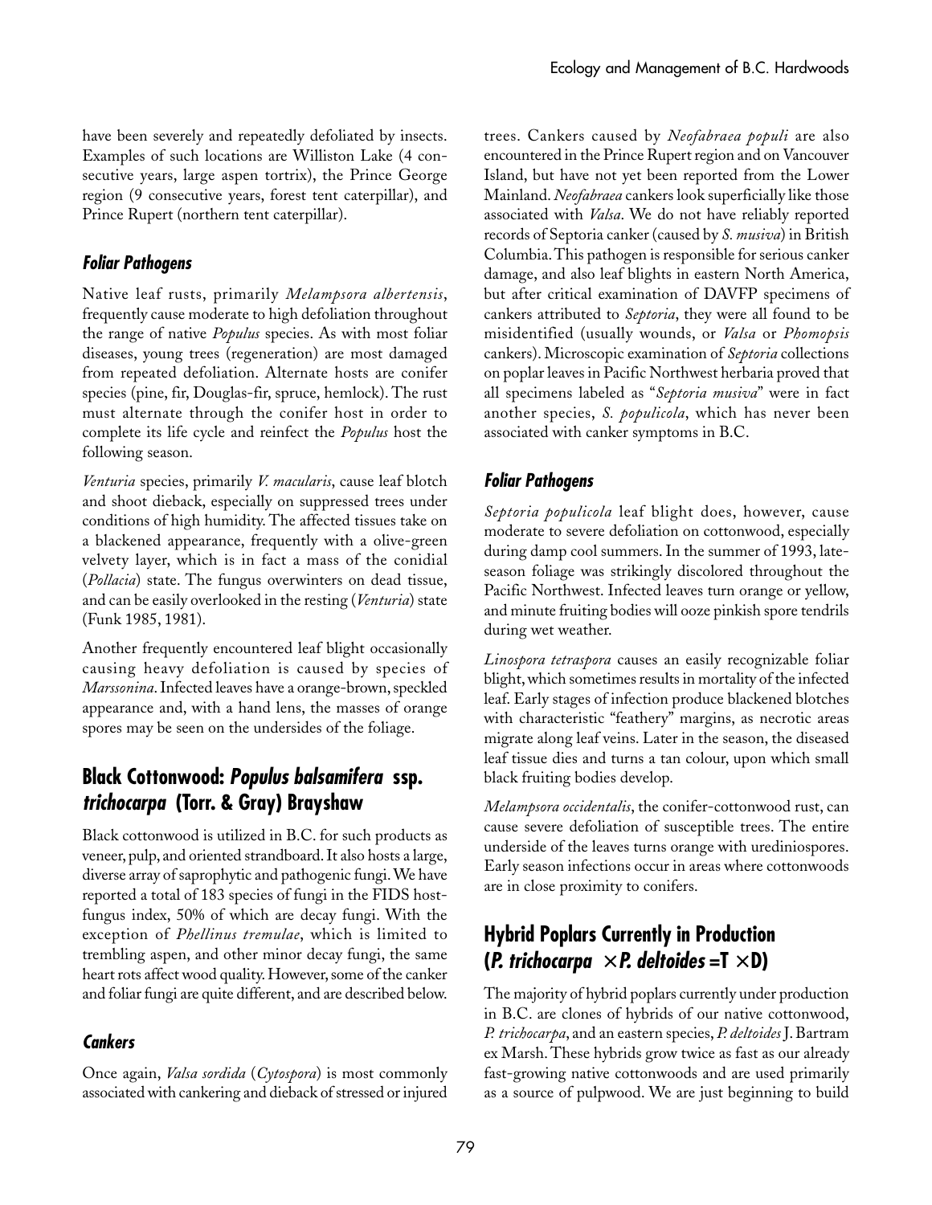have been severely and repeatedly defoliated by insects. Examples of such locations are Williston Lake (4 consecutive years, large aspen tortrix), the Prince George region (9 consecutive years, forest tent caterpillar), and Prince Rupert (northern tent caterpillar).

### *Foliar Pathogens*

Native leaf rusts, primarily *Melampsora albertensis*, frequently cause moderate to high defoliation throughout the range of native *Populus* species. As with most foliar diseases, young trees (regeneration) are most damaged from repeated defoliation. Alternate hosts are conifer species (pine, fir, Douglas-fir, spruce, hemlock). The rust must alternate through the conifer host in order to complete its life cycle and reinfect the *Populus* host the following season.

*Venturia* species, primarily *V. macularis*, cause leaf blotch and shoot dieback, especially on suppressed trees under conditions of high humidity. The affected tissues take on a blackened appearance, frequently with a olive-green velvety layer, which is in fact a mass of the conidial (*Pollacia*) state. The fungus overwinters on dead tissue, and can be easily overlooked in the resting (*Venturia*) state (Funk 1985, 1981).

Another frequently encountered leaf blight occasionally causing heavy defoliation is caused by species of *Marssonina*. Infected leaves have a orange-brown, speckled appearance and, with a hand lens, the masses of orange spores may be seen on the undersides of the foliage.

## Black Cottonwood: *Populus balsamifera* ssp. *trichocarpa* (Torr. & Gray) Brayshaw

Black cottonwood is utilized in B.C. for such products as veneer, pulp, and oriented strandboard. It also hosts a large, diverse array of saprophytic and pathogenic fungi. We have reported a total of 183 species of fungi in the FIDS host-fungus index, 50% of which are decay fungi. With the exception of *Phellinus tremulae*, which is limited to trembling aspen, and other minor decay fungi, the same heart rots affect wood quality. However, some of the canker and foliar fungi are quite different, and are described below.

### *Cankers*

Once again, *Valsa sordida* (*Cytospora*) is most commonly associated with cankering and dieback of stressed or injured trees. Cankers caused by *Neofabraea populi* are also encountered in the Prince Rupert region and on Vancouver Island, but have not yet been reported from the Lower Mainland. *Neofabraea* cankers look superficially like those associated with *Valsa*. We do not have reliably reported records of Septoria canker (caused by *S. musiva*) in British Columbia. This pathogen is responsible for serious canker damage, and also leaf blights in eastern North America, but after critical examination of DAVFP specimens of cankers attributed to *Septoria*, they were all found to be misidentified (usually wounds, or *Valsa* or *Phomopsis* cankers). Microscopic examination of *Septoria* collections on poplar leaves in Pacific Northwest herbaria proved that all specimens labeled as "*Septoria musiva*" were in fact another species, *S. populicola*, which has never been associated with canker symptoms in B.C.

### *Foliar Pathogens*

*Septoria populicola* leaf blight does, however, cause moderate to severe defoliation on cottonwood, especially during damp cool summers. In the summer of 1993, late-season foliage was strikingly discolored throughout the Pacific Northwest. Infected leaves turn orange or yellow, and minute fruiting bodies will ooze pinkish spore tendrils during wet weather.

*Linospora tetraspora* causes an easily recognizable foliar blight, which sometimes results in mortality of the infected leaf. Early stages of infection produce blackened blotches with characteristic "feathery" margins, as necrotic areas migrate along leaf veins. Later in the season, the diseased leaf tissue dies and turns a tan colour, upon which small black fruiting bodies develop.

*Melampsora occidentalis*, the conifer-cottonwood rust, can cause severe defoliation of susceptible trees. The entire underside of the leaves turns orange with urediniospores. Early season infections occur in areas where cottonwoods are in close proximity to conifers.

## Hybrid Poplars Currently in Production (*P. trichocarpa* × *P. deltoides* = T × D)

The majority of hybrid poplars currently under production in B.C. are clones of hybrids of our native cottonwood, *P. trichocarpa*, and an eastern species, *P. deltoides* J. Bartram ex Marsh. These hybrids grow twice as fast as our already fast-growing native cottonwoods and are used primarily as a source of pulpwood. We are just beginning to build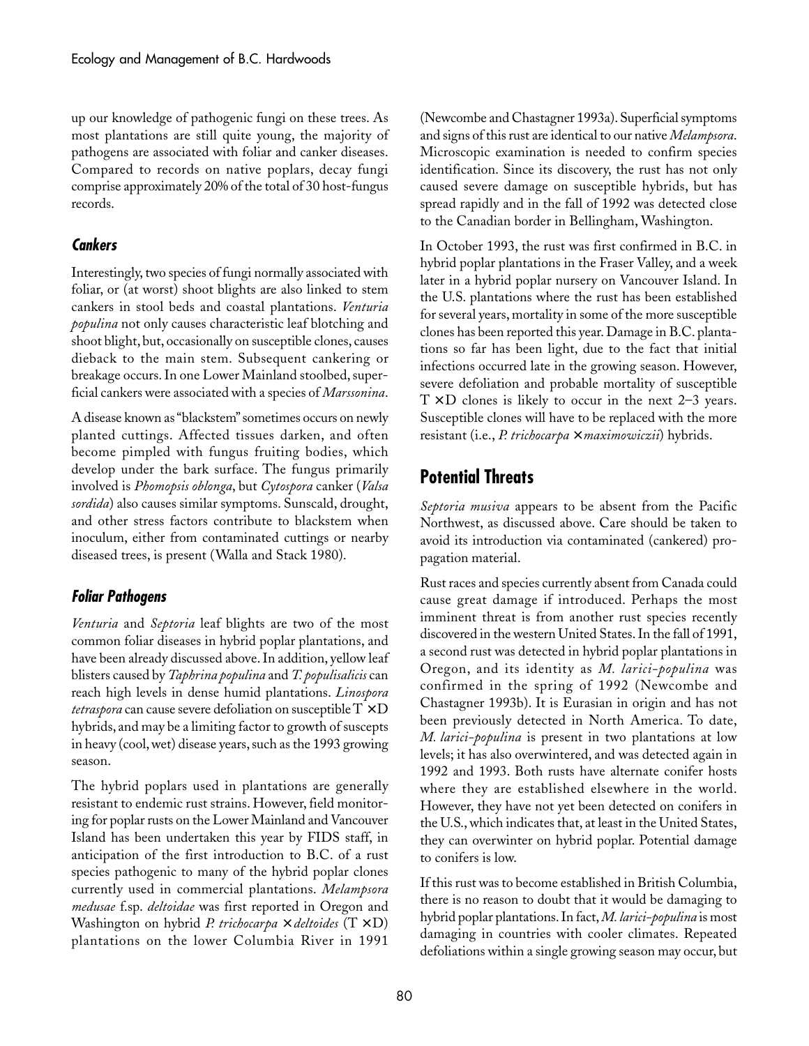up our knowledge of pathogenic fungi on these trees. As most plantations are still quite young, the majority of pathogens are associated with foliar and canker diseases. Compared to records on native poplars, decay fungi comprise approximately 20% of the total of 30 host-fungus records.

### *Cankers*

Interestingly, two species of fungi normally associated with foliar, or (at worst) shoot blights are also linked to stem cankers in stool beds and coastal plantations. *Venturia populina* not only causes characteristic leaf blotching and shoot blight, but, occasionally on susceptible clones, causes dieback to the main stem. Subsequent cankering or breakage occurs. In one Lower Mainland stoolbed, superficial cankers were associated with a species of *Marssonina*.

A disease known as "blackstem" sometimes occurs on newly planted cuttings. Affected tissues darken, and often become pimpled with fungus fruiting bodies, which develop under the bark surface. The fungus primarily involved is *Phomopsis oblonga*, but *Cytospora* canker (*Valsa sordida*) also causes similar symptoms. Sunscald, drought, and other stress factors contribute to blackstem when inoculum, either from contaminated cuttings or nearby diseased trees, is present (Walla and Stack 1980).

### *Foliar Pathogens*

*Venturia* and *Septoria* leaf blights are two of the most common foliar diseases in hybrid poplar plantations, and have been already discussed above. In addition, yellow leaf blisters caused by *Taphrina populina* and *T. populisalicis* can reach high levels in dense humid plantations. *Linospora tetraspora* can cause severe defoliation on susceptible T × D hybrids, and may be a limiting factor to growth of suscepts in heavy (cool, wet) disease years, such as the 1993 growing season.

The hybrid poplars used in plantations are generally resistant to endemic rust strains. However, field monitoring for poplar rusts on the Lower Mainland and Vancouver Island has been undertaken this year by FIDS staff, in anticipation of the first introduction to B.C. of a rust species pathogenic to many of the hybrid poplar clones currently used in commercial plantations. *Melampsora medusae* f.sp. *deltoidae* was first reported in Oregon and Washington on hybrid *P. trichocarpa* × *deltoides* (T × D) plantations on the lower Columbia River in 1991 (Newcombe and Chastagner 1993a). Superficial symptoms and signs of this rust are identical to our native *Melampsora*. Microscopic examination is needed to confirm species identification. Since its discovery, the rust has not only caused severe damage on susceptible hybrids, but has spread rapidly and in the fall of 1992 was detected close to the Canadian border in Bellingham, Washington.

In October 1993, the rust was first confirmed in B.C. in hybrid poplar plantations in the Fraser Valley, and a week later in a hybrid poplar nursery on Vancouver Island. In the U.S. plantations where the rust has been established for several years, mortality in some of the more susceptible clones has been reported this year. Damage in B.C. plantations so far has been light, due to the fact that initial infections occurred late in the growing season. However, severe defoliation and probable mortality of susceptible T × D clones is likely to occur in the next 2–3 years. Susceptible clones will have to be replaced with the more resistant (i.e., *P. trichocarpa* × *maximowiczii*) hybrids.

## Potential Threats

*Septoria musiva* appears to be absent from the Pacific Northwest, as discussed above. Care should be taken to avoid its introduction via contaminated (cankered) propagation material.

Rust races and species currently absent from Canada could cause great damage if introduced. Perhaps the most imminent threat is from another rust species recently discovered in the western United States. In the fall of 1991, a second rust was detected in hybrid poplar plantations in Oregon, and its identity as *M. larici-populina* was confirmed in the spring of 1992 (Newcombe and Chastagner 1993b). It is Eurasian in origin and has not been previously detected in North America. To date, *M. larici-populina* is present in two plantations at low levels; it has also overwintered, and was detected again in 1992 and 1993. Both rusts have alternate conifer hosts where they are established elsewhere in the world. However, they have not yet been detected on conifers in the U.S., which indicates that, at least in the United States, they can overwinter on hybrid poplar. Potential damage to conifers is low.

If this rust was to become established in British Columbia, there is no reason to doubt that it would be damaging to hybrid poplar plantations. In fact, *M. larici-populina* is most damaging in countries with cooler climates. Repeated defoliations within a single growing season may occur, but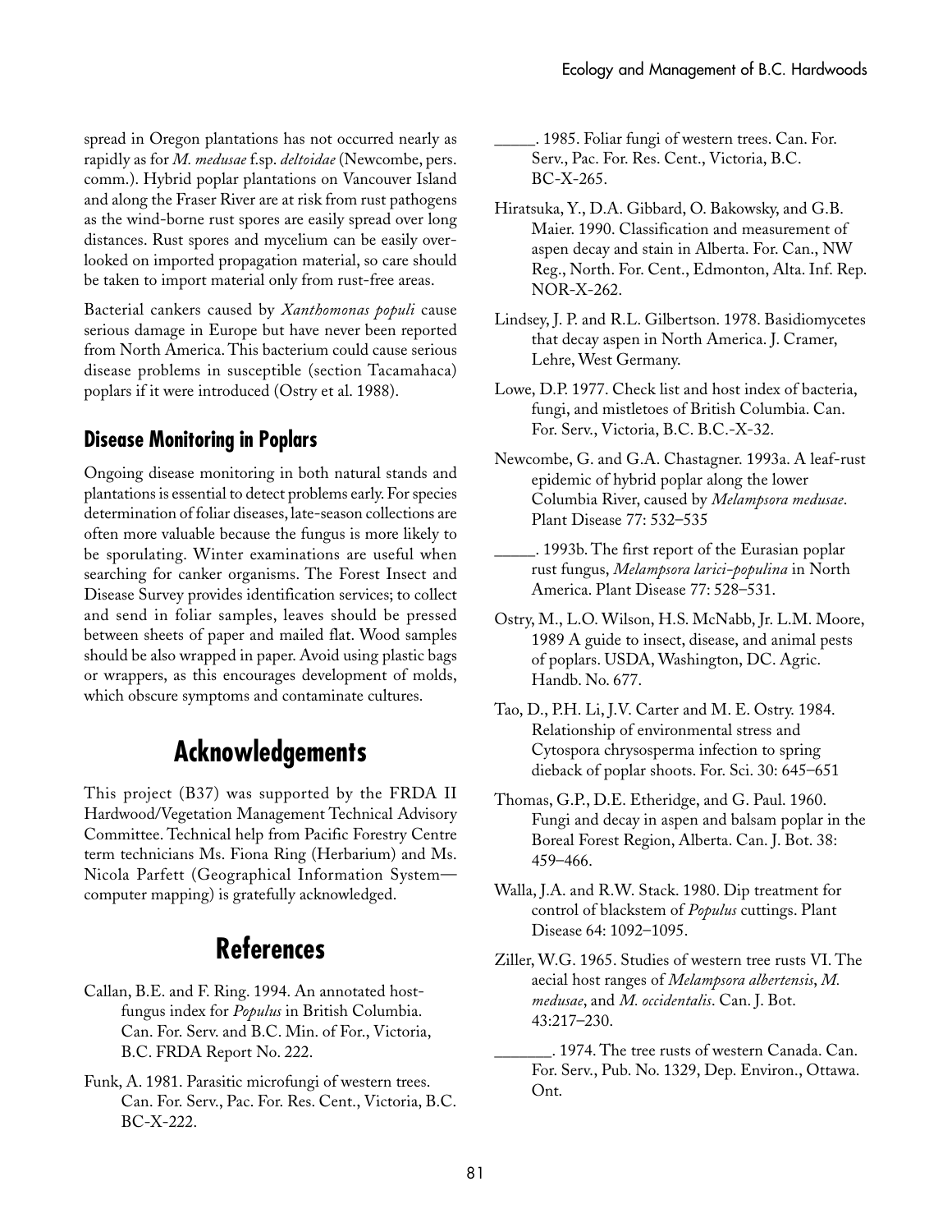spread in Oregon plantations has not occurred nearly as rapidly as for *M. medusae* f.sp. *deltoidae* (Newcombe, pers. comm.). Hybrid poplar plantations on Vancouver Island and along the Fraser River are at risk from rust pathogens as the wind-borne rust spores are easily spread over long distances. Rust spores and mycelium can be easily overlooked on imported propagation material, so care should be taken to import material only from rust-free areas.

Bacterial cankers caused by *Xanthomonas populi* cause serious damage in Europe but have never been reported from North America. This bacterium could cause serious disease problems in susceptible (section Tacamahaca) poplars if it were introduced (Ostry et al. 1988).

### Disease Monitoring in Poplars

Ongoing disease monitoring in both natural stands and plantations is essential to detect problems early. For species determination of foliar diseases, late-season collections are often more valuable because the fungus is more likely to be sporulating. Winter examinations are useful when searching for canker organisms. The Forest Insect and Disease Survey provides identification services; to collect and send in foliar samples, leaves should be pressed between sheets of paper and mailed flat. Wood samples should be also wrapped in paper. Avoid using plastic bags or wrappers, as this encourages development of molds, which obscure symptoms and contaminate cultures.

## Acknowledgements

This project (B37) was supported by the FRDA II Hardwood/Vegetation Management Technical Advisory Committee. Technical help from Pacific Forestry Centre term technicians Ms. Fiona Ring (Herbarium) and Ms. Nicola Parfett (Geographical Information System—computer mapping) is gratefully acknowledged.

## References

Callan, B.E. and F. Ring. 1994. An annotated host-fungus index for *Populus* in British Columbia. Can. For. Serv. and B.C. Min. of For., Victoria, B.C. FRDA Report No. 222.

Funk, A. 1981. Parasitic microfungi of western trees. Can. For. Serv., Pac. For. Res. Cent., Victoria, B.C. BC-X-222.

_____. 1985. Foliar fungi of western trees. Can. For. Serv., Pac. For. Res. Cent., Victoria, B.C. BC-X-265.

Hiratsuka, Y., D.A. Gibbard, O. Bakowsky, and G.B. Maier. 1990. Classification and measurement of aspen decay and stain in Alberta. For. Can., NW Reg., North. For. Cent., Edmonton, Alta. Inf. Rep. NOR-X-262.

Lindsey, J. P. and R.L. Gilbertson. 1978. Basidiomycetes that decay aspen in North America. J. Cramer, Lehre, West Germany.

Lowe, D.P. 1977. Check list and host index of bacteria, fungi, and mistletoes of British Columbia. Can. For. Serv., Victoria, B.C. B.C.-X-32.

Newcombe, G. and G.A. Chastagner. 1993a. A leaf-rust epidemic of hybrid poplar along the lower Columbia River, caused by *Melampsora medusae*. Plant Disease 77: 532–535

_____. 1993b. The first report of the Eurasian poplar rust fungus, *Melampsora larici-populina* in North America. Plant Disease 77: 528–531.

Ostry, M., L.O. Wilson, H.S. McNabb, Jr. L.M. Moore, 1989 A guide to insect, disease, and animal pests of poplars. USDA, Washington, DC. Agric. Handb. No. 677.

Tao, D., P.H. Li, J.V. Carter and M. E. Ostry. 1984. Relationship of environmental stress and Cytospora chrysosperma infection to spring dieback of poplar shoots. For. Sci. 30: 645–651

Thomas, G.P., D.E. Etheridge, and G. Paul. 1960. Fungi and decay in aspen and balsam poplar in the Boreal Forest Region, Alberta. Can. J. Bot. 38: 459–466.

Walla, J.A. and R.W. Stack. 1980. Dip treatment for control of blackstem of *Populus* cuttings. Plant Disease 64: 1092–1095.

Ziller, W.G. 1965. Studies of western tree rusts VI. The aecial host ranges of *Melampsora albertensis*, *M. medusae*, and *M. occidentalis*. Can. J. Bot. 43:217–230.

_______. 1974. The tree rusts of western Canada. Can. For. Serv., Pub. No. 1329, Dep. Environ., Ottawa. Ont.